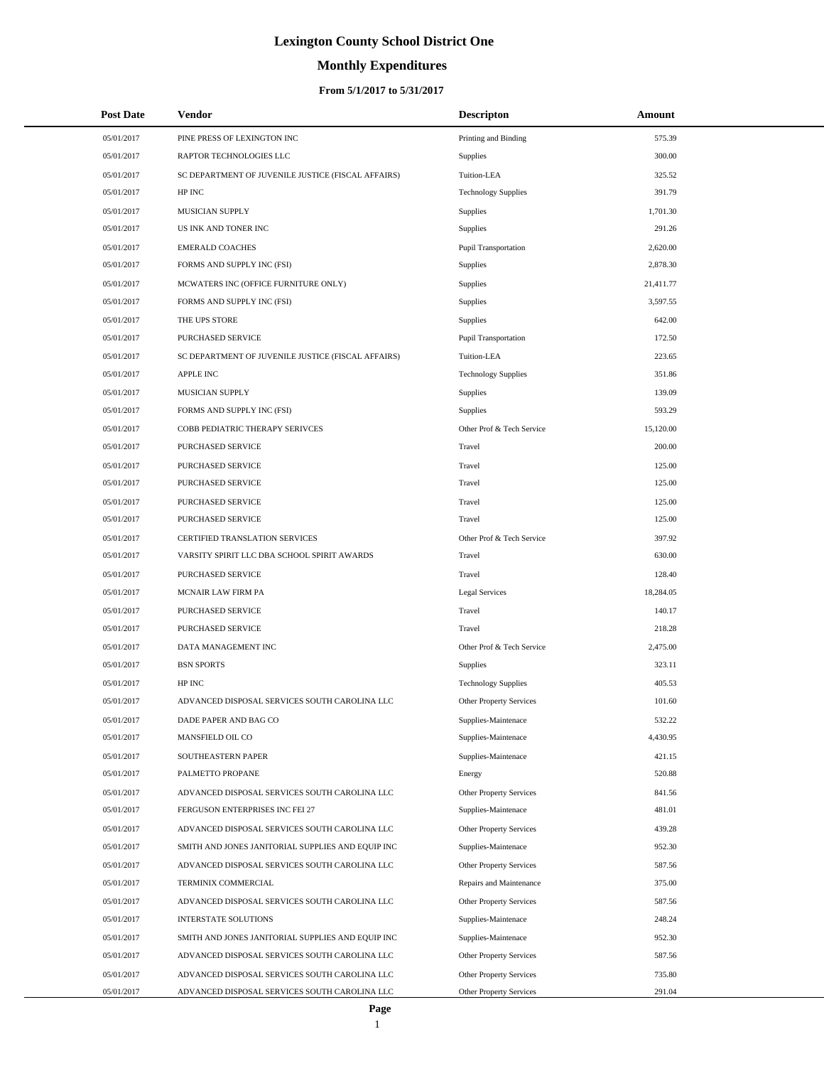# Lexington County School District One

## Monthly Expenditures

### From 5/1/2017 to 5/31/2017

| Post Date | Vendor | Descripton | Amount |
|---|---|---|---|
| 05/01/2017 | PINE PRESS OF LEXINGTON INC | Printing and Binding | 575.39 |
| 05/01/2017 | RAPTOR TECHNOLOGIES LLC | Supplies | 300.00 |
| 05/01/2017 | SC DEPARTMENT OF JUVENILE JUSTICE (FISCAL AFFAIRS) | Tuition-LEA | 325.52 |
| 05/01/2017 | HP INC | Technology Supplies | 391.79 |
| 05/01/2017 | MUSICIAN SUPPLY | Supplies | 1,701.30 |
| 05/01/2017 | US INK AND TONER INC | Supplies | 291.26 |
| 05/01/2017 | EMERALD COACHES | Pupil Transportation | 2,620.00 |
| 05/01/2017 | FORMS AND SUPPLY INC (FSI) | Supplies | 2,878.30 |
| 05/01/2017 | MCWATERS INC (OFFICE FURNITURE ONLY) | Supplies | 21,411.77 |
| 05/01/2017 | FORMS AND SUPPLY INC (FSI) | Supplies | 3,597.55 |
| 05/01/2017 | THE UPS STORE | Supplies | 642.00 |
| 05/01/2017 | PURCHASED SERVICE | Pupil Transportation | 172.50 |
| 05/01/2017 | SC DEPARTMENT OF JUVENILE JUSTICE (FISCAL AFFAIRS) | Tuition-LEA | 223.65 |
| 05/01/2017 | APPLE INC | Technology Supplies | 351.86 |
| 05/01/2017 | MUSICIAN SUPPLY | Supplies | 139.09 |
| 05/01/2017 | FORMS AND SUPPLY INC (FSI) | Supplies | 593.29 |
| 05/01/2017 | COBB PEDIATRIC THERAPY SERIVCES | Other Prof & Tech Service | 15,120.00 |
| 05/01/2017 | PURCHASED SERVICE | Travel | 200.00 |
| 05/01/2017 | PURCHASED SERVICE | Travel | 125.00 |
| 05/01/2017 | PURCHASED SERVICE | Travel | 125.00 |
| 05/01/2017 | PURCHASED SERVICE | Travel | 125.00 |
| 05/01/2017 | PURCHASED SERVICE | Travel | 125.00 |
| 05/01/2017 | CERTIFIED TRANSLATION SERVICES | Other Prof & Tech Service | 397.92 |
| 05/01/2017 | VARSITY SPIRIT LLC DBA SCHOOL SPIRIT AWARDS | Travel | 630.00 |
| 05/01/2017 | PURCHASED SERVICE | Travel | 128.40 |
| 05/01/2017 | MCNAIR LAW FIRM PA | Legal Services | 18,284.05 |
| 05/01/2017 | PURCHASED SERVICE | Travel | 140.17 |
| 05/01/2017 | PURCHASED SERVICE | Travel | 218.28 |
| 05/01/2017 | DATA MANAGEMENT INC | Other Prof & Tech Service | 2,475.00 |
| 05/01/2017 | BSN SPORTS | Supplies | 323.11 |
| 05/01/2017 | HP INC | Technology Supplies | 405.53 |
| 05/01/2017 | ADVANCED DISPOSAL SERVICES SOUTH CAROLINA LLC | Other Property Services | 101.60 |
| 05/01/2017 | DADE PAPER AND BAG CO | Supplies-Maintenace | 532.22 |
| 05/01/2017 | MANSFIELD OIL CO | Supplies-Maintenace | 4,430.95 |
| 05/01/2017 | SOUTHEASTERN PAPER | Supplies-Maintenace | 421.15 |
| 05/01/2017 | PALMETTO PROPANE | Energy | 520.88 |
| 05/01/2017 | ADVANCED DISPOSAL SERVICES SOUTH CAROLINA LLC | Other Property Services | 841.56 |
| 05/01/2017 | FERGUSON ENTERPRISES INC FEI 27 | Supplies-Maintenace | 481.01 |
| 05/01/2017 | ADVANCED DISPOSAL SERVICES SOUTH CAROLINA LLC | Other Property Services | 439.28 |
| 05/01/2017 | SMITH AND JONES JANITORIAL SUPPLIES AND EQUIP INC | Supplies-Maintenace | 952.30 |
| 05/01/2017 | ADVANCED DISPOSAL SERVICES SOUTH CAROLINA LLC | Other Property Services | 587.56 |
| 05/01/2017 | TERMINIX COMMERCIAL | Repairs and Maintenance | 375.00 |
| 05/01/2017 | ADVANCED DISPOSAL SERVICES SOUTH CAROLINA LLC | Other Property Services | 587.56 |
| 05/01/2017 | INTERSTATE SOLUTIONS | Supplies-Maintenace | 248.24 |
| 05/01/2017 | SMITH AND JONES JANITORIAL SUPPLIES AND EQUIP INC | Supplies-Maintenace | 952.30 |
| 05/01/2017 | ADVANCED DISPOSAL SERVICES SOUTH CAROLINA LLC | Other Property Services | 587.56 |
| 05/01/2017 | ADVANCED DISPOSAL SERVICES SOUTH CAROLINA LLC | Other Property Services | 735.80 |
| 05/01/2017 | ADVANCED DISPOSAL SERVICES SOUTH CAROLINA LLC | Other Property Services | 291.04 |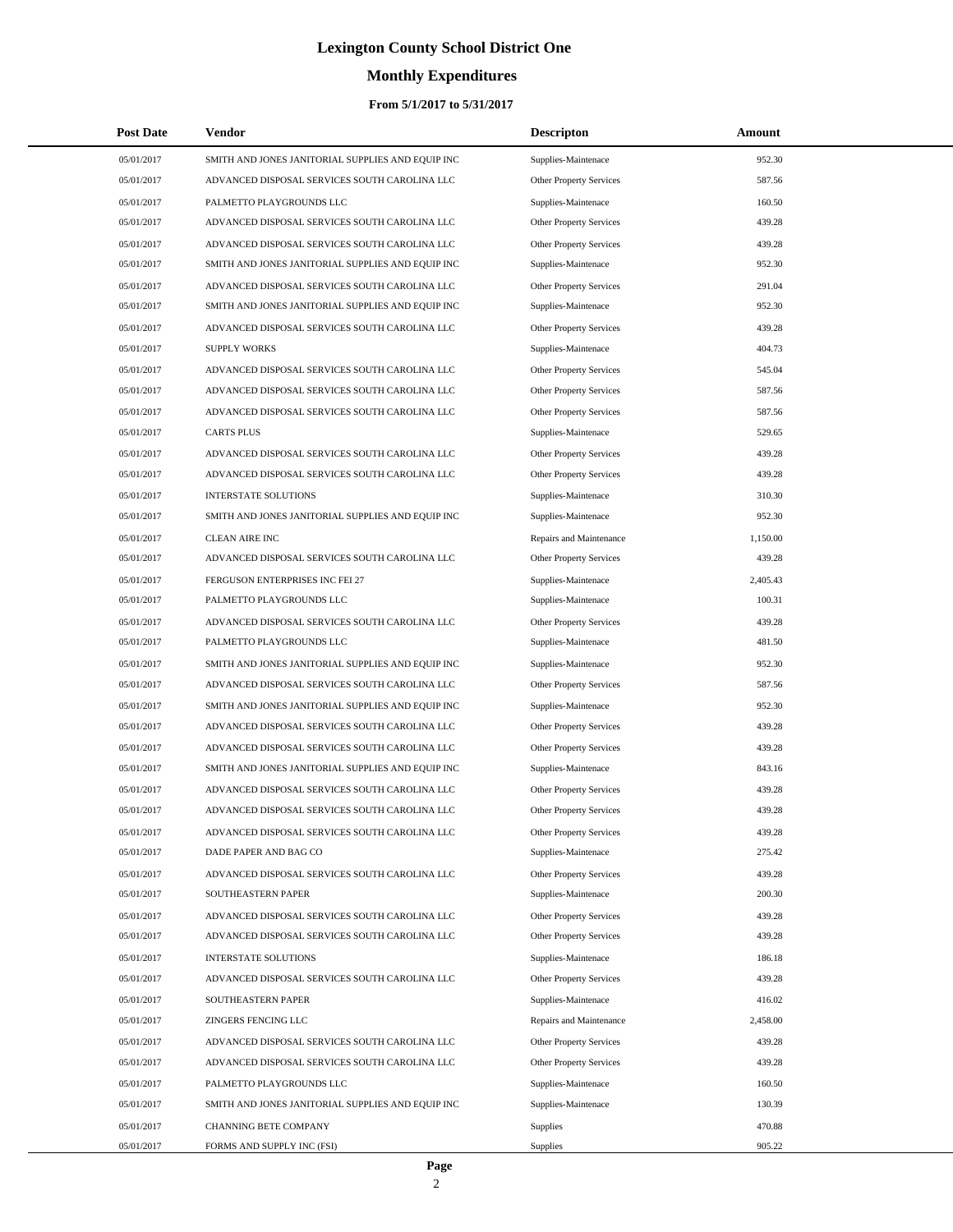# Lexington County School District One

## Monthly Expenditures

### From 5/1/2017 to 5/31/2017

| Post Date | Vendor | Descripton | Amount |
|---|---|---|---|
| 05/01/2017 | SMITH AND JONES JANITORIAL SUPPLIES AND EQUIP INC | Supplies-Maintenace | 952.30 |
| 05/01/2017 | ADVANCED DISPOSAL SERVICES SOUTH CAROLINA LLC | Other Property Services | 587.56 |
| 05/01/2017 | PALMETTO PLAYGROUNDS LLC | Supplies-Maintenace | 160.50 |
| 05/01/2017 | ADVANCED DISPOSAL SERVICES SOUTH CAROLINA LLC | Other Property Services | 439.28 |
| 05/01/2017 | ADVANCED DISPOSAL SERVICES SOUTH CAROLINA LLC | Other Property Services | 439.28 |
| 05/01/2017 | SMITH AND JONES JANITORIAL SUPPLIES AND EQUIP INC | Supplies-Maintenace | 952.30 |
| 05/01/2017 | ADVANCED DISPOSAL SERVICES SOUTH CAROLINA LLC | Other Property Services | 291.04 |
| 05/01/2017 | SMITH AND JONES JANITORIAL SUPPLIES AND EQUIP INC | Supplies-Maintenace | 952.30 |
| 05/01/2017 | ADVANCED DISPOSAL SERVICES SOUTH CAROLINA LLC | Other Property Services | 439.28 |
| 05/01/2017 | SUPPLY WORKS | Supplies-Maintenace | 404.73 |
| 05/01/2017 | ADVANCED DISPOSAL SERVICES SOUTH CAROLINA LLC | Other Property Services | 545.04 |
| 05/01/2017 | ADVANCED DISPOSAL SERVICES SOUTH CAROLINA LLC | Other Property Services | 587.56 |
| 05/01/2017 | ADVANCED DISPOSAL SERVICES SOUTH CAROLINA LLC | Other Property Services | 587.56 |
| 05/01/2017 | CARTS PLUS | Supplies-Maintenace | 529.65 |
| 05/01/2017 | ADVANCED DISPOSAL SERVICES SOUTH CAROLINA LLC | Other Property Services | 439.28 |
| 05/01/2017 | ADVANCED DISPOSAL SERVICES SOUTH CAROLINA LLC | Other Property Services | 439.28 |
| 05/01/2017 | INTERSTATE SOLUTIONS | Supplies-Maintenace | 310.30 |
| 05/01/2017 | SMITH AND JONES JANITORIAL SUPPLIES AND EQUIP INC | Supplies-Maintenace | 952.30 |
| 05/01/2017 | CLEAN AIRE INC | Repairs and Maintenance | 1,150.00 |
| 05/01/2017 | ADVANCED DISPOSAL SERVICES SOUTH CAROLINA LLC | Other Property Services | 439.28 |
| 05/01/2017 | FERGUSON ENTERPRISES INC FEI 27 | Supplies-Maintenace | 2,405.43 |
| 05/01/2017 | PALMETTO PLAYGROUNDS LLC | Supplies-Maintenace | 100.31 |
| 05/01/2017 | ADVANCED DISPOSAL SERVICES SOUTH CAROLINA LLC | Other Property Services | 439.28 |
| 05/01/2017 | PALMETTO PLAYGROUNDS LLC | Supplies-Maintenace | 481.50 |
| 05/01/2017 | SMITH AND JONES JANITORIAL SUPPLIES AND EQUIP INC | Supplies-Maintenace | 952.30 |
| 05/01/2017 | ADVANCED DISPOSAL SERVICES SOUTH CAROLINA LLC | Other Property Services | 587.56 |
| 05/01/2017 | SMITH AND JONES JANITORIAL SUPPLIES AND EQUIP INC | Supplies-Maintenace | 952.30 |
| 05/01/2017 | ADVANCED DISPOSAL SERVICES SOUTH CAROLINA LLC | Other Property Services | 439.28 |
| 05/01/2017 | ADVANCED DISPOSAL SERVICES SOUTH CAROLINA LLC | Other Property Services | 439.28 |
| 05/01/2017 | SMITH AND JONES JANITORIAL SUPPLIES AND EQUIP INC | Supplies-Maintenace | 843.16 |
| 05/01/2017 | ADVANCED DISPOSAL SERVICES SOUTH CAROLINA LLC | Other Property Services | 439.28 |
| 05/01/2017 | ADVANCED DISPOSAL SERVICES SOUTH CAROLINA LLC | Other Property Services | 439.28 |
| 05/01/2017 | ADVANCED DISPOSAL SERVICES SOUTH CAROLINA LLC | Other Property Services | 439.28 |
| 05/01/2017 | DADE PAPER AND BAG CO | Supplies-Maintenace | 275.42 |
| 05/01/2017 | ADVANCED DISPOSAL SERVICES SOUTH CAROLINA LLC | Other Property Services | 439.28 |
| 05/01/2017 | SOUTHEASTERN PAPER | Supplies-Maintenace | 200.30 |
| 05/01/2017 | ADVANCED DISPOSAL SERVICES SOUTH CAROLINA LLC | Other Property Services | 439.28 |
| 05/01/2017 | ADVANCED DISPOSAL SERVICES SOUTH CAROLINA LLC | Other Property Services | 439.28 |
| 05/01/2017 | INTERSTATE SOLUTIONS | Supplies-Maintenace | 186.18 |
| 05/01/2017 | ADVANCED DISPOSAL SERVICES SOUTH CAROLINA LLC | Other Property Services | 439.28 |
| 05/01/2017 | SOUTHEASTERN PAPER | Supplies-Maintenace | 416.02 |
| 05/01/2017 | ZINGERS FENCING LLC | Repairs and Maintenance | 2,458.00 |
| 05/01/2017 | ADVANCED DISPOSAL SERVICES SOUTH CAROLINA LLC | Other Property Services | 439.28 |
| 05/01/2017 | ADVANCED DISPOSAL SERVICES SOUTH CAROLINA LLC | Other Property Services | 439.28 |
| 05/01/2017 | PALMETTO PLAYGROUNDS LLC | Supplies-Maintenace | 160.50 |
| 05/01/2017 | SMITH AND JONES JANITORIAL SUPPLIES AND EQUIP INC | Supplies-Maintenace | 130.39 |
| 05/01/2017 | CHANNING BETE COMPANY | Supplies | 470.88 |
| 05/01/2017 | FORMS AND SUPPLY INC (FSI) | Supplies | 905.22 |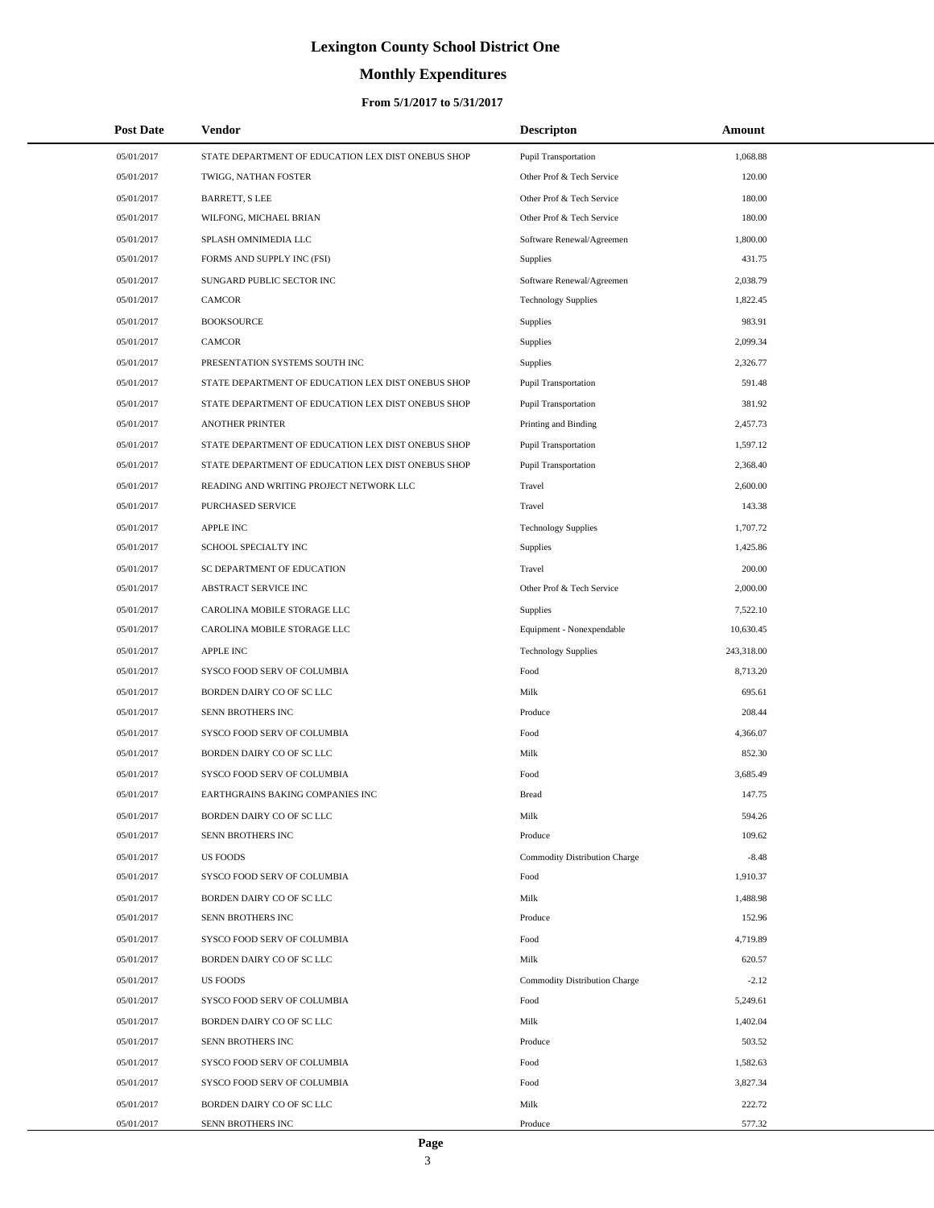# Lexington County School District One

## Monthly Expenditures

#### From 5/1/2017 to 5/31/2017

| Post Date | Vendor | Descripton | Amount |
|---|---|---|---|
| 05/01/2017 | STATE DEPARTMENT OF EDUCATION LEX DIST ONEBUS SHOP | Pupil Transportation | 1,068.88 |
| 05/01/2017 | TWIGG, NATHAN FOSTER | Other Prof & Tech Service | 120.00 |
| 05/01/2017 | BARRETT, S LEE | Other Prof & Tech Service | 180.00 |
| 05/01/2017 | WILFONG, MICHAEL BRIAN | Other Prof & Tech Service | 180.00 |
| 05/01/2017 | SPLASH OMNIMEDIA LLC | Software Renewal/Agreemen | 1,800.00 |
| 05/01/2017 | FORMS AND SUPPLY INC (FSI) | Supplies | 431.75 |
| 05/01/2017 | SUNGARD PUBLIC SECTOR INC | Software Renewal/Agreemen | 2,038.79 |
| 05/01/2017 | CAMCOR | Technology Supplies | 1,822.45 |
| 05/01/2017 | BOOKSOURCE | Supplies | 983.91 |
| 05/01/2017 | CAMCOR | Supplies | 2,099.34 |
| 05/01/2017 | PRESENTATION SYSTEMS SOUTH INC | Supplies | 2,326.77 |
| 05/01/2017 | STATE DEPARTMENT OF EDUCATION LEX DIST ONEBUS SHOP | Pupil Transportation | 591.48 |
| 05/01/2017 | STATE DEPARTMENT OF EDUCATION LEX DIST ONEBUS SHOP | Pupil Transportation | 381.92 |
| 05/01/2017 | ANOTHER PRINTER | Printing and Binding | 2,457.73 |
| 05/01/2017 | STATE DEPARTMENT OF EDUCATION LEX DIST ONEBUS SHOP | Pupil Transportation | 1,597.12 |
| 05/01/2017 | STATE DEPARTMENT OF EDUCATION LEX DIST ONEBUS SHOP | Pupil Transportation | 2,368.40 |
| 05/01/2017 | READING AND WRITING PROJECT NETWORK LLC | Travel | 2,600.00 |
| 05/01/2017 | PURCHASED SERVICE | Travel | 143.38 |
| 05/01/2017 | APPLE INC | Technology Supplies | 1,707.72 |
| 05/01/2017 | SCHOOL SPECIALTY INC | Supplies | 1,425.86 |
| 05/01/2017 | SC DEPARTMENT OF EDUCATION | Travel | 200.00 |
| 05/01/2017 | ABSTRACT SERVICE INC | Other Prof & Tech Service | 2,000.00 |
| 05/01/2017 | CAROLINA MOBILE STORAGE LLC | Supplies | 7,522.10 |
| 05/01/2017 | CAROLINA MOBILE STORAGE LLC | Equipment - Nonexpendable | 10,630.45 |
| 05/01/2017 | APPLE INC | Technology Supplies | 243,318.00 |
| 05/01/2017 | SYSCO FOOD SERV OF COLUMBIA | Food | 8,713.20 |
| 05/01/2017 | BORDEN DAIRY CO OF SC LLC | Milk | 695.61 |
| 05/01/2017 | SENN BROTHERS INC | Produce | 208.44 |
| 05/01/2017 | SYSCO FOOD SERV OF COLUMBIA | Food | 4,366.07 |
| 05/01/2017 | BORDEN DAIRY CO OF SC LLC | Milk | 852.30 |
| 05/01/2017 | SYSCO FOOD SERV OF COLUMBIA | Food | 3,685.49 |
| 05/01/2017 | EARTHGRAINS BAKING COMPANIES INC | Bread | 147.75 |
| 05/01/2017 | BORDEN DAIRY CO OF SC LLC | Milk | 594.26 |
| 05/01/2017 | SENN BROTHERS INC | Produce | 109.62 |
| 05/01/2017 | US FOODS | Commodity Distribution Charge | -8.48 |
| 05/01/2017 | SYSCO FOOD SERV OF COLUMBIA | Food | 1,910.37 |
| 05/01/2017 | BORDEN DAIRY CO OF SC LLC | Milk | 1,488.98 |
| 05/01/2017 | SENN BROTHERS INC | Produce | 152.96 |
| 05/01/2017 | SYSCO FOOD SERV OF COLUMBIA | Food | 4,719.89 |
| 05/01/2017 | BORDEN DAIRY CO OF SC LLC | Milk | 620.57 |
| 05/01/2017 | US FOODS | Commodity Distribution Charge | -2.12 |
| 05/01/2017 | SYSCO FOOD SERV OF COLUMBIA | Food | 5,249.61 |
| 05/01/2017 | BORDEN DAIRY CO OF SC LLC | Milk | 1,402.04 |
| 05/01/2017 | SENN BROTHERS INC | Produce | 503.52 |
| 05/01/2017 | SYSCO FOOD SERV OF COLUMBIA | Food | 1,582.63 |
| 05/01/2017 | SYSCO FOOD SERV OF COLUMBIA | Food | 3,827.34 |
| 05/01/2017 | BORDEN DAIRY CO OF SC LLC | Milk | 222.72 |
| 05/01/2017 | SENN BROTHERS INC | Produce | 577.32 |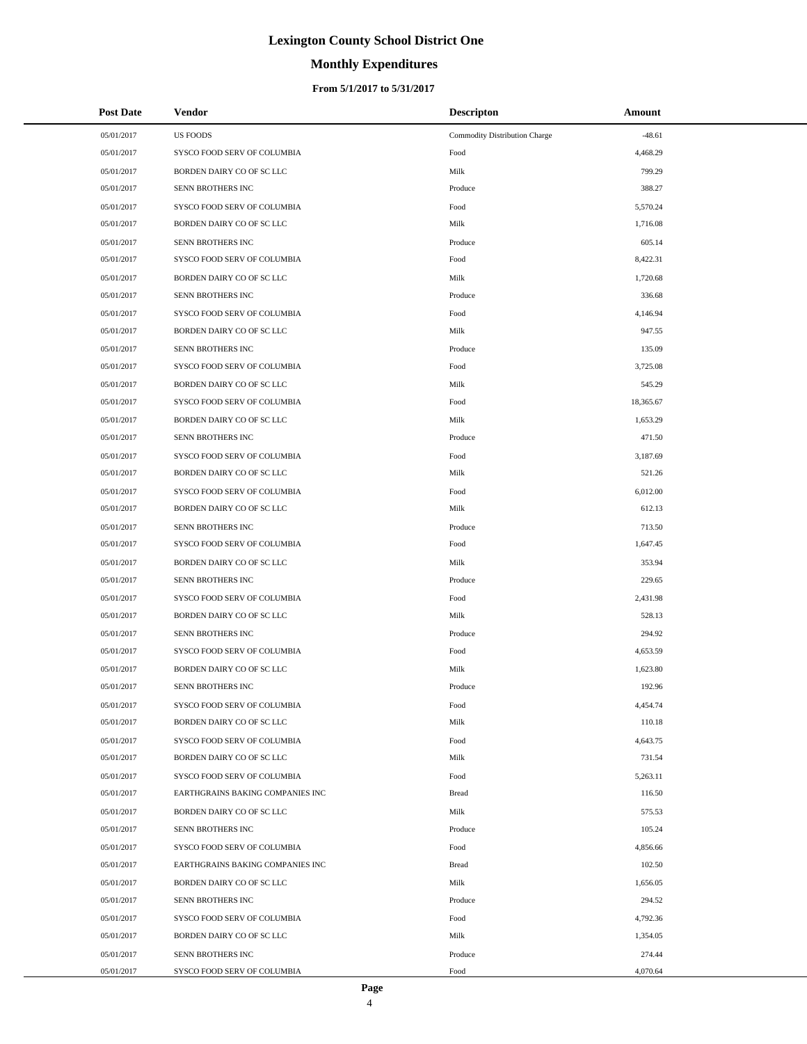# Lexington County School District One

## Monthly Expenditures

#### From 5/1/2017 to 5/31/2017

| Post Date | Vendor | Descripton | Amount |
|---|---|---|---|
| 05/01/2017 | US FOODS | Commodity Distribution Charge | -48.61 |
| 05/01/2017 | SYSCO FOOD SERV OF COLUMBIA | Food | 4,468.29 |
| 05/01/2017 | BORDEN DAIRY CO OF SC LLC | Milk | 799.29 |
| 05/01/2017 | SENN BROTHERS INC | Produce | 388.27 |
| 05/01/2017 | SYSCO FOOD SERV OF COLUMBIA | Food | 5,570.24 |
| 05/01/2017 | BORDEN DAIRY CO OF SC LLC | Milk | 1,716.08 |
| 05/01/2017 | SENN BROTHERS INC | Produce | 605.14 |
| 05/01/2017 | SYSCO FOOD SERV OF COLUMBIA | Food | 8,422.31 |
| 05/01/2017 | BORDEN DAIRY CO OF SC LLC | Milk | 1,720.68 |
| 05/01/2017 | SENN BROTHERS INC | Produce | 336.68 |
| 05/01/2017 | SYSCO FOOD SERV OF COLUMBIA | Food | 4,146.94 |
| 05/01/2017 | BORDEN DAIRY CO OF SC LLC | Milk | 947.55 |
| 05/01/2017 | SENN BROTHERS INC | Produce | 135.09 |
| 05/01/2017 | SYSCO FOOD SERV OF COLUMBIA | Food | 3,725.08 |
| 05/01/2017 | BORDEN DAIRY CO OF SC LLC | Milk | 545.29 |
| 05/01/2017 | SYSCO FOOD SERV OF COLUMBIA | Food | 18,365.67 |
| 05/01/2017 | BORDEN DAIRY CO OF SC LLC | Milk | 1,653.29 |
| 05/01/2017 | SENN BROTHERS INC | Produce | 471.50 |
| 05/01/2017 | SYSCO FOOD SERV OF COLUMBIA | Food | 3,187.69 |
| 05/01/2017 | BORDEN DAIRY CO OF SC LLC | Milk | 521.26 |
| 05/01/2017 | SYSCO FOOD SERV OF COLUMBIA | Food | 6,012.00 |
| 05/01/2017 | BORDEN DAIRY CO OF SC LLC | Milk | 612.13 |
| 05/01/2017 | SENN BROTHERS INC | Produce | 713.50 |
| 05/01/2017 | SYSCO FOOD SERV OF COLUMBIA | Food | 1,647.45 |
| 05/01/2017 | BORDEN DAIRY CO OF SC LLC | Milk | 353.94 |
| 05/01/2017 | SENN BROTHERS INC | Produce | 229.65 |
| 05/01/2017 | SYSCO FOOD SERV OF COLUMBIA | Food | 2,431.98 |
| 05/01/2017 | BORDEN DAIRY CO OF SC LLC | Milk | 528.13 |
| 05/01/2017 | SENN BROTHERS INC | Produce | 294.92 |
| 05/01/2017 | SYSCO FOOD SERV OF COLUMBIA | Food | 4,653.59 |
| 05/01/2017 | BORDEN DAIRY CO OF SC LLC | Milk | 1,623.80 |
| 05/01/2017 | SENN BROTHERS INC | Produce | 192.96 |
| 05/01/2017 | SYSCO FOOD SERV OF COLUMBIA | Food | 4,454.74 |
| 05/01/2017 | BORDEN DAIRY CO OF SC LLC | Milk | 110.18 |
| 05/01/2017 | SYSCO FOOD SERV OF COLUMBIA | Food | 4,643.75 |
| 05/01/2017 | BORDEN DAIRY CO OF SC LLC | Milk | 731.54 |
| 05/01/2017 | SYSCO FOOD SERV OF COLUMBIA | Food | 5,263.11 |
| 05/01/2017 | EARTHGRAINS BAKING COMPANIES INC | Bread | 116.50 |
| 05/01/2017 | BORDEN DAIRY CO OF SC LLC | Milk | 575.53 |
| 05/01/2017 | SENN BROTHERS INC | Produce | 105.24 |
| 05/01/2017 | SYSCO FOOD SERV OF COLUMBIA | Food | 4,856.66 |
| 05/01/2017 | EARTHGRAINS BAKING COMPANIES INC | Bread | 102.50 |
| 05/01/2017 | BORDEN DAIRY CO OF SC LLC | Milk | 1,656.05 |
| 05/01/2017 | SENN BROTHERS INC | Produce | 294.52 |
| 05/01/2017 | SYSCO FOOD SERV OF COLUMBIA | Food | 4,792.36 |
| 05/01/2017 | BORDEN DAIRY CO OF SC LLC | Milk | 1,354.05 |
| 05/01/2017 | SENN BROTHERS INC | Produce | 274.44 |
| 05/01/2017 | SYSCO FOOD SERV OF COLUMBIA | Food | 4,070.64 |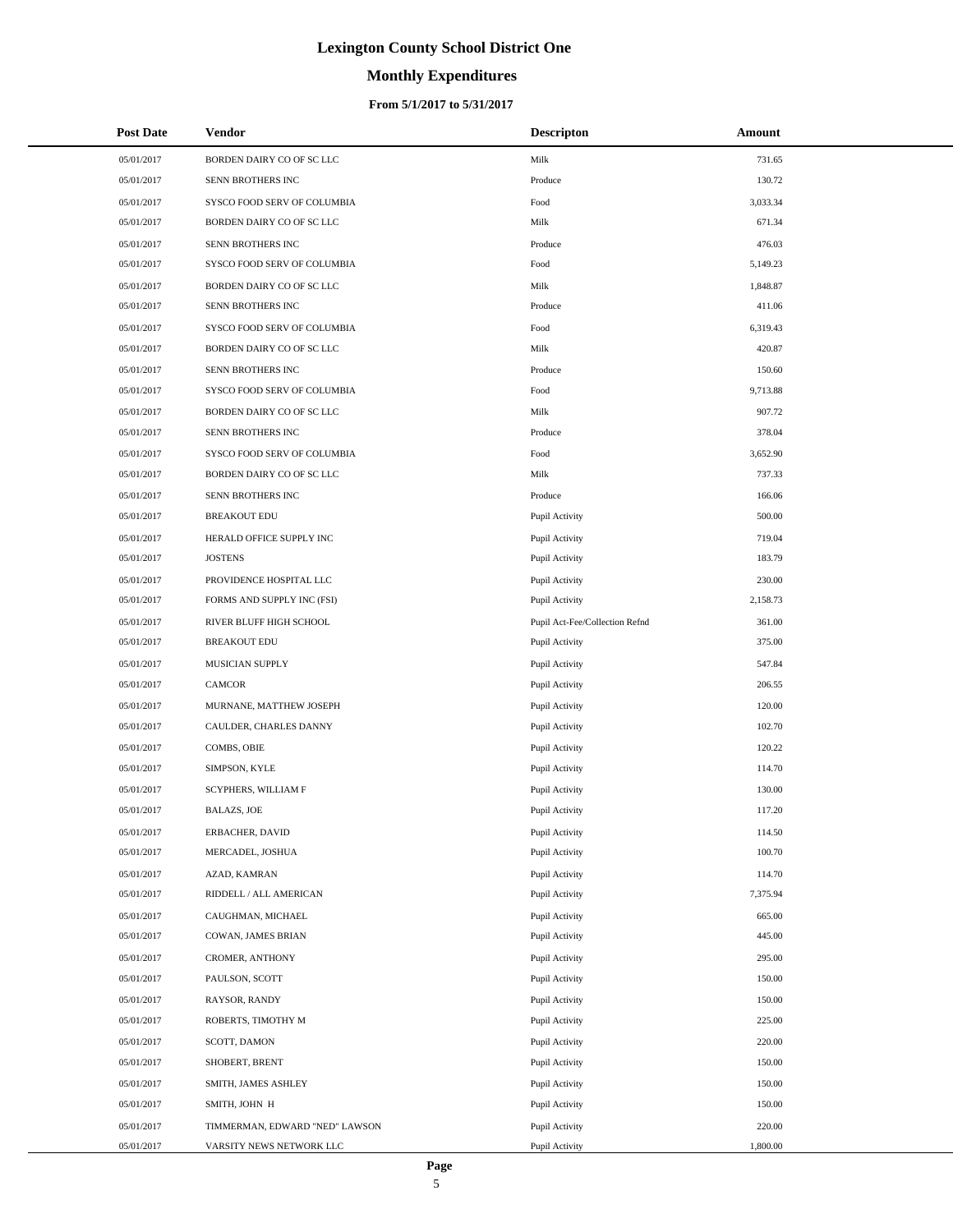# Lexington County School District One

## Monthly Expenditures

### From 5/1/2017 to 5/31/2017

| Post Date | Vendor | Descripton | Amount |
|---|---|---|---|
| 05/01/2017 | BORDEN DAIRY CO OF SC LLC | Milk | 731.65 |
| 05/01/2017 | SENN BROTHERS INC | Produce | 130.72 |
| 05/01/2017 | SYSCO FOOD SERV OF COLUMBIA | Food | 3,033.34 |
| 05/01/2017 | BORDEN DAIRY CO OF SC LLC | Milk | 671.34 |
| 05/01/2017 | SENN BROTHERS INC | Produce | 476.03 |
| 05/01/2017 | SYSCO FOOD SERV OF COLUMBIA | Food | 5,149.23 |
| 05/01/2017 | BORDEN DAIRY CO OF SC LLC | Milk | 1,848.87 |
| 05/01/2017 | SENN BROTHERS INC | Produce | 411.06 |
| 05/01/2017 | SYSCO FOOD SERV OF COLUMBIA | Food | 6,319.43 |
| 05/01/2017 | BORDEN DAIRY CO OF SC LLC | Milk | 420.87 |
| 05/01/2017 | SENN BROTHERS INC | Produce | 150.60 |
| 05/01/2017 | SYSCO FOOD SERV OF COLUMBIA | Food | 9,713.88 |
| 05/01/2017 | BORDEN DAIRY CO OF SC LLC | Milk | 907.72 |
| 05/01/2017 | SENN BROTHERS INC | Produce | 378.04 |
| 05/01/2017 | SYSCO FOOD SERV OF COLUMBIA | Food | 3,652.90 |
| 05/01/2017 | BORDEN DAIRY CO OF SC LLC | Milk | 737.33 |
| 05/01/2017 | SENN BROTHERS INC | Produce | 166.06 |
| 05/01/2017 | BREAKOUT EDU | Pupil Activity | 500.00 |
| 05/01/2017 | HERALD OFFICE SUPPLY INC | Pupil Activity | 719.04 |
| 05/01/2017 | JOSTENS | Pupil Activity | 183.79 |
| 05/01/2017 | PROVIDENCE HOSPITAL LLC | Pupil Activity | 230.00 |
| 05/01/2017 | FORMS AND SUPPLY INC (FSI) | Pupil Activity | 2,158.73 |
| 05/01/2017 | RIVER BLUFF HIGH SCHOOL | Pupil Act-Fee/Collection Refnd | 361.00 |
| 05/01/2017 | BREAKOUT EDU | Pupil Activity | 375.00 |
| 05/01/2017 | MUSICIAN SUPPLY | Pupil Activity | 547.84 |
| 05/01/2017 | CAMCOR | Pupil Activity | 206.55 |
| 05/01/2017 | MURNANE, MATTHEW JOSEPH | Pupil Activity | 120.00 |
| 05/01/2017 | CAULDER, CHARLES DANNY | Pupil Activity | 102.70 |
| 05/01/2017 | COMBS, OBIE | Pupil Activity | 120.22 |
| 05/01/2017 | SIMPSON, KYLE | Pupil Activity | 114.70 |
| 05/01/2017 | SCYPHERS, WILLIAM F | Pupil Activity | 130.00 |
| 05/01/2017 | BALAZS, JOE | Pupil Activity | 117.20 |
| 05/01/2017 | ERBACHER, DAVID | Pupil Activity | 114.50 |
| 05/01/2017 | MERCADEL, JOSHUA | Pupil Activity | 100.70 |
| 05/01/2017 | AZAD, KAMRAN | Pupil Activity | 114.70 |
| 05/01/2017 | RIDDELL / ALL AMERICAN | Pupil Activity | 7,375.94 |
| 05/01/2017 | CAUGHMAN, MICHAEL | Pupil Activity | 665.00 |
| 05/01/2017 | COWAN, JAMES BRIAN | Pupil Activity | 445.00 |
| 05/01/2017 | CROMER, ANTHONY | Pupil Activity | 295.00 |
| 05/01/2017 | PAULSON, SCOTT | Pupil Activity | 150.00 |
| 05/01/2017 | RAYSOR, RANDY | Pupil Activity | 150.00 |
| 05/01/2017 | ROBERTS, TIMOTHY M | Pupil Activity | 225.00 |
| 05/01/2017 | SCOTT, DAMON | Pupil Activity | 220.00 |
| 05/01/2017 | SHOBERT, BRENT | Pupil Activity | 150.00 |
| 05/01/2017 | SMITH, JAMES ASHLEY | Pupil Activity | 150.00 |
| 05/01/2017 | SMITH, JOHN H | Pupil Activity | 150.00 |
| 05/01/2017 | TIMMERMAN, EDWARD "NED" LAWSON | Pupil Activity | 220.00 |
| 05/01/2017 | VARSITY NEWS NETWORK LLC | Pupil Activity | 1,800.00 |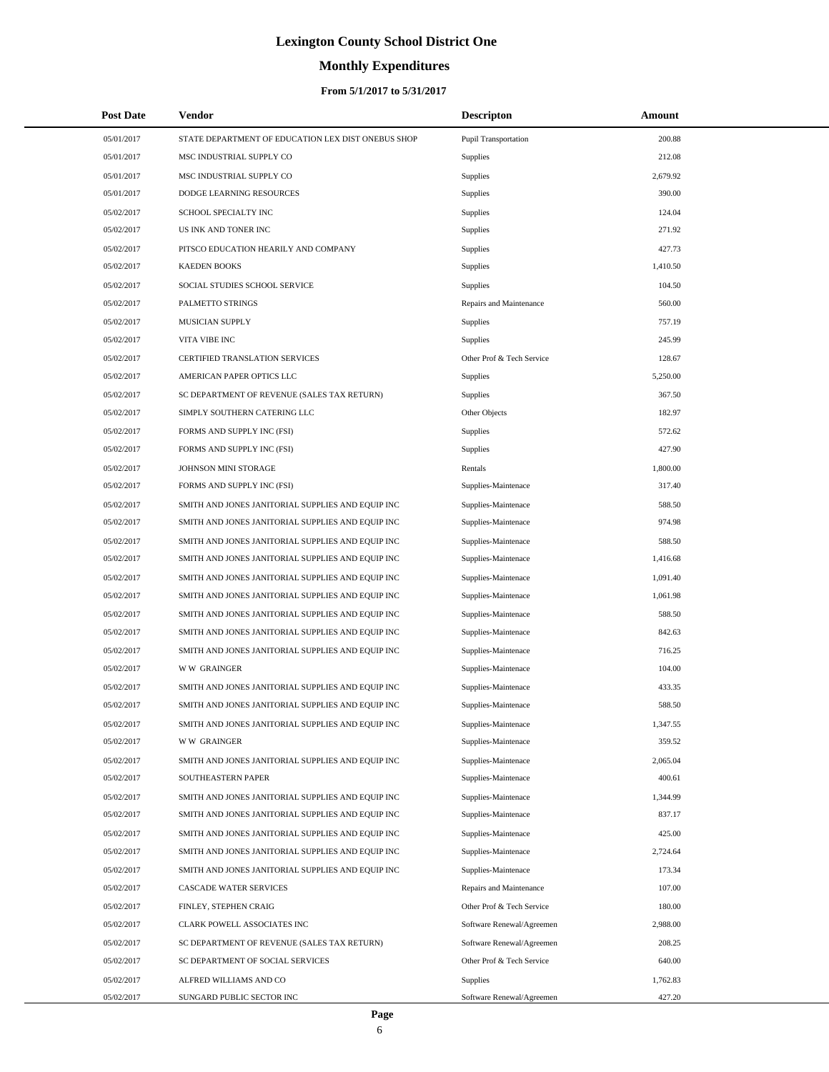# Lexington County School District One

## Monthly Expenditures

### From 5/1/2017 to 5/31/2017

| Post Date | Vendor | Descripton | Amount |
|---|---|---|---|
| 05/01/2017 | STATE DEPARTMENT OF EDUCATION LEX DIST ONEBUS SHOP | Pupil Transportation | 200.88 |
| 05/01/2017 | MSC INDUSTRIAL SUPPLY CO | Supplies | 212.08 |
| 05/01/2017 | MSC INDUSTRIAL SUPPLY CO | Supplies | 2,679.92 |
| 05/01/2017 | DODGE LEARNING RESOURCES | Supplies | 390.00 |
| 05/02/2017 | SCHOOL SPECIALTY INC | Supplies | 124.04 |
| 05/02/2017 | US INK AND TONER INC | Supplies | 271.92 |
| 05/02/2017 | PITSCO EDUCATION HEARILY AND COMPANY | Supplies | 427.73 |
| 05/02/2017 | KAEDEN BOOKS | Supplies | 1,410.50 |
| 05/02/2017 | SOCIAL STUDIES SCHOOL SERVICE | Supplies | 104.50 |
| 05/02/2017 | PALMETTO STRINGS | Repairs and Maintenance | 560.00 |
| 05/02/2017 | MUSICIAN SUPPLY | Supplies | 757.19 |
| 05/02/2017 | VITA VIBE INC | Supplies | 245.99 |
| 05/02/2017 | CERTIFIED TRANSLATION SERVICES | Other Prof & Tech Service | 128.67 |
| 05/02/2017 | AMERICAN PAPER OPTICS LLC | Supplies | 5,250.00 |
| 05/02/2017 | SC DEPARTMENT OF REVENUE (SALES TAX RETURN) | Supplies | 367.50 |
| 05/02/2017 | SIMPLY SOUTHERN CATERING LLC | Other Objects | 182.97 |
| 05/02/2017 | FORMS AND SUPPLY INC (FSI) | Supplies | 572.62 |
| 05/02/2017 | FORMS AND SUPPLY INC (FSI) | Supplies | 427.90 |
| 05/02/2017 | JOHNSON MINI STORAGE | Rentals | 1,800.00 |
| 05/02/2017 | FORMS AND SUPPLY INC (FSI) | Supplies-Maintenace | 317.40 |
| 05/02/2017 | SMITH AND JONES JANITORIAL SUPPLIES AND EQUIP INC | Supplies-Maintenace | 588.50 |
| 05/02/2017 | SMITH AND JONES JANITORIAL SUPPLIES AND EQUIP INC | Supplies-Maintenace | 974.98 |
| 05/02/2017 | SMITH AND JONES JANITORIAL SUPPLIES AND EQUIP INC | Supplies-Maintenace | 588.50 |
| 05/02/2017 | SMITH AND JONES JANITORIAL SUPPLIES AND EQUIP INC | Supplies-Maintenace | 1,416.68 |
| 05/02/2017 | SMITH AND JONES JANITORIAL SUPPLIES AND EQUIP INC | Supplies-Maintenace | 1,091.40 |
| 05/02/2017 | SMITH AND JONES JANITORIAL SUPPLIES AND EQUIP INC | Supplies-Maintenace | 1,061.98 |
| 05/02/2017 | SMITH AND JONES JANITORIAL SUPPLIES AND EQUIP INC | Supplies-Maintenace | 588.50 |
| 05/02/2017 | SMITH AND JONES JANITORIAL SUPPLIES AND EQUIP INC | Supplies-Maintenace | 842.63 |
| 05/02/2017 | SMITH AND JONES JANITORIAL SUPPLIES AND EQUIP INC | Supplies-Maintenace | 716.25 |
| 05/02/2017 | W W GRAINGER | Supplies-Maintenace | 104.00 |
| 05/02/2017 | SMITH AND JONES JANITORIAL SUPPLIES AND EQUIP INC | Supplies-Maintenace | 433.35 |
| 05/02/2017 | SMITH AND JONES JANITORIAL SUPPLIES AND EQUIP INC | Supplies-Maintenace | 588.50 |
| 05/02/2017 | SMITH AND JONES JANITORIAL SUPPLIES AND EQUIP INC | Supplies-Maintenace | 1,347.55 |
| 05/02/2017 | W W GRAINGER | Supplies-Maintenace | 359.52 |
| 05/02/2017 | SMITH AND JONES JANITORIAL SUPPLIES AND EQUIP INC | Supplies-Maintenace | 2,065.04 |
| 05/02/2017 | SOUTHEASTERN PAPER | Supplies-Maintenace | 400.61 |
| 05/02/2017 | SMITH AND JONES JANITORIAL SUPPLIES AND EQUIP INC | Supplies-Maintenace | 1,344.99 |
| 05/02/2017 | SMITH AND JONES JANITORIAL SUPPLIES AND EQUIP INC | Supplies-Maintenace | 837.17 |
| 05/02/2017 | SMITH AND JONES JANITORIAL SUPPLIES AND EQUIP INC | Supplies-Maintenace | 425.00 |
| 05/02/2017 | SMITH AND JONES JANITORIAL SUPPLIES AND EQUIP INC | Supplies-Maintenace | 2,724.64 |
| 05/02/2017 | SMITH AND JONES JANITORIAL SUPPLIES AND EQUIP INC | Supplies-Maintenace | 173.34 |
| 05/02/2017 | CASCADE WATER SERVICES | Repairs and Maintenance | 107.00 |
| 05/02/2017 | FINLEY, STEPHEN CRAIG | Other Prof & Tech Service | 180.00 |
| 05/02/2017 | CLARK POWELL ASSOCIATES INC | Software Renewal/Agreemen | 2,988.00 |
| 05/02/2017 | SC DEPARTMENT OF REVENUE (SALES TAX RETURN) | Software Renewal/Agreemen | 208.25 |
| 05/02/2017 | SC DEPARTMENT OF SOCIAL SERVICES | Other Prof & Tech Service | 640.00 |
| 05/02/2017 | ALFRED WILLIAMS AND CO | Supplies | 1,762.83 |
| 05/02/2017 | SUNGARD PUBLIC SECTOR INC | Software Renewal/Agreemen | 427.20 |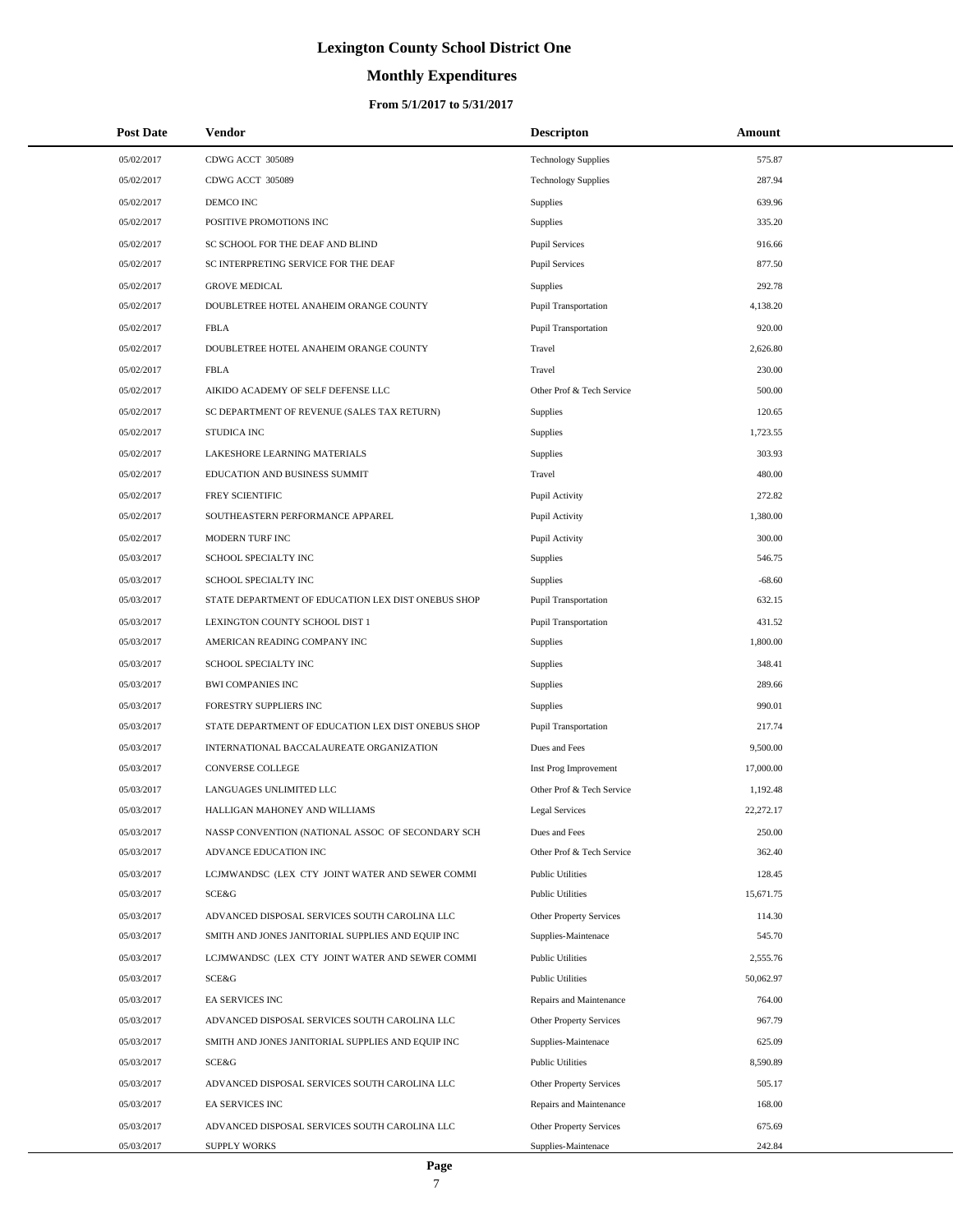# Lexington County School District One

## Monthly Expenditures

### From 5/1/2017 to 5/31/2017

| Post Date | Vendor | Descripton | Amount |
|---|---|---|---|
| 05/02/2017 | CDWG ACCT 305089 | Technology Supplies | 575.87 |
| 05/02/2017 | CDWG ACCT 305089 | Technology Supplies | 287.94 |
| 05/02/2017 | DEMCO INC | Supplies | 639.96 |
| 05/02/2017 | POSITIVE PROMOTIONS INC | Supplies | 335.20 |
| 05/02/2017 | SC SCHOOL FOR THE DEAF AND BLIND | Pupil Services | 916.66 |
| 05/02/2017 | SC INTERPRETING SERVICE FOR THE DEAF | Pupil Services | 877.50 |
| 05/02/2017 | GROVE MEDICAL | Supplies | 292.78 |
| 05/02/2017 | DOUBLETREE HOTEL ANAHEIM ORANGE COUNTY | Pupil Transportation | 4,138.20 |
| 05/02/2017 | FBLA | Pupil Transportation | 920.00 |
| 05/02/2017 | DOUBLETREE HOTEL ANAHEIM ORANGE COUNTY | Travel | 2,626.80 |
| 05/02/2017 | FBLA | Travel | 230.00 |
| 05/02/2017 | AIKIDO ACADEMY OF SELF DEFENSE LLC | Other Prof & Tech Service | 500.00 |
| 05/02/2017 | SC DEPARTMENT OF REVENUE (SALES TAX RETURN) | Supplies | 120.65 |
| 05/02/2017 | STUDICA INC | Supplies | 1,723.55 |
| 05/02/2017 | LAKESHORE LEARNING MATERIALS | Supplies | 303.93 |
| 05/02/2017 | EDUCATION AND BUSINESS SUMMIT | Travel | 480.00 |
| 05/02/2017 | FREY SCIENTIFIC | Pupil Activity | 272.82 |
| 05/02/2017 | SOUTHEASTERN PERFORMANCE APPAREL | Pupil Activity | 1,380.00 |
| 05/02/2017 | MODERN TURF INC | Pupil Activity | 300.00 |
| 05/03/2017 | SCHOOL SPECIALTY INC | Supplies | 546.75 |
| 05/03/2017 | SCHOOL SPECIALTY INC | Supplies | -68.60 |
| 05/03/2017 | STATE DEPARTMENT OF EDUCATION LEX DIST ONEBUS SHOP | Pupil Transportation | 632.15 |
| 05/03/2017 | LEXINGTON COUNTY SCHOOL DIST 1 | Pupil Transportation | 431.52 |
| 05/03/2017 | AMERICAN READING COMPANY INC | Supplies | 1,800.00 |
| 05/03/2017 | SCHOOL SPECIALTY INC | Supplies | 348.41 |
| 05/03/2017 | BWI COMPANIES INC | Supplies | 289.66 |
| 05/03/2017 | FORESTRY SUPPLIERS INC | Supplies | 990.01 |
| 05/03/2017 | STATE DEPARTMENT OF EDUCATION LEX DIST ONEBUS SHOP | Pupil Transportation | 217.74 |
| 05/03/2017 | INTERNATIONAL BACCALAUREATE ORGANIZATION | Dues and Fees | 9,500.00 |
| 05/03/2017 | CONVERSE COLLEGE | Inst Prog Improvement | 17,000.00 |
| 05/03/2017 | LANGUAGES UNLIMITED LLC | Other Prof & Tech Service | 1,192.48 |
| 05/03/2017 | HALLIGAN MAHONEY AND WILLIAMS | Legal Services | 22,272.17 |
| 05/03/2017 | NASSP CONVENTION (NATIONAL ASSOC OF SECONDARY SCH | Dues and Fees | 250.00 |
| 05/03/2017 | ADVANCE EDUCATION INC | Other Prof & Tech Service | 362.40 |
| 05/03/2017 | LCJMWANDSC (LEX CTY JOINT WATER AND SEWER COMMI | Public Utilities | 128.45 |
| 05/03/2017 | SCE&G | Public Utilities | 15,671.75 |
| 05/03/2017 | ADVANCED DISPOSAL SERVICES SOUTH CAROLINA LLC | Other Property Services | 114.30 |
| 05/03/2017 | SMITH AND JONES JANITORIAL SUPPLIES AND EQUIP INC | Supplies-Maintenace | 545.70 |
| 05/03/2017 | LCJMWANDSC (LEX CTY JOINT WATER AND SEWER COMMI | Public Utilities | 2,555.76 |
| 05/03/2017 | SCE&G | Public Utilities | 50,062.97 |
| 05/03/2017 | EA SERVICES INC | Repairs and Maintenance | 764.00 |
| 05/03/2017 | ADVANCED DISPOSAL SERVICES SOUTH CAROLINA LLC | Other Property Services | 967.79 |
| 05/03/2017 | SMITH AND JONES JANITORIAL SUPPLIES AND EQUIP INC | Supplies-Maintenace | 625.09 |
| 05/03/2017 | SCE&G | Public Utilities | 8,590.89 |
| 05/03/2017 | ADVANCED DISPOSAL SERVICES SOUTH CAROLINA LLC | Other Property Services | 505.17 |
| 05/03/2017 | EA SERVICES INC | Repairs and Maintenance | 168.00 |
| 05/03/2017 | ADVANCED DISPOSAL SERVICES SOUTH CAROLINA LLC | Other Property Services | 675.69 |
| 05/03/2017 | SUPPLY WORKS | Supplies-Maintenace | 242.84 |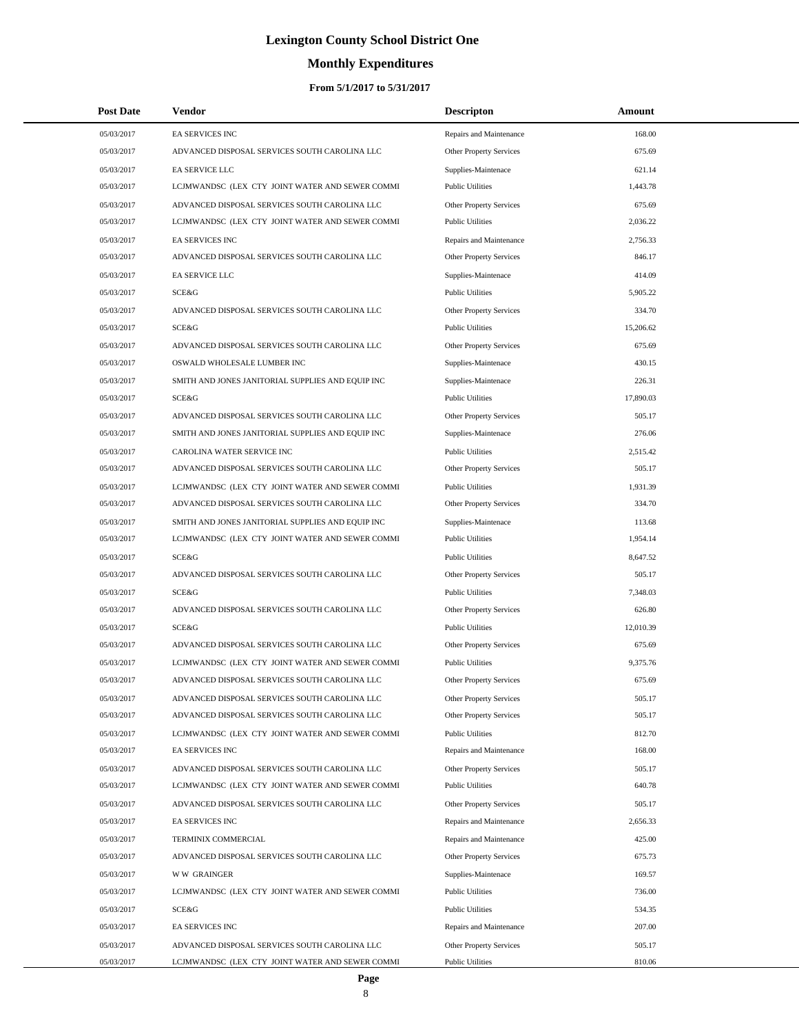# Lexington County School District One

## Monthly Expenditures

### From 5/1/2017 to 5/31/2017

| Post Date | Vendor | Descripton | Amount |
|---|---|---|---|
| 05/03/2017 | EA SERVICES INC | Repairs and Maintenance | 168.00 |
| 05/03/2017 | ADVANCED DISPOSAL SERVICES SOUTH CAROLINA LLC | Other Property Services | 675.69 |
| 05/03/2017 | EA SERVICE LLC | Supplies-Maintenace | 621.14 |
| 05/03/2017 | LCJMWANDSC (LEX CTY JOINT WATER AND SEWER COMMI | Public Utilities | 1,443.78 |
| 05/03/2017 | ADVANCED DISPOSAL SERVICES SOUTH CAROLINA LLC | Other Property Services | 675.69 |
| 05/03/2017 | LCJMWANDSC (LEX CTY JOINT WATER AND SEWER COMMI | Public Utilities | 2,036.22 |
| 05/03/2017 | EA SERVICES INC | Repairs and Maintenance | 2,756.33 |
| 05/03/2017 | ADVANCED DISPOSAL SERVICES SOUTH CAROLINA LLC | Other Property Services | 846.17 |
| 05/03/2017 | EA SERVICE LLC | Supplies-Maintenace | 414.09 |
| 05/03/2017 | SCE&G | Public Utilities | 5,905.22 |
| 05/03/2017 | ADVANCED DISPOSAL SERVICES SOUTH CAROLINA LLC | Other Property Services | 334.70 |
| 05/03/2017 | SCE&G | Public Utilities | 15,206.62 |
| 05/03/2017 | ADVANCED DISPOSAL SERVICES SOUTH CAROLINA LLC | Other Property Services | 675.69 |
| 05/03/2017 | OSWALD WHOLESALE LUMBER INC | Supplies-Maintenace | 430.15 |
| 05/03/2017 | SMITH AND JONES JANITORIAL SUPPLIES AND EQUIP INC | Supplies-Maintenace | 226.31 |
| 05/03/2017 | SCE&G | Public Utilities | 17,890.03 |
| 05/03/2017 | ADVANCED DISPOSAL SERVICES SOUTH CAROLINA LLC | Other Property Services | 505.17 |
| 05/03/2017 | SMITH AND JONES JANITORIAL SUPPLIES AND EQUIP INC | Supplies-Maintenace | 276.06 |
| 05/03/2017 | CAROLINA WATER SERVICE INC | Public Utilities | 2,515.42 |
| 05/03/2017 | ADVANCED DISPOSAL SERVICES SOUTH CAROLINA LLC | Other Property Services | 505.17 |
| 05/03/2017 | LCJMWANDSC (LEX CTY JOINT WATER AND SEWER COMMI | Public Utilities | 1,931.39 |
| 05/03/2017 | ADVANCED DISPOSAL SERVICES SOUTH CAROLINA LLC | Other Property Services | 334.70 |
| 05/03/2017 | SMITH AND JONES JANITORIAL SUPPLIES AND EQUIP INC | Supplies-Maintenace | 113.68 |
| 05/03/2017 | LCJMWANDSC (LEX CTY JOINT WATER AND SEWER COMMI | Public Utilities | 1,954.14 |
| 05/03/2017 | SCE&G | Public Utilities | 8,647.52 |
| 05/03/2017 | ADVANCED DISPOSAL SERVICES SOUTH CAROLINA LLC | Other Property Services | 505.17 |
| 05/03/2017 | SCE&G | Public Utilities | 7,348.03 |
| 05/03/2017 | ADVANCED DISPOSAL SERVICES SOUTH CAROLINA LLC | Other Property Services | 626.80 |
| 05/03/2017 | SCE&G | Public Utilities | 12,010.39 |
| 05/03/2017 | ADVANCED DISPOSAL SERVICES SOUTH CAROLINA LLC | Other Property Services | 675.69 |
| 05/03/2017 | LCJMWANDSC (LEX CTY JOINT WATER AND SEWER COMMI | Public Utilities | 9,375.76 |
| 05/03/2017 | ADVANCED DISPOSAL SERVICES SOUTH CAROLINA LLC | Other Property Services | 675.69 |
| 05/03/2017 | ADVANCED DISPOSAL SERVICES SOUTH CAROLINA LLC | Other Property Services | 505.17 |
| 05/03/2017 | ADVANCED DISPOSAL SERVICES SOUTH CAROLINA LLC | Other Property Services | 505.17 |
| 05/03/2017 | LCJMWANDSC (LEX CTY JOINT WATER AND SEWER COMMI | Public Utilities | 812.70 |
| 05/03/2017 | EA SERVICES INC | Repairs and Maintenance | 168.00 |
| 05/03/2017 | ADVANCED DISPOSAL SERVICES SOUTH CAROLINA LLC | Other Property Services | 505.17 |
| 05/03/2017 | LCJMWANDSC (LEX CTY JOINT WATER AND SEWER COMMI | Public Utilities | 640.78 |
| 05/03/2017 | ADVANCED DISPOSAL SERVICES SOUTH CAROLINA LLC | Other Property Services | 505.17 |
| 05/03/2017 | EA SERVICES INC | Repairs and Maintenance | 2,656.33 |
| 05/03/2017 | TERMINIX COMMERCIAL | Repairs and Maintenance | 425.00 |
| 05/03/2017 | ADVANCED DISPOSAL SERVICES SOUTH CAROLINA LLC | Other Property Services | 675.73 |
| 05/03/2017 | W W GRAINGER | Supplies-Maintenace | 169.57 |
| 05/03/2017 | LCJMWANDSC (LEX CTY JOINT WATER AND SEWER COMMI | Public Utilities | 736.00 |
| 05/03/2017 | SCE&G | Public Utilities | 534.35 |
| 05/03/2017 | EA SERVICES INC | Repairs and Maintenance | 207.00 |
| 05/03/2017 | ADVANCED DISPOSAL SERVICES SOUTH CAROLINA LLC | Other Property Services | 505.17 |
| 05/03/2017 | LCJMWANDSC (LEX CTY JOINT WATER AND SEWER COMMI | Public Utilities | 810.06 |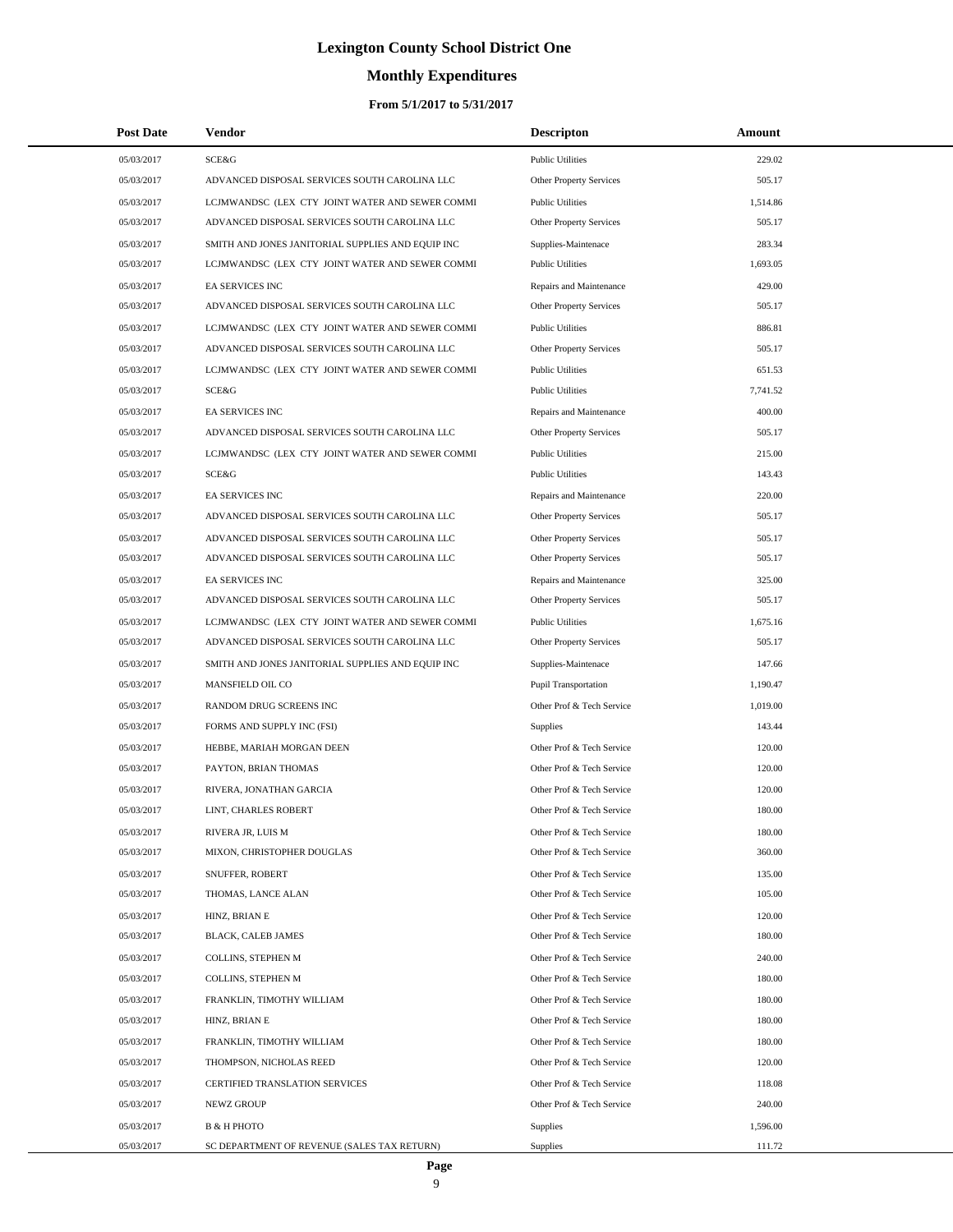# Lexington County School District One

## Monthly Expenditures

### From 5/1/2017 to 5/31/2017

| Post Date | Vendor | Descripton | Amount |
|---|---|---|---|
| 05/03/2017 | SCE&G | Public Utilities | 229.02 |
| 05/03/2017 | ADVANCED DISPOSAL SERVICES SOUTH CAROLINA LLC | Other Property Services | 505.17 |
| 05/03/2017 | LCJMWANDSC (LEX CTY JOINT WATER AND SEWER COMMI | Public Utilities | 1,514.86 |
| 05/03/2017 | ADVANCED DISPOSAL SERVICES SOUTH CAROLINA LLC | Other Property Services | 505.17 |
| 05/03/2017 | SMITH AND JONES JANITORIAL SUPPLIES AND EQUIP INC | Supplies-Maintenace | 283.34 |
| 05/03/2017 | LCJMWANDSC (LEX CTY JOINT WATER AND SEWER COMMI | Public Utilities | 1,693.05 |
| 05/03/2017 | EA SERVICES INC | Repairs and Maintenance | 429.00 |
| 05/03/2017 | ADVANCED DISPOSAL SERVICES SOUTH CAROLINA LLC | Other Property Services | 505.17 |
| 05/03/2017 | LCJMWANDSC (LEX CTY JOINT WATER AND SEWER COMMI | Public Utilities | 886.81 |
| 05/03/2017 | ADVANCED DISPOSAL SERVICES SOUTH CAROLINA LLC | Other Property Services | 505.17 |
| 05/03/2017 | LCJMWANDSC (LEX CTY JOINT WATER AND SEWER COMMI | Public Utilities | 651.53 |
| 05/03/2017 | SCE&G | Public Utilities | 7,741.52 |
| 05/03/2017 | EA SERVICES INC | Repairs and Maintenance | 400.00 |
| 05/03/2017 | ADVANCED DISPOSAL SERVICES SOUTH CAROLINA LLC | Other Property Services | 505.17 |
| 05/03/2017 | LCJMWANDSC (LEX CTY JOINT WATER AND SEWER COMMI | Public Utilities | 215.00 |
| 05/03/2017 | SCE&G | Public Utilities | 143.43 |
| 05/03/2017 | EA SERVICES INC | Repairs and Maintenance | 220.00 |
| 05/03/2017 | ADVANCED DISPOSAL SERVICES SOUTH CAROLINA LLC | Other Property Services | 505.17 |
| 05/03/2017 | ADVANCED DISPOSAL SERVICES SOUTH CAROLINA LLC | Other Property Services | 505.17 |
| 05/03/2017 | ADVANCED DISPOSAL SERVICES SOUTH CAROLINA LLC | Other Property Services | 505.17 |
| 05/03/2017 | EA SERVICES INC | Repairs and Maintenance | 325.00 |
| 05/03/2017 | ADVANCED DISPOSAL SERVICES SOUTH CAROLINA LLC | Other Property Services | 505.17 |
| 05/03/2017 | LCJMWANDSC (LEX CTY JOINT WATER AND SEWER COMMI | Public Utilities | 1,675.16 |
| 05/03/2017 | ADVANCED DISPOSAL SERVICES SOUTH CAROLINA LLC | Other Property Services | 505.17 |
| 05/03/2017 | SMITH AND JONES JANITORIAL SUPPLIES AND EQUIP INC | Supplies-Maintenace | 147.66 |
| 05/03/2017 | MANSFIELD OIL CO | Pupil Transportation | 1,190.47 |
| 05/03/2017 | RANDOM DRUG SCREENS INC | Other Prof & Tech Service | 1,019.00 |
| 05/03/2017 | FORMS AND SUPPLY INC (FSI) | Supplies | 143.44 |
| 05/03/2017 | HEBBE, MARIAH MORGAN DEEN | Other Prof & Tech Service | 120.00 |
| 05/03/2017 | PAYTON, BRIAN THOMAS | Other Prof & Tech Service | 120.00 |
| 05/03/2017 | RIVERA, JONATHAN GARCIA | Other Prof & Tech Service | 120.00 |
| 05/03/2017 | LINT, CHARLES ROBERT | Other Prof & Tech Service | 180.00 |
| 05/03/2017 | RIVERA JR, LUIS M | Other Prof & Tech Service | 180.00 |
| 05/03/2017 | MIXON, CHRISTOPHER DOUGLAS | Other Prof & Tech Service | 360.00 |
| 05/03/2017 | SNUFFER, ROBERT | Other Prof & Tech Service | 135.00 |
| 05/03/2017 | THOMAS, LANCE ALAN | Other Prof & Tech Service | 105.00 |
| 05/03/2017 | HINZ, BRIAN E | Other Prof & Tech Service | 120.00 |
| 05/03/2017 | BLACK, CALEB JAMES | Other Prof & Tech Service | 180.00 |
| 05/03/2017 | COLLINS, STEPHEN M | Other Prof & Tech Service | 240.00 |
| 05/03/2017 | COLLINS, STEPHEN M | Other Prof & Tech Service | 180.00 |
| 05/03/2017 | FRANKLIN, TIMOTHY WILLIAM | Other Prof & Tech Service | 180.00 |
| 05/03/2017 | HINZ, BRIAN E | Other Prof & Tech Service | 180.00 |
| 05/03/2017 | FRANKLIN, TIMOTHY WILLIAM | Other Prof & Tech Service | 180.00 |
| 05/03/2017 | THOMPSON, NICHOLAS REED | Other Prof & Tech Service | 120.00 |
| 05/03/2017 | CERTIFIED TRANSLATION SERVICES | Other Prof & Tech Service | 118.08 |
| 05/03/2017 | NEWZ GROUP | Other Prof & Tech Service | 240.00 |
| 05/03/2017 | B & H PHOTO | Supplies | 1,596.00 |
| 05/03/2017 | SC DEPARTMENT OF REVENUE (SALES TAX RETURN) | Supplies | 111.72 |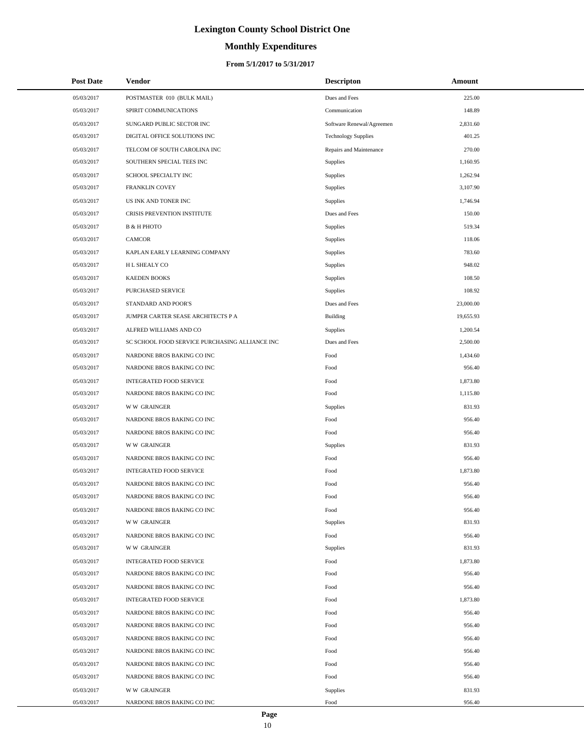# Lexington County School District One

## Monthly Expenditures

### From 5/1/2017 to 5/31/2017

| Post Date | Vendor | Descripton | Amount |
| --- | --- | --- | --- |
| 05/03/2017 | POSTMASTER 010 (BULK MAIL) | Dues and Fees | 225.00 |
| 05/03/2017 | SPIRIT COMMUNICATIONS | Communication | 148.89 |
| 05/03/2017 | SUNGARD PUBLIC SECTOR INC | Software Renewal/Agreemen | 2,831.60 |
| 05/03/2017 | DIGITAL OFFICE SOLUTIONS INC | Technology Supplies | 401.25 |
| 05/03/2017 | TELCOM OF SOUTH CAROLINA INC | Repairs and Maintenance | 270.00 |
| 05/03/2017 | SOUTHERN SPECIAL TEES INC | Supplies | 1,160.95 |
| 05/03/2017 | SCHOOL SPECIALTY INC | Supplies | 1,262.94 |
| 05/03/2017 | FRANKLIN COVEY | Supplies | 3,107.90 |
| 05/03/2017 | US INK AND TONER INC | Supplies | 1,746.94 |
| 05/03/2017 | CRISIS PREVENTION INSTITUTE | Dues and Fees | 150.00 |
| 05/03/2017 | B & H PHOTO | Supplies | 519.34 |
| 05/03/2017 | CAMCOR | Supplies | 118.06 |
| 05/03/2017 | KAPLAN EARLY LEARNING COMPANY | Supplies | 783.60 |
| 05/03/2017 | H L SHEALY CO | Supplies | 948.02 |
| 05/03/2017 | KAEDEN BOOKS | Supplies | 108.50 |
| 05/03/2017 | PURCHASED SERVICE | Supplies | 108.92 |
| 05/03/2017 | STANDARD AND POOR'S | Dues and Fees | 23,000.00 |
| 05/03/2017 | JUMPER CARTER SEASE ARCHITECTS P A | Building | 19,655.93 |
| 05/03/2017 | ALFRED WILLIAMS AND CO | Supplies | 1,200.54 |
| 05/03/2017 | SC SCHOOL FOOD SERVICE PURCHASING ALLIANCE INC | Dues and Fees | 2,500.00 |
| 05/03/2017 | NARDONE BROS BAKING CO INC | Food | 1,434.60 |
| 05/03/2017 | NARDONE BROS BAKING CO INC | Food | 956.40 |
| 05/03/2017 | INTEGRATED FOOD SERVICE | Food | 1,873.80 |
| 05/03/2017 | NARDONE BROS BAKING CO INC | Food | 1,115.80 |
| 05/03/2017 | W W GRAINGER | Supplies | 831.93 |
| 05/03/2017 | NARDONE BROS BAKING CO INC | Food | 956.40 |
| 05/03/2017 | NARDONE BROS BAKING CO INC | Food | 956.40 |
| 05/03/2017 | W W GRAINGER | Supplies | 831.93 |
| 05/03/2017 | NARDONE BROS BAKING CO INC | Food | 956.40 |
| 05/03/2017 | INTEGRATED FOOD SERVICE | Food | 1,873.80 |
| 05/03/2017 | NARDONE BROS BAKING CO INC | Food | 956.40 |
| 05/03/2017 | NARDONE BROS BAKING CO INC | Food | 956.40 |
| 05/03/2017 | NARDONE BROS BAKING CO INC | Food | 956.40 |
| 05/03/2017 | W W GRAINGER | Supplies | 831.93 |
| 05/03/2017 | NARDONE BROS BAKING CO INC | Food | 956.40 |
| 05/03/2017 | W W GRAINGER | Supplies | 831.93 |
| 05/03/2017 | INTEGRATED FOOD SERVICE | Food | 1,873.80 |
| 05/03/2017 | NARDONE BROS BAKING CO INC | Food | 956.40 |
| 05/03/2017 | NARDONE BROS BAKING CO INC | Food | 956.40 |
| 05/03/2017 | INTEGRATED FOOD SERVICE | Food | 1,873.80 |
| 05/03/2017 | NARDONE BROS BAKING CO INC | Food | 956.40 |
| 05/03/2017 | NARDONE BROS BAKING CO INC | Food | 956.40 |
| 05/03/2017 | NARDONE BROS BAKING CO INC | Food | 956.40 |
| 05/03/2017 | NARDONE BROS BAKING CO INC | Food | 956.40 |
| 05/03/2017 | NARDONE BROS BAKING CO INC | Food | 956.40 |
| 05/03/2017 | NARDONE BROS BAKING CO INC | Food | 956.40 |
| 05/03/2017 | W W GRAINGER | Supplies | 831.93 |
| 05/03/2017 | NARDONE BROS BAKING CO INC | Food | 956.40 |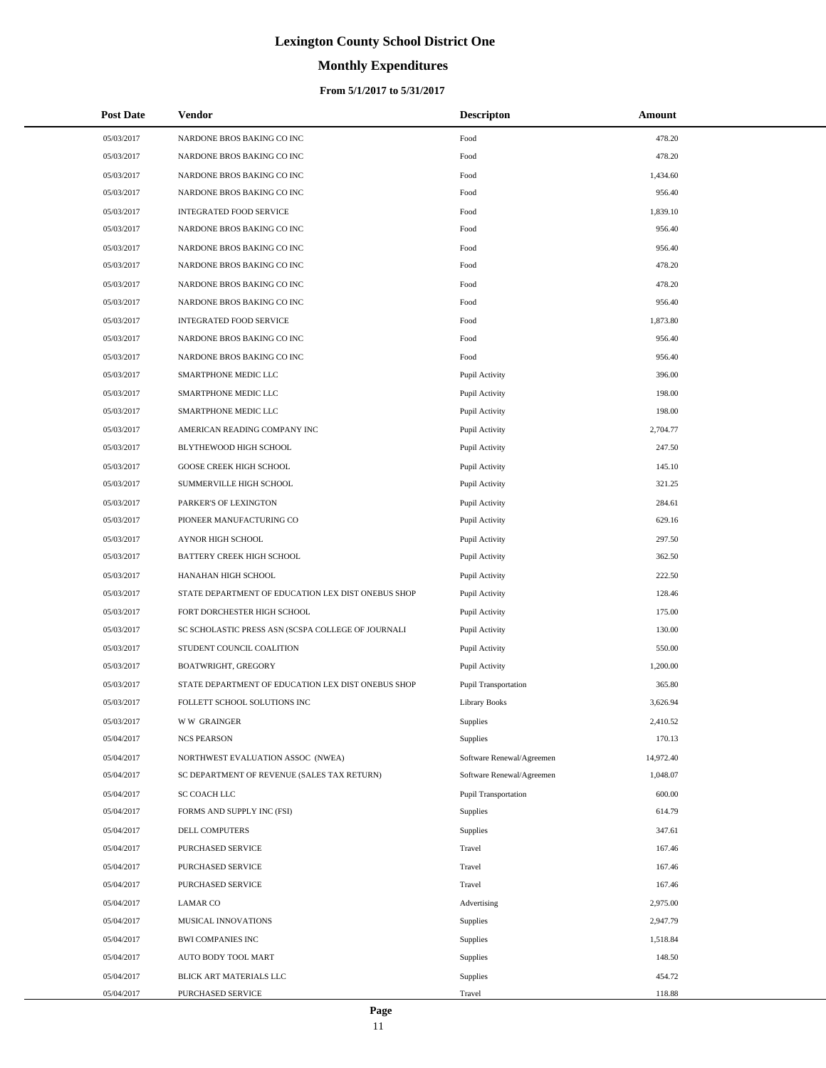# Lexington County School District One

## Monthly Expenditures

### From 5/1/2017 to 5/31/2017

| Post Date | Vendor | Descripton | Amount |
|---|---|---|---|
| 05/03/2017 | NARDONE BROS BAKING CO INC | Food | 478.20 |
| 05/03/2017 | NARDONE BROS BAKING CO INC | Food | 478.20 |
| 05/03/2017 | NARDONE BROS BAKING CO INC | Food | 1,434.60 |
| 05/03/2017 | NARDONE BROS BAKING CO INC | Food | 956.40 |
| 05/03/2017 | INTEGRATED FOOD SERVICE | Food | 1,839.10 |
| 05/03/2017 | NARDONE BROS BAKING CO INC | Food | 956.40 |
| 05/03/2017 | NARDONE BROS BAKING CO INC | Food | 956.40 |
| 05/03/2017 | NARDONE BROS BAKING CO INC | Food | 478.20 |
| 05/03/2017 | NARDONE BROS BAKING CO INC | Food | 478.20 |
| 05/03/2017 | NARDONE BROS BAKING CO INC | Food | 956.40 |
| 05/03/2017 | INTEGRATED FOOD SERVICE | Food | 1,873.80 |
| 05/03/2017 | NARDONE BROS BAKING CO INC | Food | 956.40 |
| 05/03/2017 | NARDONE BROS BAKING CO INC | Food | 956.40 |
| 05/03/2017 | SMARTPHONE MEDIC LLC | Pupil Activity | 396.00 |
| 05/03/2017 | SMARTPHONE MEDIC LLC | Pupil Activity | 198.00 |
| 05/03/2017 | SMARTPHONE MEDIC LLC | Pupil Activity | 198.00 |
| 05/03/2017 | AMERICAN READING COMPANY INC | Pupil Activity | 2,704.77 |
| 05/03/2017 | BLYTHEWOOD HIGH SCHOOL | Pupil Activity | 247.50 |
| 05/03/2017 | GOOSE CREEK HIGH SCHOOL | Pupil Activity | 145.10 |
| 05/03/2017 | SUMMERVILLE HIGH SCHOOL | Pupil Activity | 321.25 |
| 05/03/2017 | PARKER'S OF LEXINGTON | Pupil Activity | 284.61 |
| 05/03/2017 | PIONEER MANUFACTURING CO | Pupil Activity | 629.16 |
| 05/03/2017 | AYNOR HIGH SCHOOL | Pupil Activity | 297.50 |
| 05/03/2017 | BATTERY CREEK HIGH SCHOOL | Pupil Activity | 362.50 |
| 05/03/2017 | HANAHAN HIGH SCHOOL | Pupil Activity | 222.50 |
| 05/03/2017 | STATE DEPARTMENT OF EDUCATION LEX DIST ONEBUS SHOP | Pupil Activity | 128.46 |
| 05/03/2017 | FORT DORCHESTER HIGH SCHOOL | Pupil Activity | 175.00 |
| 05/03/2017 | SC SCHOLASTIC PRESS ASN (SCSPA COLLEGE OF JOURNALI | Pupil Activity | 130.00 |
| 05/03/2017 | STUDENT COUNCIL COALITION | Pupil Activity | 550.00 |
| 05/03/2017 | BOATWRIGHT, GREGORY | Pupil Activity | 1,200.00 |
| 05/03/2017 | STATE DEPARTMENT OF EDUCATION LEX DIST ONEBUS SHOP | Pupil Transportation | 365.80 |
| 05/03/2017 | FOLLETT SCHOOL SOLUTIONS INC | Library Books | 3,626.94 |
| 05/03/2017 | W W GRAINGER | Supplies | 2,410.52 |
| 05/04/2017 | NCS PEARSON | Supplies | 170.13 |
| 05/04/2017 | NORTHWEST EVALUATION ASSOC (NWEA) | Software Renewal/Agreemen | 14,972.40 |
| 05/04/2017 | SC DEPARTMENT OF REVENUE (SALES TAX RETURN) | Software Renewal/Agreemen | 1,048.07 |
| 05/04/2017 | SC COACH LLC | Pupil Transportation | 600.00 |
| 05/04/2017 | FORMS AND SUPPLY INC (FSI) | Supplies | 614.79 |
| 05/04/2017 | DELL COMPUTERS | Supplies | 347.61 |
| 05/04/2017 | PURCHASED SERVICE | Travel | 167.46 |
| 05/04/2017 | PURCHASED SERVICE | Travel | 167.46 |
| 05/04/2017 | PURCHASED SERVICE | Travel | 167.46 |
| 05/04/2017 | LAMAR CO | Advertising | 2,975.00 |
| 05/04/2017 | MUSICAL INNOVATIONS | Supplies | 2,947.79 |
| 05/04/2017 | BWI COMPANIES INC | Supplies | 1,518.84 |
| 05/04/2017 | AUTO BODY TOOL MART | Supplies | 148.50 |
| 05/04/2017 | BLICK ART MATERIALS LLC | Supplies | 454.72 |
| 05/04/2017 | PURCHASED SERVICE | Travel | 118.88 |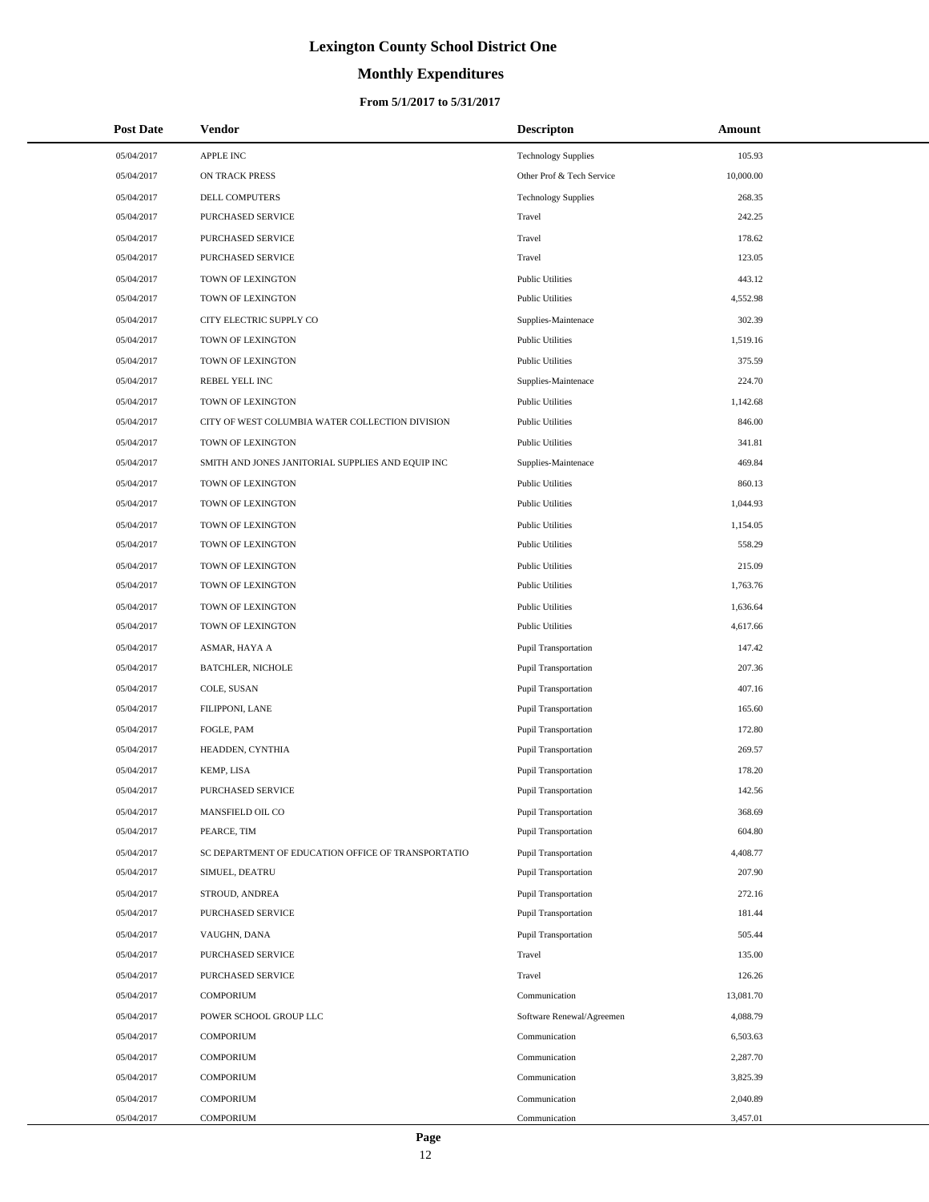# Lexington County School District One

## Monthly Expenditures

### From 5/1/2017 to 5/31/2017

| Post Date | Vendor | Descripton | Amount |
|---|---|---|---|
| 05/04/2017 | APPLE INC | Technology Supplies | 105.93 |
| 05/04/2017 | ON TRACK PRESS | Other Prof & Tech Service | 10,000.00 |
| 05/04/2017 | DELL COMPUTERS | Technology Supplies | 268.35 |
| 05/04/2017 | PURCHASED SERVICE | Travel | 242.25 |
| 05/04/2017 | PURCHASED SERVICE | Travel | 178.62 |
| 05/04/2017 | PURCHASED SERVICE | Travel | 123.05 |
| 05/04/2017 | TOWN OF LEXINGTON | Public Utilities | 443.12 |
| 05/04/2017 | TOWN OF LEXINGTON | Public Utilities | 4,552.98 |
| 05/04/2017 | CITY ELECTRIC SUPPLY CO | Supplies-Maintenace | 302.39 |
| 05/04/2017 | TOWN OF LEXINGTON | Public Utilities | 1,519.16 |
| 05/04/2017 | TOWN OF LEXINGTON | Public Utilities | 375.59 |
| 05/04/2017 | REBEL YELL INC | Supplies-Maintenace | 224.70 |
| 05/04/2017 | TOWN OF LEXINGTON | Public Utilities | 1,142.68 |
| 05/04/2017 | CITY OF WEST COLUMBIA WATER COLLECTION DIVISION | Public Utilities | 846.00 |
| 05/04/2017 | TOWN OF LEXINGTON | Public Utilities | 341.81 |
| 05/04/2017 | SMITH AND JONES JANITORIAL SUPPLIES AND EQUIP INC | Supplies-Maintenace | 469.84 |
| 05/04/2017 | TOWN OF LEXINGTON | Public Utilities | 860.13 |
| 05/04/2017 | TOWN OF LEXINGTON | Public Utilities | 1,044.93 |
| 05/04/2017 | TOWN OF LEXINGTON | Public Utilities | 1,154.05 |
| 05/04/2017 | TOWN OF LEXINGTON | Public Utilities | 558.29 |
| 05/04/2017 | TOWN OF LEXINGTON | Public Utilities | 215.09 |
| 05/04/2017 | TOWN OF LEXINGTON | Public Utilities | 1,763.76 |
| 05/04/2017 | TOWN OF LEXINGTON | Public Utilities | 1,636.64 |
| 05/04/2017 | TOWN OF LEXINGTON | Public Utilities | 4,617.66 |
| 05/04/2017 | ASMAR, HAYA A | Pupil Transportation | 147.42 |
| 05/04/2017 | BATCHLER, NICHOLE | Pupil Transportation | 207.36 |
| 05/04/2017 | COLE, SUSAN | Pupil Transportation | 407.16 |
| 05/04/2017 | FILIPPONI, LANE | Pupil Transportation | 165.60 |
| 05/04/2017 | FOGLE, PAM | Pupil Transportation | 172.80 |
| 05/04/2017 | HEADDEN, CYNTHIA | Pupil Transportation | 269.57 |
| 05/04/2017 | KEMP, LISA | Pupil Transportation | 178.20 |
| 05/04/2017 | PURCHASED SERVICE | Pupil Transportation | 142.56 |
| 05/04/2017 | MANSFIELD OIL CO | Pupil Transportation | 368.69 |
| 05/04/2017 | PEARCE, TIM | Pupil Transportation | 604.80 |
| 05/04/2017 | SC DEPARTMENT OF EDUCATION OFFICE OF TRANSPORTATIO | Pupil Transportation | 4,408.77 |
| 05/04/2017 | SIMUEL, DEATRU | Pupil Transportation | 207.90 |
| 05/04/2017 | STROUD, ANDREA | Pupil Transportation | 272.16 |
| 05/04/2017 | PURCHASED SERVICE | Pupil Transportation | 181.44 |
| 05/04/2017 | VAUGHN, DANA | Pupil Transportation | 505.44 |
| 05/04/2017 | PURCHASED SERVICE | Travel | 135.00 |
| 05/04/2017 | PURCHASED SERVICE | Travel | 126.26 |
| 05/04/2017 | COMPORIUM | Communication | 13,081.70 |
| 05/04/2017 | POWER SCHOOL GROUP LLC | Software Renewal/Agreemen | 4,088.79 |
| 05/04/2017 | COMPORIUM | Communication | 6,503.63 |
| 05/04/2017 | COMPORIUM | Communication | 2,287.70 |
| 05/04/2017 | COMPORIUM | Communication | 3,825.39 |
| 05/04/2017 | COMPORIUM | Communication | 2,040.89 |
| 05/04/2017 | COMPORIUM | Communication | 3,457.01 |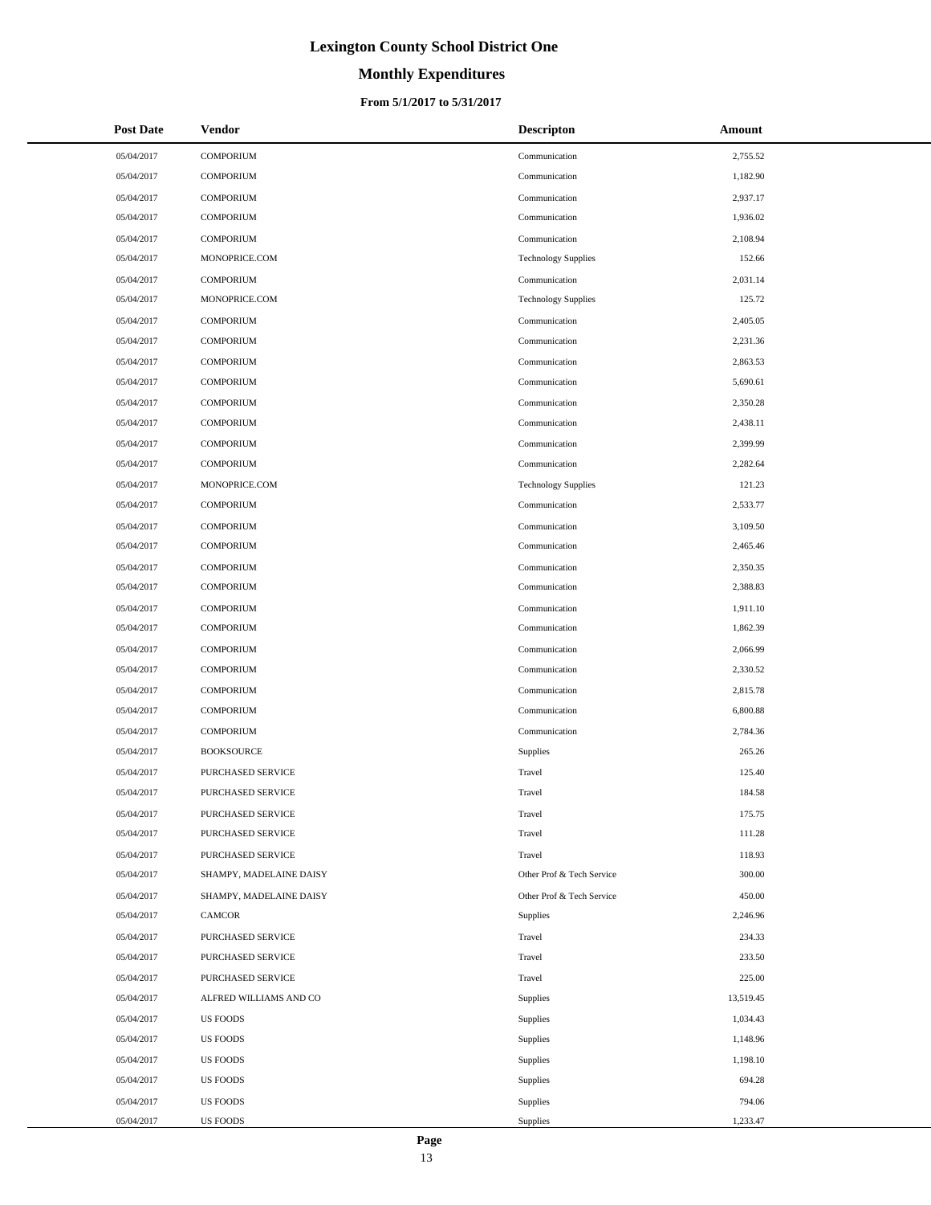# Lexington County School District One

## Monthly Expenditures

### From 5/1/2017 to 5/31/2017

| Post Date | Vendor | Descripton | Amount |
|---|---|---|---|
| 05/04/2017 | COMPORIUM | Communication | 2,755.52 |
| 05/04/2017 | COMPORIUM | Communication | 1,182.90 |
| 05/04/2017 | COMPORIUM | Communication | 2,937.17 |
| 05/04/2017 | COMPORIUM | Communication | 1,936.02 |
| 05/04/2017 | COMPORIUM | Communication | 2,108.94 |
| 05/04/2017 | MONOPRICE.COM | Technology Supplies | 152.66 |
| 05/04/2017 | COMPORIUM | Communication | 2,031.14 |
| 05/04/2017 | MONOPRICE.COM | Technology Supplies | 125.72 |
| 05/04/2017 | COMPORIUM | Communication | 2,405.05 |
| 05/04/2017 | COMPORIUM | Communication | 2,231.36 |
| 05/04/2017 | COMPORIUM | Communication | 2,863.53 |
| 05/04/2017 | COMPORIUM | Communication | 5,690.61 |
| 05/04/2017 | COMPORIUM | Communication | 2,350.28 |
| 05/04/2017 | COMPORIUM | Communication | 2,438.11 |
| 05/04/2017 | COMPORIUM | Communication | 2,399.99 |
| 05/04/2017 | COMPORIUM | Communication | 2,282.64 |
| 05/04/2017 | MONOPRICE.COM | Technology Supplies | 121.23 |
| 05/04/2017 | COMPORIUM | Communication | 2,533.77 |
| 05/04/2017 | COMPORIUM | Communication | 3,109.50 |
| 05/04/2017 | COMPORIUM | Communication | 2,465.46 |
| 05/04/2017 | COMPORIUM | Communication | 2,350.35 |
| 05/04/2017 | COMPORIUM | Communication | 2,388.83 |
| 05/04/2017 | COMPORIUM | Communication | 1,911.10 |
| 05/04/2017 | COMPORIUM | Communication | 1,862.39 |
| 05/04/2017 | COMPORIUM | Communication | 2,066.99 |
| 05/04/2017 | COMPORIUM | Communication | 2,330.52 |
| 05/04/2017 | COMPORIUM | Communication | 2,815.78 |
| 05/04/2017 | COMPORIUM | Communication | 6,800.88 |
| 05/04/2017 | COMPORIUM | Communication | 2,784.36 |
| 05/04/2017 | BOOKSOURCE | Supplies | 265.26 |
| 05/04/2017 | PURCHASED SERVICE | Travel | 125.40 |
| 05/04/2017 | PURCHASED SERVICE | Travel | 184.58 |
| 05/04/2017 | PURCHASED SERVICE | Travel | 175.75 |
| 05/04/2017 | PURCHASED SERVICE | Travel | 111.28 |
| 05/04/2017 | PURCHASED SERVICE | Travel | 118.93 |
| 05/04/2017 | SHAMPY, MADELAINE DAISY | Other Prof & Tech Service | 300.00 |
| 05/04/2017 | SHAMPY, MADELAINE DAISY | Other Prof & Tech Service | 450.00 |
| 05/04/2017 | CAMCOR | Supplies | 2,246.96 |
| 05/04/2017 | PURCHASED SERVICE | Travel | 234.33 |
| 05/04/2017 | PURCHASED SERVICE | Travel | 233.50 |
| 05/04/2017 | PURCHASED SERVICE | Travel | 225.00 |
| 05/04/2017 | ALFRED WILLIAMS AND CO | Supplies | 13,519.45 |
| 05/04/2017 | US FOODS | Supplies | 1,034.43 |
| 05/04/2017 | US FOODS | Supplies | 1,148.96 |
| 05/04/2017 | US FOODS | Supplies | 1,198.10 |
| 05/04/2017 | US FOODS | Supplies | 694.28 |
| 05/04/2017 | US FOODS | Supplies | 794.06 |
| 05/04/2017 | US FOODS | Supplies | 1,233.47 |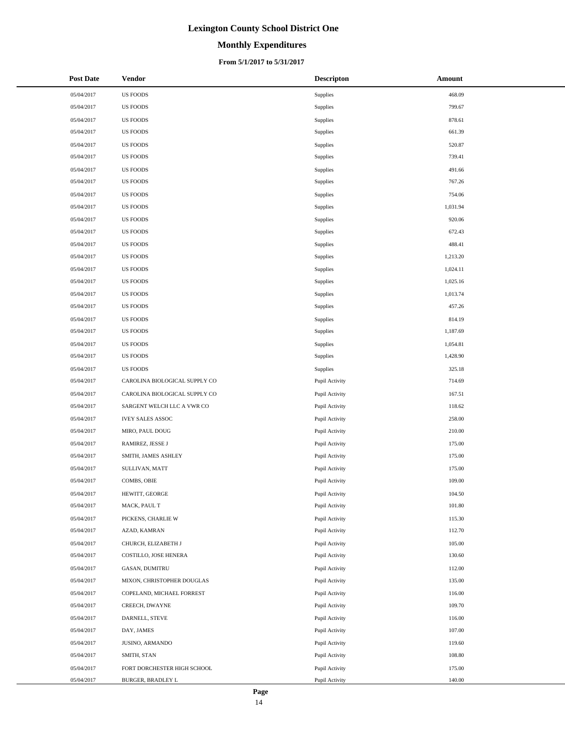# Lexington County School District One

## Monthly Expenditures

### From 5/1/2017 to 5/31/2017

| Post Date | Vendor | Descripton | Amount |
|---|---|---|---|
| 05/04/2017 | US FOODS | Supplies | 468.09 |
| 05/04/2017 | US FOODS | Supplies | 799.67 |
| 05/04/2017 | US FOODS | Supplies | 878.61 |
| 05/04/2017 | US FOODS | Supplies | 661.39 |
| 05/04/2017 | US FOODS | Supplies | 520.87 |
| 05/04/2017 | US FOODS | Supplies | 739.41 |
| 05/04/2017 | US FOODS | Supplies | 491.66 |
| 05/04/2017 | US FOODS | Supplies | 767.26 |
| 05/04/2017 | US FOODS | Supplies | 754.06 |
| 05/04/2017 | US FOODS | Supplies | 1,031.94 |
| 05/04/2017 | US FOODS | Supplies | 920.06 |
| 05/04/2017 | US FOODS | Supplies | 672.43 |
| 05/04/2017 | US FOODS | Supplies | 488.41 |
| 05/04/2017 | US FOODS | Supplies | 1,213.20 |
| 05/04/2017 | US FOODS | Supplies | 1,024.11 |
| 05/04/2017 | US FOODS | Supplies | 1,025.16 |
| 05/04/2017 | US FOODS | Supplies | 1,013.74 |
| 05/04/2017 | US FOODS | Supplies | 457.26 |
| 05/04/2017 | US FOODS | Supplies | 814.19 |
| 05/04/2017 | US FOODS | Supplies | 1,187.69 |
| 05/04/2017 | US FOODS | Supplies | 1,054.81 |
| 05/04/2017 | US FOODS | Supplies | 1,428.90 |
| 05/04/2017 | US FOODS | Supplies | 325.18 |
| 05/04/2017 | CAROLINA BIOLOGICAL SUPPLY CO | Pupil Activity | 714.69 |
| 05/04/2017 | CAROLINA BIOLOGICAL SUPPLY CO | Pupil Activity | 167.51 |
| 05/04/2017 | SARGENT WELCH LLC A VWR CO | Pupil Activity | 118.62 |
| 05/04/2017 | IVEY SALES ASSOC | Pupil Activity | 258.00 |
| 05/04/2017 | MIRO, PAUL DOUG | Pupil Activity | 210.00 |
| 05/04/2017 | RAMIREZ, JESSE J | Pupil Activity | 175.00 |
| 05/04/2017 | SMITH, JAMES ASHLEY | Pupil Activity | 175.00 |
| 05/04/2017 | SULLIVAN, MATT | Pupil Activity | 175.00 |
| 05/04/2017 | COMBS, OBIE | Pupil Activity | 109.00 |
| 05/04/2017 | HEWITT, GEORGE | Pupil Activity | 104.50 |
| 05/04/2017 | MACK, PAUL T | Pupil Activity | 101.80 |
| 05/04/2017 | PICKENS, CHARLIE W | Pupil Activity | 115.30 |
| 05/04/2017 | AZAD, KAMRAN | Pupil Activity | 112.70 |
| 05/04/2017 | CHURCH, ELIZABETH J | Pupil Activity | 105.00 |
| 05/04/2017 | COSTILLO, JOSE HENERA | Pupil Activity | 130.60 |
| 05/04/2017 | GASAN, DUMITRU | Pupil Activity | 112.00 |
| 05/04/2017 | MIXON, CHRISTOPHER DOUGLAS | Pupil Activity | 135.00 |
| 05/04/2017 | COPELAND, MICHAEL FORREST | Pupil Activity | 116.00 |
| 05/04/2017 | CREECH, DWAYNE | Pupil Activity | 109.70 |
| 05/04/2017 | DARNELL, STEVE | Pupil Activity | 116.00 |
| 05/04/2017 | DAY, JAMES | Pupil Activity | 107.00 |
| 05/04/2017 | JUSINO, ARMANDO | Pupil Activity | 119.60 |
| 05/04/2017 | SMITH, STAN | Pupil Activity | 108.80 |
| 05/04/2017 | FORT DORCHESTER HIGH SCHOOL | Pupil Activity | 175.00 |
| 05/04/2017 | BURGER, BRADLEY L | Pupil Activity | 140.00 |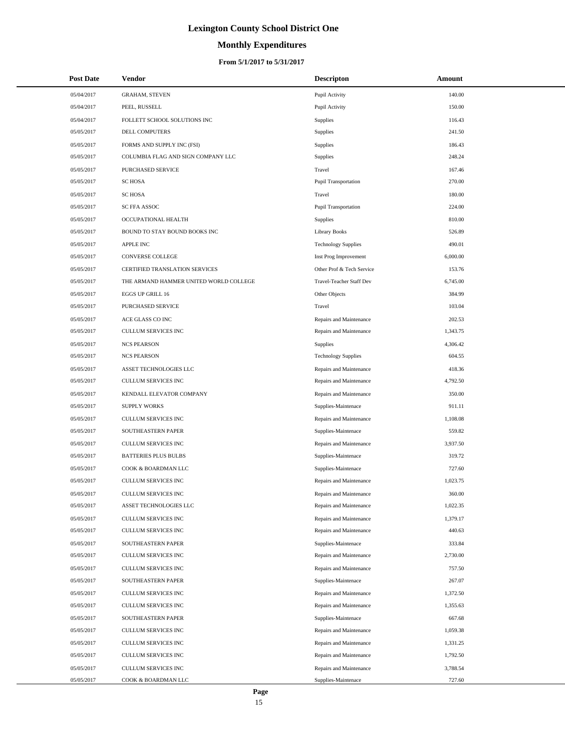# Lexington County School District One

## Monthly Expenditures

### From 5/1/2017 to 5/31/2017

| Post Date | Vendor | Descripton | Amount |
| --- | --- | --- | --- |
| 05/04/2017 | GRAHAM, STEVEN | Pupil Activity | 140.00 |
| 05/04/2017 | PEEL, RUSSELL | Pupil Activity | 150.00 |
| 05/04/2017 | FOLLETT SCHOOL SOLUTIONS INC | Supplies | 116.43 |
| 05/05/2017 | DELL COMPUTERS | Supplies | 241.50 |
| 05/05/2017 | FORMS AND SUPPLY INC (FSI) | Supplies | 186.43 |
| 05/05/2017 | COLUMBIA FLAG AND SIGN COMPANY LLC | Supplies | 248.24 |
| 05/05/2017 | PURCHASED SERVICE | Travel | 167.46 |
| 05/05/2017 | SC HOSA | Pupil Transportation | 270.00 |
| 05/05/2017 | SC HOSA | Travel | 180.00 |
| 05/05/2017 | SC FFA ASSOC | Pupil Transportation | 224.00 |
| 05/05/2017 | OCCUPATIONAL HEALTH | Supplies | 810.00 |
| 05/05/2017 | BOUND TO STAY BOUND BOOKS INC | Library Books | 526.89 |
| 05/05/2017 | APPLE INC | Technology Supplies | 490.01 |
| 05/05/2017 | CONVERSE COLLEGE | Inst Prog Improvement | 6,000.00 |
| 05/05/2017 | CERTIFIED TRANSLATION SERVICES | Other Prof & Tech Service | 153.76 |
| 05/05/2017 | THE ARMAND HAMMER UNITED WORLD COLLEGE | Travel-Teacher Staff Dev | 6,745.00 |
| 05/05/2017 | EGGS UP GRILL 16 | Other Objects | 384.99 |
| 05/05/2017 | PURCHASED SERVICE | Travel | 103.04 |
| 05/05/2017 | ACE GLASS CO INC | Repairs and Maintenance | 202.53 |
| 05/05/2017 | CULLUM SERVICES INC | Repairs and Maintenance | 1,343.75 |
| 05/05/2017 | NCS PEARSON | Supplies | 4,306.42 |
| 05/05/2017 | NCS PEARSON | Technology Supplies | 604.55 |
| 05/05/2017 | ASSET TECHNOLOGIES LLC | Repairs and Maintenance | 418.36 |
| 05/05/2017 | CULLUM SERVICES INC | Repairs and Maintenance | 4,792.50 |
| 05/05/2017 | KENDALL ELEVATOR COMPANY | Repairs and Maintenance | 350.00 |
| 05/05/2017 | SUPPLY WORKS | Supplies-Maintenace | 911.11 |
| 05/05/2017 | CULLUM SERVICES INC | Repairs and Maintenance | 1,108.08 |
| 05/05/2017 | SOUTHEASTERN PAPER | Supplies-Maintenace | 559.82 |
| 05/05/2017 | CULLUM SERVICES INC | Repairs and Maintenance | 3,937.50 |
| 05/05/2017 | BATTERIES PLUS BULBS | Supplies-Maintenace | 319.72 |
| 05/05/2017 | COOK & BOARDMAN LLC | Supplies-Maintenace | 727.60 |
| 05/05/2017 | CULLUM SERVICES INC | Repairs and Maintenance | 1,023.75 |
| 05/05/2017 | CULLUM SERVICES INC | Repairs and Maintenance | 360.00 |
| 05/05/2017 | ASSET TECHNOLOGIES LLC | Repairs and Maintenance | 1,022.35 |
| 05/05/2017 | CULLUM SERVICES INC | Repairs and Maintenance | 1,379.17 |
| 05/05/2017 | CULLUM SERVICES INC | Repairs and Maintenance | 440.63 |
| 05/05/2017 | SOUTHEASTERN PAPER | Supplies-Maintenace | 333.84 |
| 05/05/2017 | CULLUM SERVICES INC | Repairs and Maintenance | 2,730.00 |
| 05/05/2017 | CULLUM SERVICES INC | Repairs and Maintenance | 757.50 |
| 05/05/2017 | SOUTHEASTERN PAPER | Supplies-Maintenace | 267.07 |
| 05/05/2017 | CULLUM SERVICES INC | Repairs and Maintenance | 1,372.50 |
| 05/05/2017 | CULLUM SERVICES INC | Repairs and Maintenance | 1,355.63 |
| 05/05/2017 | SOUTHEASTERN PAPER | Supplies-Maintenace | 667.68 |
| 05/05/2017 | CULLUM SERVICES INC | Repairs and Maintenance | 1,059.38 |
| 05/05/2017 | CULLUM SERVICES INC | Repairs and Maintenance | 1,331.25 |
| 05/05/2017 | CULLUM SERVICES INC | Repairs and Maintenance | 1,792.50 |
| 05/05/2017 | CULLUM SERVICES INC | Repairs and Maintenance | 3,788.54 |
| 05/05/2017 | COOK & BOARDMAN LLC | Supplies-Maintenace | 727.60 |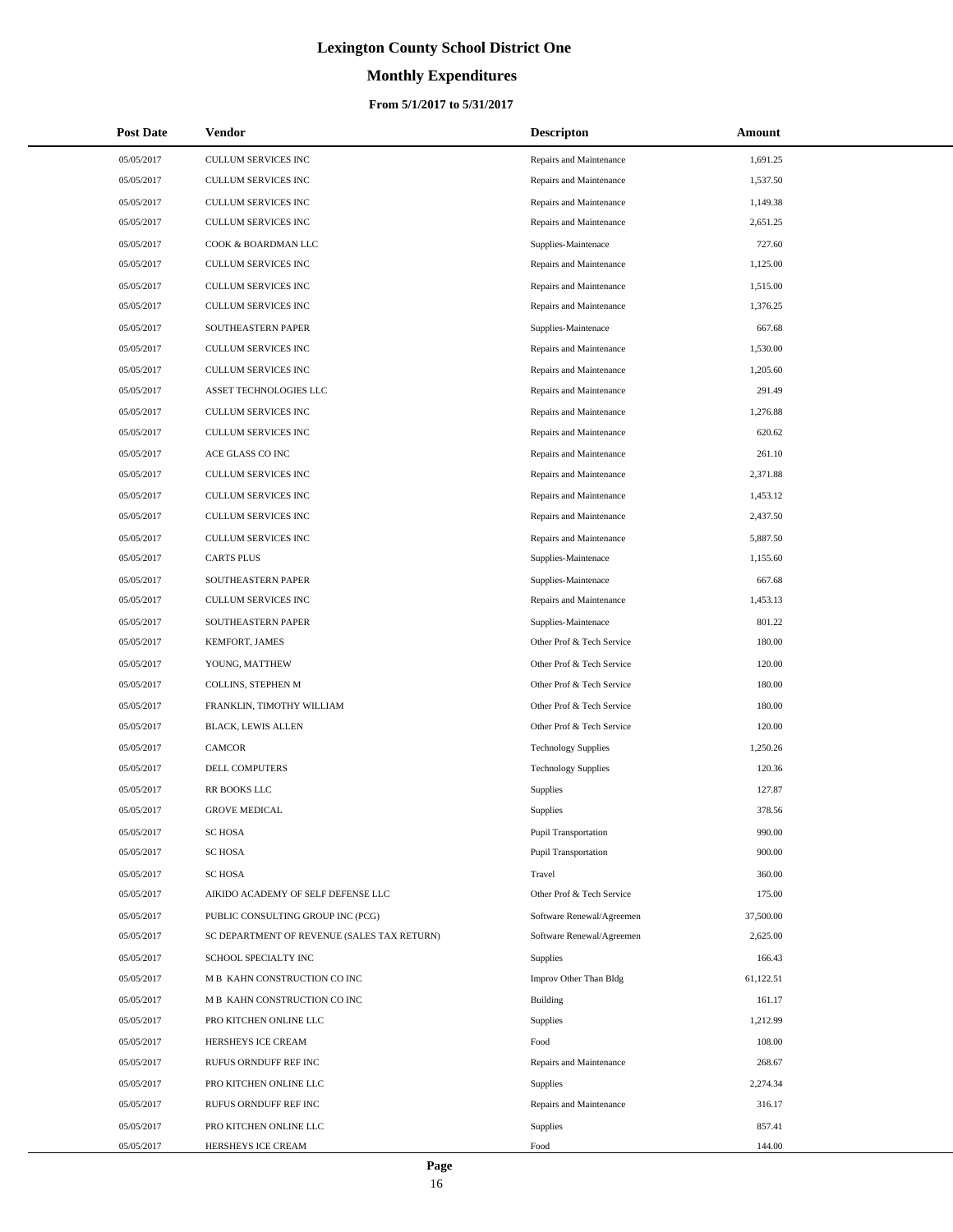# Lexington County School District One

## Monthly Expenditures

### From 5/1/2017 to 5/31/2017

| Post Date | Vendor | Descripton | Amount |
|---|---|---|---|
| 05/05/2017 | CULLUM SERVICES INC | Repairs and Maintenance | 1,691.25 |
| 05/05/2017 | CULLUM SERVICES INC | Repairs and Maintenance | 1,537.50 |
| 05/05/2017 | CULLUM SERVICES INC | Repairs and Maintenance | 1,149.38 |
| 05/05/2017 | CULLUM SERVICES INC | Repairs and Maintenance | 2,651.25 |
| 05/05/2017 | COOK & BOARDMAN LLC | Supplies-Maintenace | 727.60 |
| 05/05/2017 | CULLUM SERVICES INC | Repairs and Maintenance | 1,125.00 |
| 05/05/2017 | CULLUM SERVICES INC | Repairs and Maintenance | 1,515.00 |
| 05/05/2017 | CULLUM SERVICES INC | Repairs and Maintenance | 1,376.25 |
| 05/05/2017 | SOUTHEASTERN PAPER | Supplies-Maintenace | 667.68 |
| 05/05/2017 | CULLUM SERVICES INC | Repairs and Maintenance | 1,530.00 |
| 05/05/2017 | CULLUM SERVICES INC | Repairs and Maintenance | 1,205.60 |
| 05/05/2017 | ASSET TECHNOLOGIES LLC | Repairs and Maintenance | 291.49 |
| 05/05/2017 | CULLUM SERVICES INC | Repairs and Maintenance | 1,276.88 |
| 05/05/2017 | CULLUM SERVICES INC | Repairs and Maintenance | 620.62 |
| 05/05/2017 | ACE GLASS CO INC | Repairs and Maintenance | 261.10 |
| 05/05/2017 | CULLUM SERVICES INC | Repairs and Maintenance | 2,371.88 |
| 05/05/2017 | CULLUM SERVICES INC | Repairs and Maintenance | 1,453.12 |
| 05/05/2017 | CULLUM SERVICES INC | Repairs and Maintenance | 2,437.50 |
| 05/05/2017 | CULLUM SERVICES INC | Repairs and Maintenance | 5,887.50 |
| 05/05/2017 | CARTS PLUS | Supplies-Maintenace | 1,155.60 |
| 05/05/2017 | SOUTHEASTERN PAPER | Supplies-Maintenace | 667.68 |
| 05/05/2017 | CULLUM SERVICES INC | Repairs and Maintenance | 1,453.13 |
| 05/05/2017 | SOUTHEASTERN PAPER | Supplies-Maintenace | 801.22 |
| 05/05/2017 | KEMFORT, JAMES | Other Prof & Tech Service | 180.00 |
| 05/05/2017 | YOUNG, MATTHEW | Other Prof & Tech Service | 120.00 |
| 05/05/2017 | COLLINS, STEPHEN M | Other Prof & Tech Service | 180.00 |
| 05/05/2017 | FRANKLIN, TIMOTHY WILLIAM | Other Prof & Tech Service | 180.00 |
| 05/05/2017 | BLACK, LEWIS ALLEN | Other Prof & Tech Service | 120.00 |
| 05/05/2017 | CAMCOR | Technology Supplies | 1,250.26 |
| 05/05/2017 | DELL COMPUTERS | Technology Supplies | 120.36 |
| 05/05/2017 | RR BOOKS LLC | Supplies | 127.87 |
| 05/05/2017 | GROVE MEDICAL | Supplies | 378.56 |
| 05/05/2017 | SC HOSA | Pupil Transportation | 990.00 |
| 05/05/2017 | SC HOSA | Pupil Transportation | 900.00 |
| 05/05/2017 | SC HOSA | Travel | 360.00 |
| 05/05/2017 | AIKIDO ACADEMY OF SELF DEFENSE LLC | Other Prof & Tech Service | 175.00 |
| 05/05/2017 | PUBLIC CONSULTING GROUP INC (PCG) | Software Renewal/Agreemen | 37,500.00 |
| 05/05/2017 | SC DEPARTMENT OF REVENUE (SALES TAX RETURN) | Software Renewal/Agreemen | 2,625.00 |
| 05/05/2017 | SCHOOL SPECIALTY INC | Supplies | 166.43 |
| 05/05/2017 | M B KAHN CONSTRUCTION CO INC | Improv Other Than Bldg | 61,122.51 |
| 05/05/2017 | M B KAHN CONSTRUCTION CO INC | Building | 161.17 |
| 05/05/2017 | PRO KITCHEN ONLINE LLC | Supplies | 1,212.99 |
| 05/05/2017 | HERSHEYS ICE CREAM | Food | 108.00 |
| 05/05/2017 | RUFUS ORNDUFF REF INC | Repairs and Maintenance | 268.67 |
| 05/05/2017 | PRO KITCHEN ONLINE LLC | Supplies | 2,274.34 |
| 05/05/2017 | RUFUS ORNDUFF REF INC | Repairs and Maintenance | 316.17 |
| 05/05/2017 | PRO KITCHEN ONLINE LLC | Supplies | 857.41 |
| 05/05/2017 | HERSHEYS ICE CREAM | Food | 144.00 |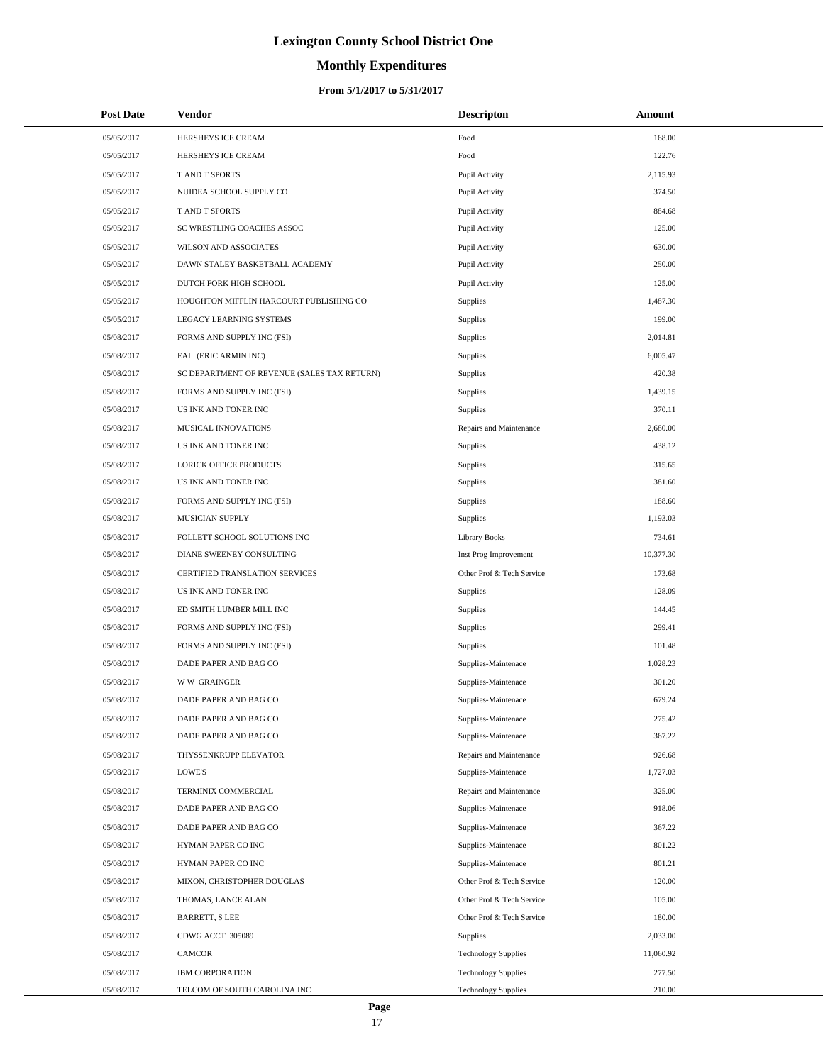# Lexington County School District One

## Monthly Expenditures

### From 5/1/2017 to 5/31/2017

| Post Date | Vendor | Descripton | Amount |
|---|---|---|---|
| 05/05/2017 | HERSHEYS ICE CREAM | Food | 168.00 |
| 05/05/2017 | HERSHEYS ICE CREAM | Food | 122.76 |
| 05/05/2017 | T AND T SPORTS | Pupil Activity | 2,115.93 |
| 05/05/2017 | NUIDEA SCHOOL SUPPLY CO | Pupil Activity | 374.50 |
| 05/05/2017 | T AND T SPORTS | Pupil Activity | 884.68 |
| 05/05/2017 | SC WRESTLING COACHES ASSOC | Pupil Activity | 125.00 |
| 05/05/2017 | WILSON AND ASSOCIATES | Pupil Activity | 630.00 |
| 05/05/2017 | DAWN STALEY BASKETBALL ACADEMY | Pupil Activity | 250.00 |
| 05/05/2017 | DUTCH FORK HIGH SCHOOL | Pupil Activity | 125.00 |
| 05/05/2017 | HOUGHTON MIFFLIN HARCOURT PUBLISHING CO | Supplies | 1,487.30 |
| 05/05/2017 | LEGACY LEARNING SYSTEMS | Supplies | 199.00 |
| 05/08/2017 | FORMS AND SUPPLY INC (FSI) | Supplies | 2,014.81 |
| 05/08/2017 | EAI (ERIC ARMIN INC) | Supplies | 6,005.47 |
| 05/08/2017 | SC DEPARTMENT OF REVENUE (SALES TAX RETURN) | Supplies | 420.38 |
| 05/08/2017 | FORMS AND SUPPLY INC (FSI) | Supplies | 1,439.15 |
| 05/08/2017 | US INK AND TONER INC | Supplies | 370.11 |
| 05/08/2017 | MUSICAL INNOVATIONS | Repairs and Maintenance | 2,680.00 |
| 05/08/2017 | US INK AND TONER INC | Supplies | 438.12 |
| 05/08/2017 | LORICK OFFICE PRODUCTS | Supplies | 315.65 |
| 05/08/2017 | US INK AND TONER INC | Supplies | 381.60 |
| 05/08/2017 | FORMS AND SUPPLY INC (FSI) | Supplies | 188.60 |
| 05/08/2017 | MUSICIAN SUPPLY | Supplies | 1,193.03 |
| 05/08/2017 | FOLLETT SCHOOL SOLUTIONS INC | Library Books | 734.61 |
| 05/08/2017 | DIANE SWEENEY CONSULTING | Inst Prog Improvement | 10,377.30 |
| 05/08/2017 | CERTIFIED TRANSLATION SERVICES | Other Prof & Tech Service | 173.68 |
| 05/08/2017 | US INK AND TONER INC | Supplies | 128.09 |
| 05/08/2017 | ED SMITH LUMBER MILL INC | Supplies | 144.45 |
| 05/08/2017 | FORMS AND SUPPLY INC (FSI) | Supplies | 299.41 |
| 05/08/2017 | FORMS AND SUPPLY INC (FSI) | Supplies | 101.48 |
| 05/08/2017 | DADE PAPER AND BAG CO | Supplies-Maintenace | 1,028.23 |
| 05/08/2017 | W W GRAINGER | Supplies-Maintenace | 301.20 |
| 05/08/2017 | DADE PAPER AND BAG CO | Supplies-Maintenace | 679.24 |
| 05/08/2017 | DADE PAPER AND BAG CO | Supplies-Maintenace | 275.42 |
| 05/08/2017 | DADE PAPER AND BAG CO | Supplies-Maintenace | 367.22 |
| 05/08/2017 | THYSSENKRUPP ELEVATOR | Repairs and Maintenance | 926.68 |
| 05/08/2017 | LOWE'S | Supplies-Maintenace | 1,727.03 |
| 05/08/2017 | TERMINIX COMMERCIAL | Repairs and Maintenance | 325.00 |
| 05/08/2017 | DADE PAPER AND BAG CO | Supplies-Maintenace | 918.06 |
| 05/08/2017 | DADE PAPER AND BAG CO | Supplies-Maintenace | 367.22 |
| 05/08/2017 | HYMAN PAPER CO INC | Supplies-Maintenace | 801.22 |
| 05/08/2017 | HYMAN PAPER CO INC | Supplies-Maintenace | 801.21 |
| 05/08/2017 | MIXON, CHRISTOPHER DOUGLAS | Other Prof & Tech Service | 120.00 |
| 05/08/2017 | THOMAS, LANCE ALAN | Other Prof & Tech Service | 105.00 |
| 05/08/2017 | BARRETT, S LEE | Other Prof & Tech Service | 180.00 |
| 05/08/2017 | CDWG ACCT 305089 | Supplies | 2,033.00 |
| 05/08/2017 | CAMCOR | Technology Supplies | 11,060.92 |
| 05/08/2017 | IBM CORPORATION | Technology Supplies | 277.50 |
| 05/08/2017 | TELCOM OF SOUTH CAROLINA INC | Technology Supplies | 210.00 |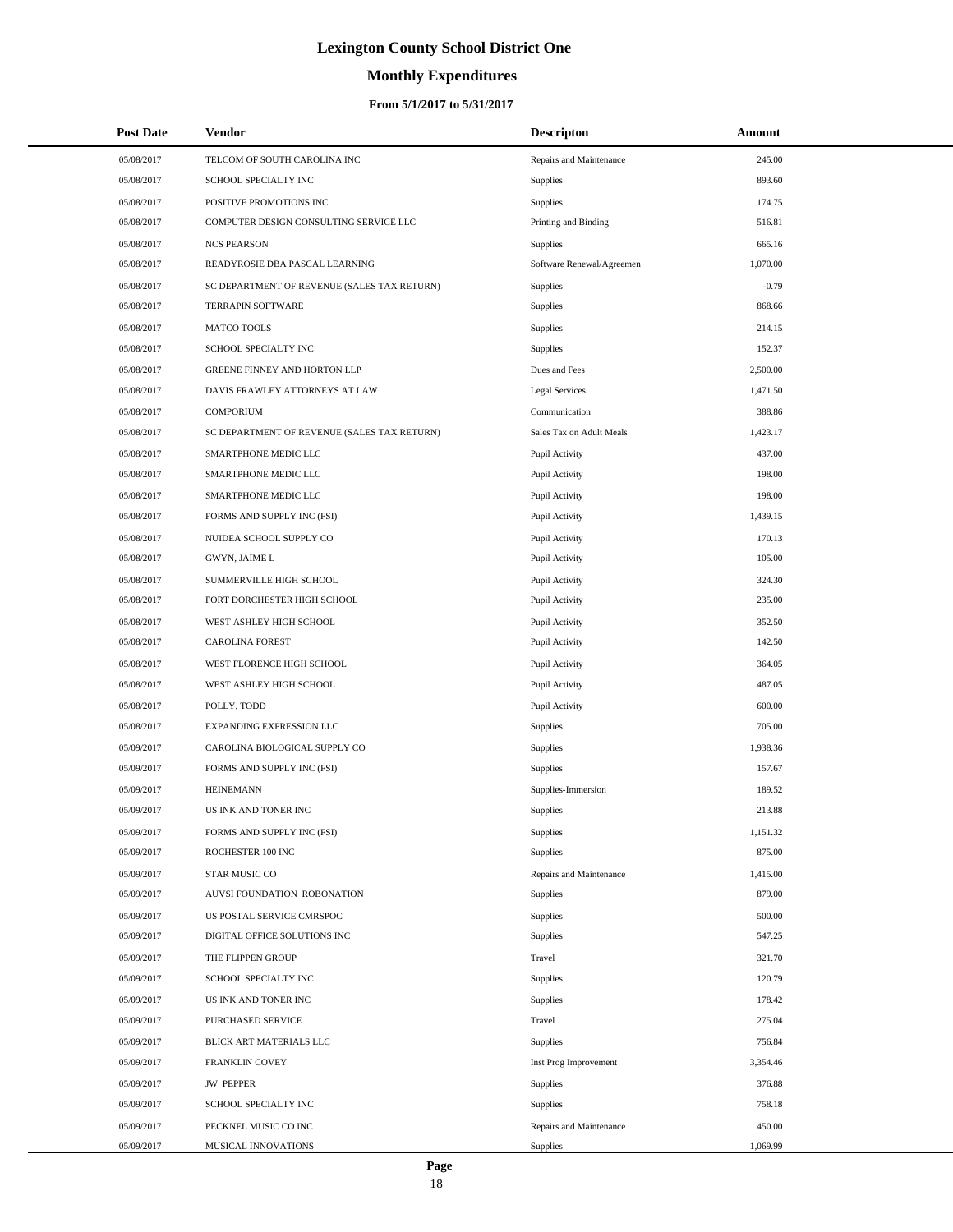# Lexington County School District One

## Monthly Expenditures

### From 5/1/2017 to 5/31/2017

| Post Date | Vendor | Descripton | Amount |
|---|---|---|---|
| 05/08/2017 | TELCOM OF SOUTH CAROLINA INC | Repairs and Maintenance | 245.00 |
| 05/08/2017 | SCHOOL SPECIALTY INC | Supplies | 893.60 |
| 05/08/2017 | POSITIVE PROMOTIONS INC | Supplies | 174.75 |
| 05/08/2017 | COMPUTER DESIGN CONSULTING SERVICE LLC | Printing and Binding | 516.81 |
| 05/08/2017 | NCS PEARSON | Supplies | 665.16 |
| 05/08/2017 | READYROSIE DBA PASCAL LEARNING | Software Renewal/Agreemen | 1,070.00 |
| 05/08/2017 | SC DEPARTMENT OF REVENUE (SALES TAX RETURN) | Supplies | -0.79 |
| 05/08/2017 | TERRAPIN SOFTWARE | Supplies | 868.66 |
| 05/08/2017 | MATCO TOOLS | Supplies | 214.15 |
| 05/08/2017 | SCHOOL SPECIALTY INC | Supplies | 152.37 |
| 05/08/2017 | GREENE FINNEY AND HORTON LLP | Dues and Fees | 2,500.00 |
| 05/08/2017 | DAVIS FRAWLEY ATTORNEYS AT LAW | Legal Services | 1,471.50 |
| 05/08/2017 | COMPORIUM | Communication | 388.86 |
| 05/08/2017 | SC DEPARTMENT OF REVENUE (SALES TAX RETURN) | Sales Tax on Adult Meals | 1,423.17 |
| 05/08/2017 | SMARTPHONE MEDIC LLC | Pupil Activity | 437.00 |
| 05/08/2017 | SMARTPHONE MEDIC LLC | Pupil Activity | 198.00 |
| 05/08/2017 | SMARTPHONE MEDIC LLC | Pupil Activity | 198.00 |
| 05/08/2017 | FORMS AND SUPPLY INC (FSI) | Pupil Activity | 1,439.15 |
| 05/08/2017 | NUIDEA SCHOOL SUPPLY CO | Pupil Activity | 170.13 |
| 05/08/2017 | GWYN, JAIME L | Pupil Activity | 105.00 |
| 05/08/2017 | SUMMERVILLE HIGH SCHOOL | Pupil Activity | 324.30 |
| 05/08/2017 | FORT DORCHESTER HIGH SCHOOL | Pupil Activity | 235.00 |
| 05/08/2017 | WEST ASHLEY HIGH SCHOOL | Pupil Activity | 352.50 |
| 05/08/2017 | CAROLINA FOREST | Pupil Activity | 142.50 |
| 05/08/2017 | WEST FLORENCE HIGH SCHOOL | Pupil Activity | 364.05 |
| 05/08/2017 | WEST ASHLEY HIGH SCHOOL | Pupil Activity | 487.05 |
| 05/08/2017 | POLLY, TODD | Pupil Activity | 600.00 |
| 05/08/2017 | EXPANDING EXPRESSION LLC | Supplies | 705.00 |
| 05/09/2017 | CAROLINA BIOLOGICAL SUPPLY CO | Supplies | 1,938.36 |
| 05/09/2017 | FORMS AND SUPPLY INC (FSI) | Supplies | 157.67 |
| 05/09/2017 | HEINEMANN | Supplies-Immersion | 189.52 |
| 05/09/2017 | US INK AND TONER INC | Supplies | 213.88 |
| 05/09/2017 | FORMS AND SUPPLY INC (FSI) | Supplies | 1,151.32 |
| 05/09/2017 | ROCHESTER 100 INC | Supplies | 875.00 |
| 05/09/2017 | STAR MUSIC CO | Repairs and Maintenance | 1,415.00 |
| 05/09/2017 | AUVSI FOUNDATION ROBONATION | Supplies | 879.00 |
| 05/09/2017 | US POSTAL SERVICE CMRSPOC | Supplies | 500.00 |
| 05/09/2017 | DIGITAL OFFICE SOLUTIONS INC | Supplies | 547.25 |
| 05/09/2017 | THE FLIPPEN GROUP | Travel | 321.70 |
| 05/09/2017 | SCHOOL SPECIALTY INC | Supplies | 120.79 |
| 05/09/2017 | US INK AND TONER INC | Supplies | 178.42 |
| 05/09/2017 | PURCHASED SERVICE | Travel | 275.04 |
| 05/09/2017 | BLICK ART MATERIALS LLC | Supplies | 756.84 |
| 05/09/2017 | FRANKLIN COVEY | Inst Prog Improvement | 3,354.46 |
| 05/09/2017 | JW PEPPER | Supplies | 376.88 |
| 05/09/2017 | SCHOOL SPECIALTY INC | Supplies | 758.18 |
| 05/09/2017 | PECKNEL MUSIC CO INC | Repairs and Maintenance | 450.00 |
| 05/09/2017 | MUSICAL INNOVATIONS | Supplies | 1,069.99 |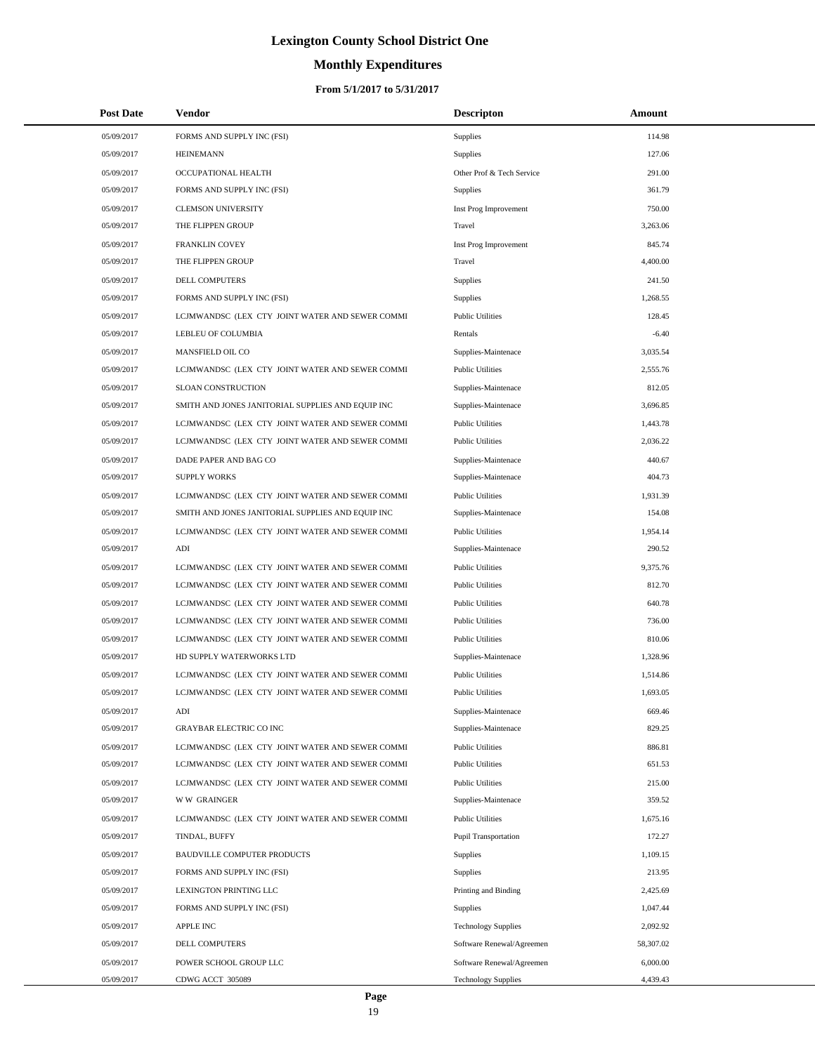# Lexington County School District One

## Monthly Expenditures

### From 5/1/2017 to 5/31/2017

| Post Date | Vendor | Descripton | Amount |
|---|---|---|---|
| 05/09/2017 | FORMS AND SUPPLY INC (FSI) | Supplies | 114.98 |
| 05/09/2017 | HEINEMANN | Supplies | 127.06 |
| 05/09/2017 | OCCUPATIONAL HEALTH | Other Prof & Tech Service | 291.00 |
| 05/09/2017 | FORMS AND SUPPLY INC (FSI) | Supplies | 361.79 |
| 05/09/2017 | CLEMSON UNIVERSITY | Inst Prog Improvement | 750.00 |
| 05/09/2017 | THE FLIPPEN GROUP | Travel | 3,263.06 |
| 05/09/2017 | FRANKLIN COVEY | Inst Prog Improvement | 845.74 |
| 05/09/2017 | THE FLIPPEN GROUP | Travel | 4,400.00 |
| 05/09/2017 | DELL COMPUTERS | Supplies | 241.50 |
| 05/09/2017 | FORMS AND SUPPLY INC (FSI) | Supplies | 1,268.55 |
| 05/09/2017 | LCJMWANDSC (LEX CTY JOINT WATER AND SEWER COMMI | Public Utilities | 128.45 |
| 05/09/2017 | LEBLEU OF COLUMBIA | Rentals | -6.40 |
| 05/09/2017 | MANSFIELD OIL CO | Supplies-Maintenace | 3,035.54 |
| 05/09/2017 | LCJMWANDSC (LEX CTY JOINT WATER AND SEWER COMMI | Public Utilities | 2,555.76 |
| 05/09/2017 | SLOAN CONSTRUCTION | Supplies-Maintenace | 812.05 |
| 05/09/2017 | SMITH AND JONES JANITORIAL SUPPLIES AND EQUIP INC | Supplies-Maintenace | 3,696.85 |
| 05/09/2017 | LCJMWANDSC (LEX CTY JOINT WATER AND SEWER COMMI | Public Utilities | 1,443.78 |
| 05/09/2017 | LCJMWANDSC (LEX CTY JOINT WATER AND SEWER COMMI | Public Utilities | 2,036.22 |
| 05/09/2017 | DADE PAPER AND BAG CO | Supplies-Maintenace | 440.67 |
| 05/09/2017 | SUPPLY WORKS | Supplies-Maintenace | 404.73 |
| 05/09/2017 | LCJMWANDSC (LEX CTY JOINT WATER AND SEWER COMMI | Public Utilities | 1,931.39 |
| 05/09/2017 | SMITH AND JONES JANITORIAL SUPPLIES AND EQUIP INC | Supplies-Maintenace | 154.08 |
| 05/09/2017 | LCJMWANDSC (LEX CTY JOINT WATER AND SEWER COMMI | Public Utilities | 1,954.14 |
| 05/09/2017 | ADI | Supplies-Maintenace | 290.52 |
| 05/09/2017 | LCJMWANDSC (LEX CTY JOINT WATER AND SEWER COMMI | Public Utilities | 9,375.76 |
| 05/09/2017 | LCJMWANDSC (LEX CTY JOINT WATER AND SEWER COMMI | Public Utilities | 812.70 |
| 05/09/2017 | LCJMWANDSC (LEX CTY JOINT WATER AND SEWER COMMI | Public Utilities | 640.78 |
| 05/09/2017 | LCJMWANDSC (LEX CTY JOINT WATER AND SEWER COMMI | Public Utilities | 736.00 |
| 05/09/2017 | LCJMWANDSC (LEX CTY JOINT WATER AND SEWER COMMI | Public Utilities | 810.06 |
| 05/09/2017 | HD SUPPLY WATERWORKS LTD | Supplies-Maintenace | 1,328.96 |
| 05/09/2017 | LCJMWANDSC (LEX CTY JOINT WATER AND SEWER COMMI | Public Utilities | 1,514.86 |
| 05/09/2017 | LCJMWANDSC (LEX CTY JOINT WATER AND SEWER COMMI | Public Utilities | 1,693.05 |
| 05/09/2017 | ADI | Supplies-Maintenace | 669.46 |
| 05/09/2017 | GRAYBAR ELECTRIC CO INC | Supplies-Maintenace | 829.25 |
| 05/09/2017 | LCJMWANDSC (LEX CTY JOINT WATER AND SEWER COMMI | Public Utilities | 886.81 |
| 05/09/2017 | LCJMWANDSC (LEX CTY JOINT WATER AND SEWER COMMI | Public Utilities | 651.53 |
| 05/09/2017 | LCJMWANDSC (LEX CTY JOINT WATER AND SEWER COMMI | Public Utilities | 215.00 |
| 05/09/2017 | W W GRAINGER | Supplies-Maintenace | 359.52 |
| 05/09/2017 | LCJMWANDSC (LEX CTY JOINT WATER AND SEWER COMMI | Public Utilities | 1,675.16 |
| 05/09/2017 | TINDAL, BUFFY | Pupil Transportation | 172.27 |
| 05/09/2017 | BAUDVILLE COMPUTER PRODUCTS | Supplies | 1,109.15 |
| 05/09/2017 | FORMS AND SUPPLY INC (FSI) | Supplies | 213.95 |
| 05/09/2017 | LEXINGTON PRINTING LLC | Printing and Binding | 2,425.69 |
| 05/09/2017 | FORMS AND SUPPLY INC (FSI) | Supplies | 1,047.44 |
| 05/09/2017 | APPLE INC | Technology Supplies | 2,092.92 |
| 05/09/2017 | DELL COMPUTERS | Software Renewal/Agreemen | 58,307.02 |
| 05/09/2017 | POWER SCHOOL GROUP LLC | Software Renewal/Agreemen | 6,000.00 |
| 05/09/2017 | CDWG ACCT 305089 | Technology Supplies | 4,439.43 |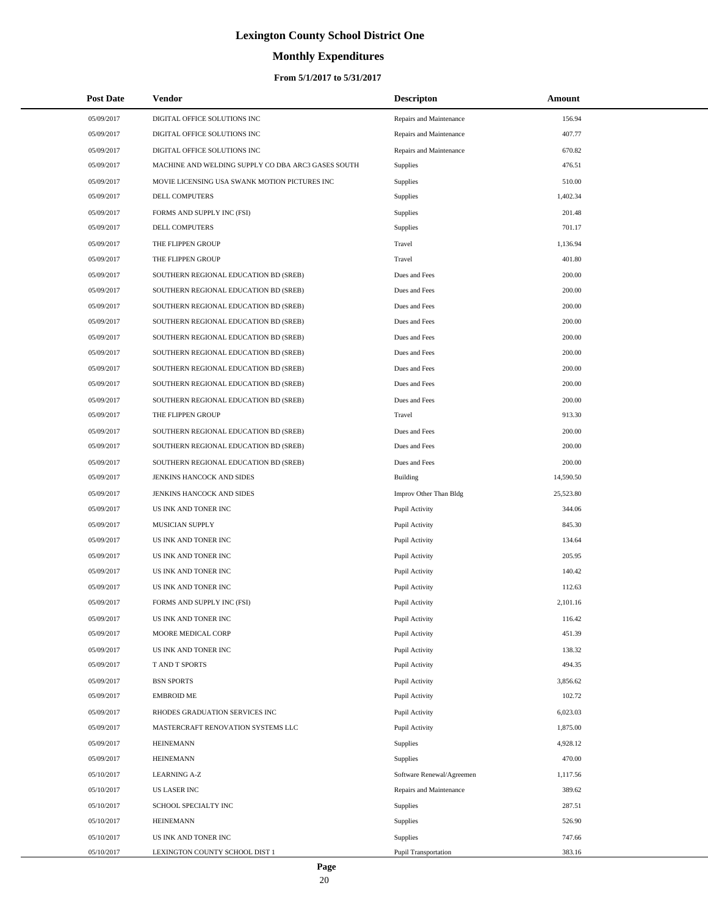# Lexington County School District One

## Monthly Expenditures

### From 5/1/2017 to 5/31/2017

| Post Date | Vendor | Descripton | Amount |
| --- | --- | --- | --- |
| 05/09/2017 | DIGITAL OFFICE SOLUTIONS INC | Repairs and Maintenance | 156.94 |
| 05/09/2017 | DIGITAL OFFICE SOLUTIONS INC | Repairs and Maintenance | 407.77 |
| 05/09/2017 | DIGITAL OFFICE SOLUTIONS INC | Repairs and Maintenance | 670.82 |
| 05/09/2017 | MACHINE AND WELDING SUPPLY CO DBA ARC3 GASES SOUTH | Supplies | 476.51 |
| 05/09/2017 | MOVIE LICENSING USA SWANK MOTION PICTURES INC | Supplies | 510.00 |
| 05/09/2017 | DELL COMPUTERS | Supplies | 1,402.34 |
| 05/09/2017 | FORMS AND SUPPLY INC (FSI) | Supplies | 201.48 |
| 05/09/2017 | DELL COMPUTERS | Supplies | 701.17 |
| 05/09/2017 | THE FLIPPEN GROUP | Travel | 1,136.94 |
| 05/09/2017 | THE FLIPPEN GROUP | Travel | 401.80 |
| 05/09/2017 | SOUTHERN REGIONAL EDUCATION BD (SREB) | Dues and Fees | 200.00 |
| 05/09/2017 | SOUTHERN REGIONAL EDUCATION BD (SREB) | Dues and Fees | 200.00 |
| 05/09/2017 | SOUTHERN REGIONAL EDUCATION BD (SREB) | Dues and Fees | 200.00 |
| 05/09/2017 | SOUTHERN REGIONAL EDUCATION BD (SREB) | Dues and Fees | 200.00 |
| 05/09/2017 | SOUTHERN REGIONAL EDUCATION BD (SREB) | Dues and Fees | 200.00 |
| 05/09/2017 | SOUTHERN REGIONAL EDUCATION BD (SREB) | Dues and Fees | 200.00 |
| 05/09/2017 | SOUTHERN REGIONAL EDUCATION BD (SREB) | Dues and Fees | 200.00 |
| 05/09/2017 | SOUTHERN REGIONAL EDUCATION BD (SREB) | Dues and Fees | 200.00 |
| 05/09/2017 | SOUTHERN REGIONAL EDUCATION BD (SREB) | Dues and Fees | 200.00 |
| 05/09/2017 | THE FLIPPEN GROUP | Travel | 913.30 |
| 05/09/2017 | SOUTHERN REGIONAL EDUCATION BD (SREB) | Dues and Fees | 200.00 |
| 05/09/2017 | SOUTHERN REGIONAL EDUCATION BD (SREB) | Dues and Fees | 200.00 |
| 05/09/2017 | SOUTHERN REGIONAL EDUCATION BD (SREB) | Dues and Fees | 200.00 |
| 05/09/2017 | JENKINS HANCOCK AND SIDES | Building | 14,590.50 |
| 05/09/2017 | JENKINS HANCOCK AND SIDES | Improv Other Than Bldg | 25,523.80 |
| 05/09/2017 | US INK AND TONER INC | Pupil Activity | 344.06 |
| 05/09/2017 | MUSICIAN SUPPLY | Pupil Activity | 845.30 |
| 05/09/2017 | US INK AND TONER INC | Pupil Activity | 134.64 |
| 05/09/2017 | US INK AND TONER INC | Pupil Activity | 205.95 |
| 05/09/2017 | US INK AND TONER INC | Pupil Activity | 140.42 |
| 05/09/2017 | US INK AND TONER INC | Pupil Activity | 112.63 |
| 05/09/2017 | FORMS AND SUPPLY INC (FSI) | Pupil Activity | 2,101.16 |
| 05/09/2017 | US INK AND TONER INC | Pupil Activity | 116.42 |
| 05/09/2017 | MOORE MEDICAL CORP | Pupil Activity | 451.39 |
| 05/09/2017 | US INK AND TONER INC | Pupil Activity | 138.32 |
| 05/09/2017 | T AND T SPORTS | Pupil Activity | 494.35 |
| 05/09/2017 | BSN SPORTS | Pupil Activity | 3,856.62 |
| 05/09/2017 | EMBROID ME | Pupil Activity | 102.72 |
| 05/09/2017 | RHODES GRADUATION SERVICES INC | Pupil Activity | 6,023.03 |
| 05/09/2017 | MASTERCRAFT RENOVATION SYSTEMS LLC | Pupil Activity | 1,875.00 |
| 05/09/2017 | HEINEMANN | Supplies | 4,928.12 |
| 05/09/2017 | HEINEMANN | Supplies | 470.00 |
| 05/10/2017 | LEARNING A-Z | Software Renewal/Agreemen | 1,117.56 |
| 05/10/2017 | US LASER INC | Repairs and Maintenance | 389.62 |
| 05/10/2017 | SCHOOL SPECIALTY INC | Supplies | 287.51 |
| 05/10/2017 | HEINEMANN | Supplies | 526.90 |
| 05/10/2017 | US INK AND TONER INC | Supplies | 747.66 |
| 05/10/2017 | LEXINGTON COUNTY SCHOOL DIST 1 | Pupil Transportation | 383.16 |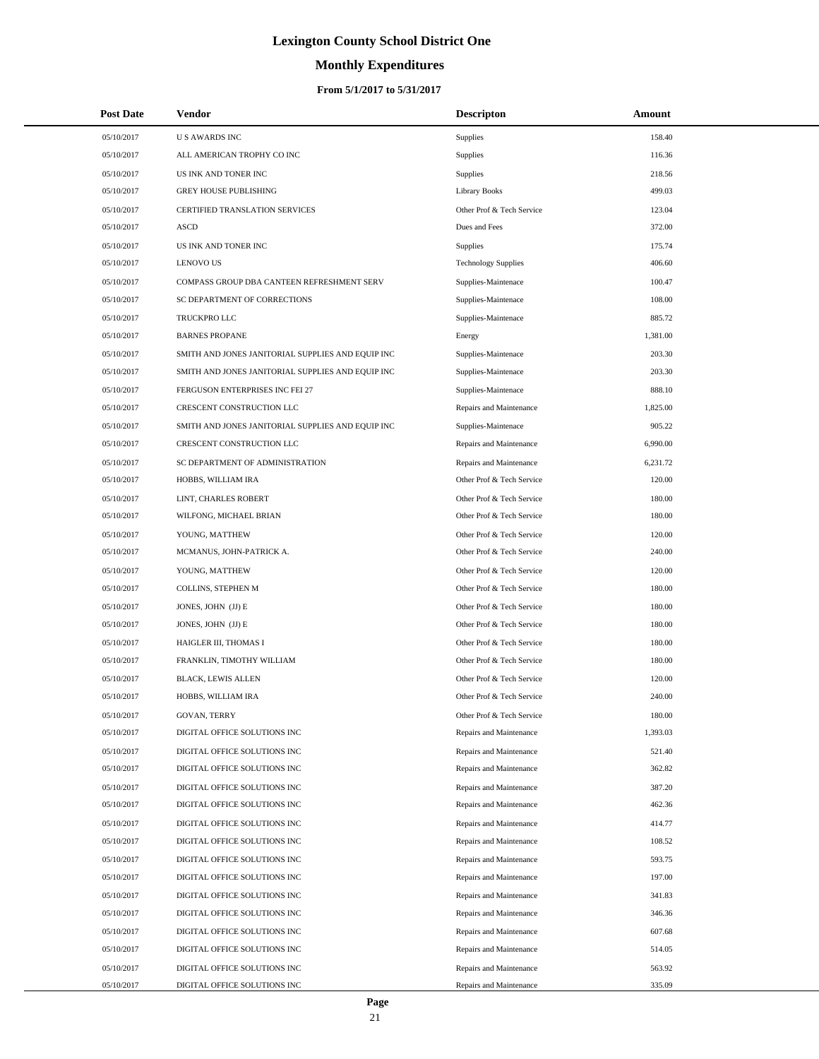# Lexington County School District One

## Monthly Expenditures

### From 5/1/2017 to 5/31/2017

| Post Date | Vendor | Descripton | Amount |
|---|---|---|---|
| 05/10/2017 | U S AWARDS INC | Supplies | 158.40 |
| 05/10/2017 | ALL AMERICAN TROPHY CO INC | Supplies | 116.36 |
| 05/10/2017 | US INK AND TONER INC | Supplies | 218.56 |
| 05/10/2017 | GREY HOUSE PUBLISHING | Library Books | 499.03 |
| 05/10/2017 | CERTIFIED TRANSLATION SERVICES | Other Prof & Tech Service | 123.04 |
| 05/10/2017 | ASCD | Dues and Fees | 372.00 |
| 05/10/2017 | US INK AND TONER INC | Supplies | 175.74 |
| 05/10/2017 | LENOVO US | Technology Supplies | 406.60 |
| 05/10/2017 | COMPASS GROUP DBA CANTEEN REFRESHMENT SERV | Supplies-Maintenace | 100.47 |
| 05/10/2017 | SC DEPARTMENT OF CORRECTIONS | Supplies-Maintenace | 108.00 |
| 05/10/2017 | TRUCKPRO LLC | Supplies-Maintenace | 885.72 |
| 05/10/2017 | BARNES PROPANE | Energy | 1,381.00 |
| 05/10/2017 | SMITH AND JONES JANITORIAL SUPPLIES AND EQUIP INC | Supplies-Maintenace | 203.30 |
| 05/10/2017 | SMITH AND JONES JANITORIAL SUPPLIES AND EQUIP INC | Supplies-Maintenace | 203.30 |
| 05/10/2017 | FERGUSON ENTERPRISES INC FEI 27 | Supplies-Maintenace | 888.10 |
| 05/10/2017 | CRESCENT CONSTRUCTION LLC | Repairs and Maintenance | 1,825.00 |
| 05/10/2017 | SMITH AND JONES JANITORIAL SUPPLIES AND EQUIP INC | Supplies-Maintenace | 905.22 |
| 05/10/2017 | CRESCENT CONSTRUCTION LLC | Repairs and Maintenance | 6,990.00 |
| 05/10/2017 | SC DEPARTMENT OF ADMINISTRATION | Repairs and Maintenance | 6,231.72 |
| 05/10/2017 | HOBBS, WILLIAM IRA | Other Prof & Tech Service | 120.00 |
| 05/10/2017 | LINT, CHARLES ROBERT | Other Prof & Tech Service | 180.00 |
| 05/10/2017 | WILFONG, MICHAEL BRIAN | Other Prof & Tech Service | 180.00 |
| 05/10/2017 | YOUNG, MATTHEW | Other Prof & Tech Service | 120.00 |
| 05/10/2017 | MCMANUS, JOHN-PATRICK A. | Other Prof & Tech Service | 240.00 |
| 05/10/2017 | YOUNG, MATTHEW | Other Prof & Tech Service | 120.00 |
| 05/10/2017 | COLLINS, STEPHEN M | Other Prof & Tech Service | 180.00 |
| 05/10/2017 | JONES, JOHN (JJ) E | Other Prof & Tech Service | 180.00 |
| 05/10/2017 | JONES, JOHN (JJ) E | Other Prof & Tech Service | 180.00 |
| 05/10/2017 | HAIGLER III, THOMAS I | Other Prof & Tech Service | 180.00 |
| 05/10/2017 | FRANKLIN, TIMOTHY WILLIAM | Other Prof & Tech Service | 180.00 |
| 05/10/2017 | BLACK, LEWIS ALLEN | Other Prof & Tech Service | 120.00 |
| 05/10/2017 | HOBBS, WILLIAM IRA | Other Prof & Tech Service | 240.00 |
| 05/10/2017 | GOVAN, TERRY | Other Prof & Tech Service | 180.00 |
| 05/10/2017 | DIGITAL OFFICE SOLUTIONS INC | Repairs and Maintenance | 1,393.03 |
| 05/10/2017 | DIGITAL OFFICE SOLUTIONS INC | Repairs and Maintenance | 521.40 |
| 05/10/2017 | DIGITAL OFFICE SOLUTIONS INC | Repairs and Maintenance | 362.82 |
| 05/10/2017 | DIGITAL OFFICE SOLUTIONS INC | Repairs and Maintenance | 387.20 |
| 05/10/2017 | DIGITAL OFFICE SOLUTIONS INC | Repairs and Maintenance | 462.36 |
| 05/10/2017 | DIGITAL OFFICE SOLUTIONS INC | Repairs and Maintenance | 414.77 |
| 05/10/2017 | DIGITAL OFFICE SOLUTIONS INC | Repairs and Maintenance | 108.52 |
| 05/10/2017 | DIGITAL OFFICE SOLUTIONS INC | Repairs and Maintenance | 593.75 |
| 05/10/2017 | DIGITAL OFFICE SOLUTIONS INC | Repairs and Maintenance | 197.00 |
| 05/10/2017 | DIGITAL OFFICE SOLUTIONS INC | Repairs and Maintenance | 341.83 |
| 05/10/2017 | DIGITAL OFFICE SOLUTIONS INC | Repairs and Maintenance | 346.36 |
| 05/10/2017 | DIGITAL OFFICE SOLUTIONS INC | Repairs and Maintenance | 607.68 |
| 05/10/2017 | DIGITAL OFFICE SOLUTIONS INC | Repairs and Maintenance | 514.05 |
| 05/10/2017 | DIGITAL OFFICE SOLUTIONS INC | Repairs and Maintenance | 563.92 |
| 05/10/2017 | DIGITAL OFFICE SOLUTIONS INC | Repairs and Maintenance | 335.09 |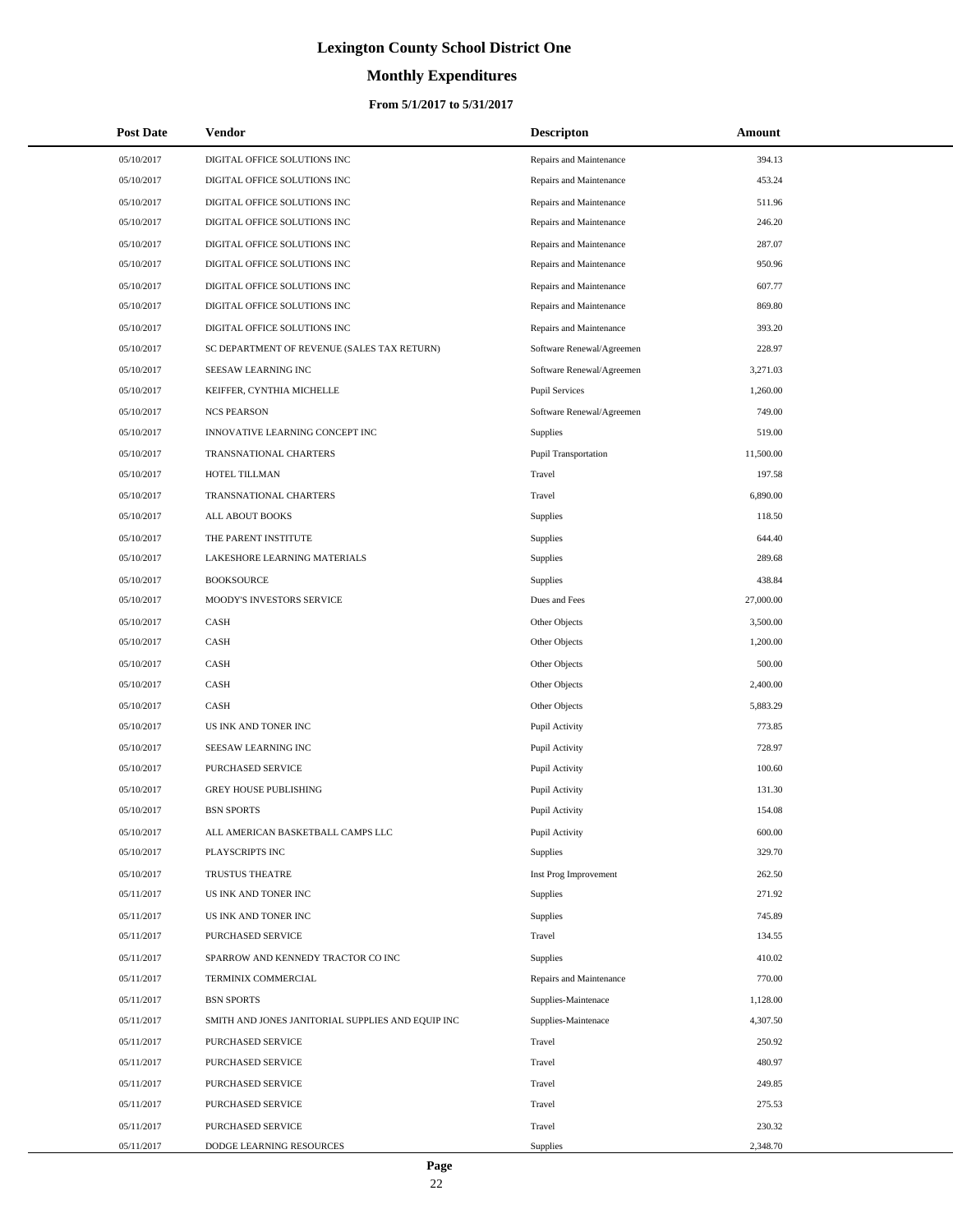# Lexington County School District One

## Monthly Expenditures

### From 5/1/2017 to 5/31/2017

| Post Date | Vendor | Descripton | Amount |
|---|---|---|---|
| 05/10/2017 | DIGITAL OFFICE SOLUTIONS INC | Repairs and Maintenance | 394.13 |
| 05/10/2017 | DIGITAL OFFICE SOLUTIONS INC | Repairs and Maintenance | 453.24 |
| 05/10/2017 | DIGITAL OFFICE SOLUTIONS INC | Repairs and Maintenance | 511.96 |
| 05/10/2017 | DIGITAL OFFICE SOLUTIONS INC | Repairs and Maintenance | 246.20 |
| 05/10/2017 | DIGITAL OFFICE SOLUTIONS INC | Repairs and Maintenance | 287.07 |
| 05/10/2017 | DIGITAL OFFICE SOLUTIONS INC | Repairs and Maintenance | 950.96 |
| 05/10/2017 | DIGITAL OFFICE SOLUTIONS INC | Repairs and Maintenance | 607.77 |
| 05/10/2017 | DIGITAL OFFICE SOLUTIONS INC | Repairs and Maintenance | 869.80 |
| 05/10/2017 | DIGITAL OFFICE SOLUTIONS INC | Repairs and Maintenance | 393.20 |
| 05/10/2017 | SC DEPARTMENT OF REVENUE (SALES TAX RETURN) | Software Renewal/Agreemen | 228.97 |
| 05/10/2017 | SEESAW LEARNING INC | Software Renewal/Agreemen | 3,271.03 |
| 05/10/2017 | KEIFFER, CYNTHIA MICHELLE | Pupil Services | 1,260.00 |
| 05/10/2017 | NCS PEARSON | Software Renewal/Agreemen | 749.00 |
| 05/10/2017 | INNOVATIVE LEARNING CONCEPT INC | Supplies | 519.00 |
| 05/10/2017 | TRANSNATIONAL CHARTERS | Pupil Transportation | 11,500.00 |
| 05/10/2017 | HOTEL TILLMAN | Travel | 197.58 |
| 05/10/2017 | TRANSNATIONAL CHARTERS | Travel | 6,890.00 |
| 05/10/2017 | ALL ABOUT BOOKS | Supplies | 118.50 |
| 05/10/2017 | THE PARENT INSTITUTE | Supplies | 644.40 |
| 05/10/2017 | LAKESHORE LEARNING MATERIALS | Supplies | 289.68 |
| 05/10/2017 | BOOKSOURCE | Supplies | 438.84 |
| 05/10/2017 | MOODY'S INVESTORS SERVICE | Dues and Fees | 27,000.00 |
| 05/10/2017 | CASH | Other Objects | 3,500.00 |
| 05/10/2017 | CASH | Other Objects | 1,200.00 |
| 05/10/2017 | CASH | Other Objects | 500.00 |
| 05/10/2017 | CASH | Other Objects | 2,400.00 |
| 05/10/2017 | CASH | Other Objects | 5,883.29 |
| 05/10/2017 | US INK AND TONER INC | Pupil Activity | 773.85 |
| 05/10/2017 | SEESAW LEARNING INC | Pupil Activity | 728.97 |
| 05/10/2017 | PURCHASED SERVICE | Pupil Activity | 100.60 |
| 05/10/2017 | GREY HOUSE PUBLISHING | Pupil Activity | 131.30 |
| 05/10/2017 | BSN SPORTS | Pupil Activity | 154.08 |
| 05/10/2017 | ALL AMERICAN BASKETBALL CAMPS LLC | Pupil Activity | 600.00 |
| 05/10/2017 | PLAYSCRIPTS INC | Supplies | 329.70 |
| 05/10/2017 | TRUSTUS THEATRE | Inst Prog Improvement | 262.50 |
| 05/11/2017 | US INK AND TONER INC | Supplies | 271.92 |
| 05/11/2017 | US INK AND TONER INC | Supplies | 745.89 |
| 05/11/2017 | PURCHASED SERVICE | Travel | 134.55 |
| 05/11/2017 | SPARROW AND KENNEDY TRACTOR CO INC | Supplies | 410.02 |
| 05/11/2017 | TERMINIX COMMERCIAL | Repairs and Maintenance | 770.00 |
| 05/11/2017 | BSN SPORTS | Supplies-Maintenace | 1,128.00 |
| 05/11/2017 | SMITH AND JONES JANITORIAL SUPPLIES AND EQUIP INC | Supplies-Maintenace | 4,307.50 |
| 05/11/2017 | PURCHASED SERVICE | Travel | 250.92 |
| 05/11/2017 | PURCHASED SERVICE | Travel | 480.97 |
| 05/11/2017 | PURCHASED SERVICE | Travel | 249.85 |
| 05/11/2017 | PURCHASED SERVICE | Travel | 275.53 |
| 05/11/2017 | PURCHASED SERVICE | Travel | 230.32 |
| 05/11/2017 | DODGE LEARNING RESOURCES | Supplies | 2,348.70 |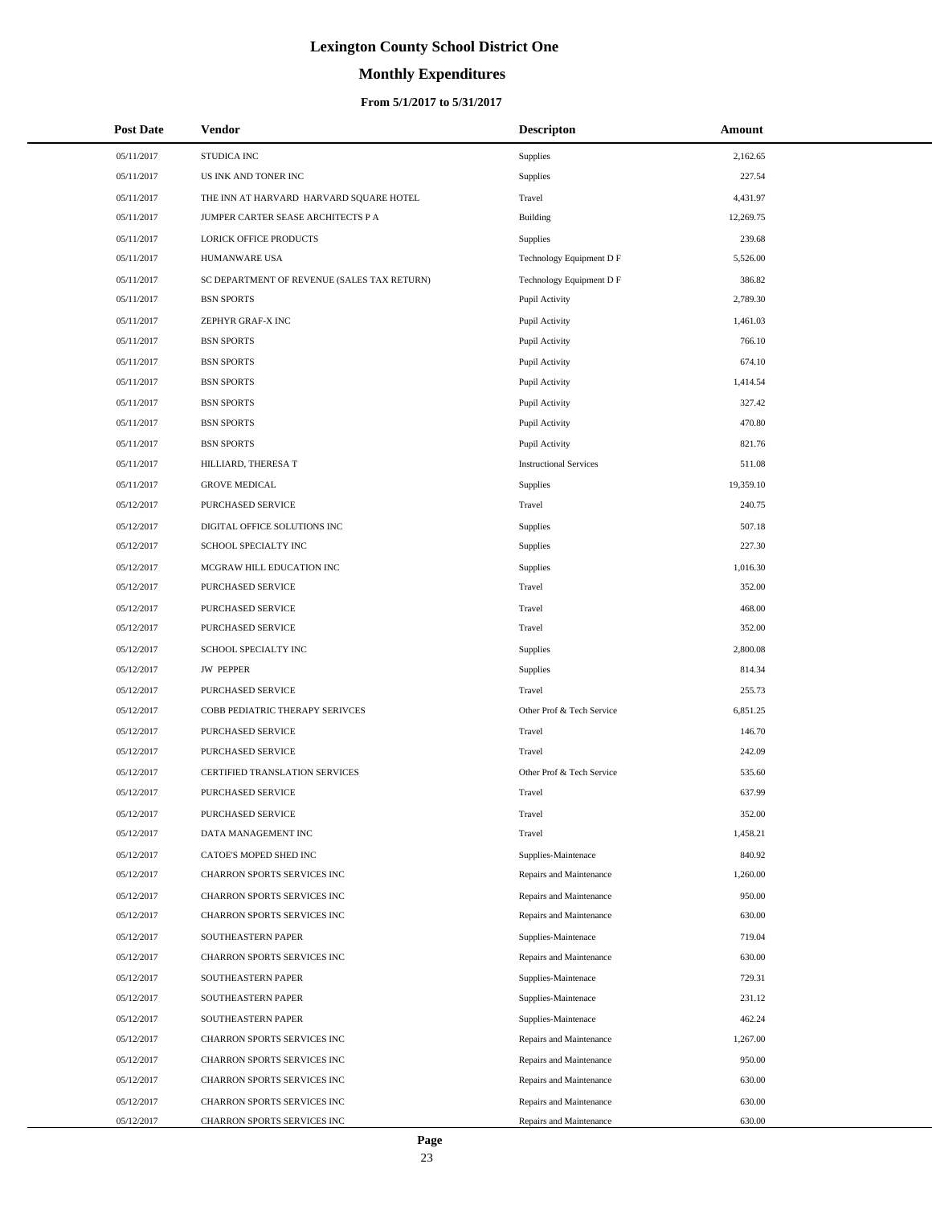# Lexington County School District One

## Monthly Expenditures

### From 5/1/2017 to 5/31/2017

| Post Date | Vendor | Descripton | Amount |
|---|---|---|---|
| 05/11/2017 | STUDICA INC | Supplies | 2,162.65 |
| 05/11/2017 | US INK AND TONER INC | Supplies | 227.54 |
| 05/11/2017 | THE INN AT HARVARD HARVARD SQUARE HOTEL | Travel | 4,431.97 |
| 05/11/2017 | JUMPER CARTER SEASE ARCHITECTS P A | Building | 12,269.75 |
| 05/11/2017 | LORICK OFFICE PRODUCTS | Supplies | 239.68 |
| 05/11/2017 | HUMANWARE USA | Technology Equipment D F | 5,526.00 |
| 05/11/2017 | SC DEPARTMENT OF REVENUE (SALES TAX RETURN) | Technology Equipment D F | 386.82 |
| 05/11/2017 | BSN SPORTS | Pupil Activity | 2,789.30 |
| 05/11/2017 | ZEPHYR GRAF-X INC | Pupil Activity | 1,461.03 |
| 05/11/2017 | BSN SPORTS | Pupil Activity | 766.10 |
| 05/11/2017 | BSN SPORTS | Pupil Activity | 674.10 |
| 05/11/2017 | BSN SPORTS | Pupil Activity | 1,414.54 |
| 05/11/2017 | BSN SPORTS | Pupil Activity | 327.42 |
| 05/11/2017 | BSN SPORTS | Pupil Activity | 470.80 |
| 05/11/2017 | BSN SPORTS | Pupil Activity | 821.76 |
| 05/11/2017 | HILLIARD, THERESA T | Instructional Services | 511.08 |
| 05/11/2017 | GROVE MEDICAL | Supplies | 19,359.10 |
| 05/12/2017 | PURCHASED SERVICE | Travel | 240.75 |
| 05/12/2017 | DIGITAL OFFICE SOLUTIONS INC | Supplies | 507.18 |
| 05/12/2017 | SCHOOL SPECIALTY INC | Supplies | 227.30 |
| 05/12/2017 | MCGRAW HILL EDUCATION INC | Supplies | 1,016.30 |
| 05/12/2017 | PURCHASED SERVICE | Travel | 352.00 |
| 05/12/2017 | PURCHASED SERVICE | Travel | 468.00 |
| 05/12/2017 | PURCHASED SERVICE | Travel | 352.00 |
| 05/12/2017 | SCHOOL SPECIALTY INC | Supplies | 2,800.08 |
| 05/12/2017 | JW PEPPER | Supplies | 814.34 |
| 05/12/2017 | PURCHASED SERVICE | Travel | 255.73 |
| 05/12/2017 | COBB PEDIATRIC THERAPY SERIVCES | Other Prof & Tech Service | 6,851.25 |
| 05/12/2017 | PURCHASED SERVICE | Travel | 146.70 |
| 05/12/2017 | PURCHASED SERVICE | Travel | 242.09 |
| 05/12/2017 | CERTIFIED TRANSLATION SERVICES | Other Prof & Tech Service | 535.60 |
| 05/12/2017 | PURCHASED SERVICE | Travel | 637.99 |
| 05/12/2017 | PURCHASED SERVICE | Travel | 352.00 |
| 05/12/2017 | DATA MANAGEMENT INC | Travel | 1,458.21 |
| 05/12/2017 | CATOE'S MOPED SHED INC | Supplies-Maintenace | 840.92 |
| 05/12/2017 | CHARRON SPORTS SERVICES INC | Repairs and Maintenance | 1,260.00 |
| 05/12/2017 | CHARRON SPORTS SERVICES INC | Repairs and Maintenance | 950.00 |
| 05/12/2017 | CHARRON SPORTS SERVICES INC | Repairs and Maintenance | 630.00 |
| 05/12/2017 | SOUTHEASTERN PAPER | Supplies-Maintenace | 719.04 |
| 05/12/2017 | CHARRON SPORTS SERVICES INC | Repairs and Maintenance | 630.00 |
| 05/12/2017 | SOUTHEASTERN PAPER | Supplies-Maintenace | 729.31 |
| 05/12/2017 | SOUTHEASTERN PAPER | Supplies-Maintenace | 231.12 |
| 05/12/2017 | SOUTHEASTERN PAPER | Supplies-Maintenace | 462.24 |
| 05/12/2017 | CHARRON SPORTS SERVICES INC | Repairs and Maintenance | 1,267.00 |
| 05/12/2017 | CHARRON SPORTS SERVICES INC | Repairs and Maintenance | 950.00 |
| 05/12/2017 | CHARRON SPORTS SERVICES INC | Repairs and Maintenance | 630.00 |
| 05/12/2017 | CHARRON SPORTS SERVICES INC | Repairs and Maintenance | 630.00 |
| 05/12/2017 | CHARRON SPORTS SERVICES INC | Repairs and Maintenance | 630.00 |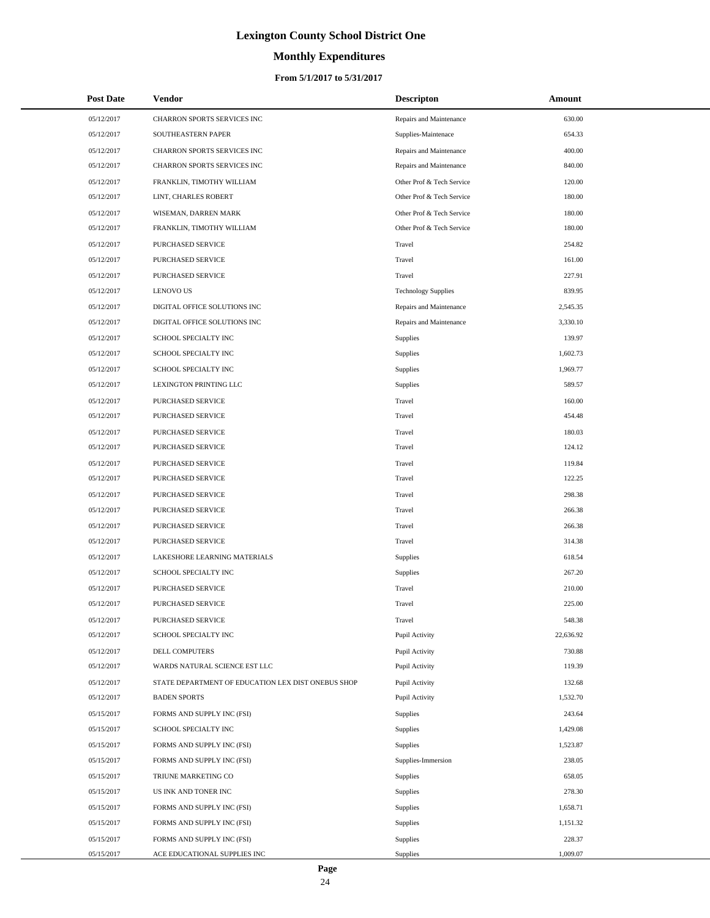# Lexington County School District One

## Monthly Expenditures

### From 5/1/2017 to 5/31/2017

| Post Date | Vendor | Descripton | Amount |
|---|---|---|---|
| 05/12/2017 | CHARRON SPORTS SERVICES INC | Repairs and Maintenance | 630.00 |
| 05/12/2017 | SOUTHEASTERN PAPER | Supplies-Maintenace | 654.33 |
| 05/12/2017 | CHARRON SPORTS SERVICES INC | Repairs and Maintenance | 400.00 |
| 05/12/2017 | CHARRON SPORTS SERVICES INC | Repairs and Maintenance | 840.00 |
| 05/12/2017 | FRANKLIN, TIMOTHY WILLIAM | Other Prof & Tech Service | 120.00 |
| 05/12/2017 | LINT, CHARLES ROBERT | Other Prof & Tech Service | 180.00 |
| 05/12/2017 | WISEMAN, DARREN MARK | Other Prof & Tech Service | 180.00 |
| 05/12/2017 | FRANKLIN, TIMOTHY WILLIAM | Other Prof & Tech Service | 180.00 |
| 05/12/2017 | PURCHASED SERVICE | Travel | 254.82 |
| 05/12/2017 | PURCHASED SERVICE | Travel | 161.00 |
| 05/12/2017 | PURCHASED SERVICE | Travel | 227.91 |
| 05/12/2017 | LENOVO US | Technology Supplies | 839.95 |
| 05/12/2017 | DIGITAL OFFICE SOLUTIONS INC | Repairs and Maintenance | 2,545.35 |
| 05/12/2017 | DIGITAL OFFICE SOLUTIONS INC | Repairs and Maintenance | 3,330.10 |
| 05/12/2017 | SCHOOL SPECIALTY INC | Supplies | 139.97 |
| 05/12/2017 | SCHOOL SPECIALTY INC | Supplies | 1,602.73 |
| 05/12/2017 | SCHOOL SPECIALTY INC | Supplies | 1,969.77 |
| 05/12/2017 | LEXINGTON PRINTING LLC | Supplies | 589.57 |
| 05/12/2017 | PURCHASED SERVICE | Travel | 160.00 |
| 05/12/2017 | PURCHASED SERVICE | Travel | 454.48 |
| 05/12/2017 | PURCHASED SERVICE | Travel | 180.03 |
| 05/12/2017 | PURCHASED SERVICE | Travel | 124.12 |
| 05/12/2017 | PURCHASED SERVICE | Travel | 119.84 |
| 05/12/2017 | PURCHASED SERVICE | Travel | 122.25 |
| 05/12/2017 | PURCHASED SERVICE | Travel | 298.38 |
| 05/12/2017 | PURCHASED SERVICE | Travel | 266.38 |
| 05/12/2017 | PURCHASED SERVICE | Travel | 266.38 |
| 05/12/2017 | PURCHASED SERVICE | Travel | 314.38 |
| 05/12/2017 | LAKESHORE LEARNING MATERIALS | Supplies | 618.54 |
| 05/12/2017 | SCHOOL SPECIALTY INC | Supplies | 267.20 |
| 05/12/2017 | PURCHASED SERVICE | Travel | 210.00 |
| 05/12/2017 | PURCHASED SERVICE | Travel | 225.00 |
| 05/12/2017 | PURCHASED SERVICE | Travel | 548.38 |
| 05/12/2017 | SCHOOL SPECIALTY INC | Pupil Activity | 22,636.92 |
| 05/12/2017 | DELL COMPUTERS | Pupil Activity | 730.88 |
| 05/12/2017 | WARDS NATURAL SCIENCE EST LLC | Pupil Activity | 119.39 |
| 05/12/2017 | STATE DEPARTMENT OF EDUCATION LEX DIST ONEBUS SHOP | Pupil Activity | 132.68 |
| 05/12/2017 | BADEN SPORTS | Pupil Activity | 1,532.70 |
| 05/15/2017 | FORMS AND SUPPLY INC (FSI) | Supplies | 243.64 |
| 05/15/2017 | SCHOOL SPECIALTY INC | Supplies | 1,429.08 |
| 05/15/2017 | FORMS AND SUPPLY INC (FSI) | Supplies | 1,523.87 |
| 05/15/2017 | FORMS AND SUPPLY INC (FSI) | Supplies-Immersion | 238.05 |
| 05/15/2017 | TRIUNE MARKETING CO | Supplies | 658.05 |
| 05/15/2017 | US INK AND TONER INC | Supplies | 278.30 |
| 05/15/2017 | FORMS AND SUPPLY INC (FSI) | Supplies | 1,658.71 |
| 05/15/2017 | FORMS AND SUPPLY INC (FSI) | Supplies | 1,151.32 |
| 05/15/2017 | FORMS AND SUPPLY INC (FSI) | Supplies | 228.37 |
| 05/15/2017 | ACE EDUCATIONAL SUPPLIES INC | Supplies | 1,009.07 |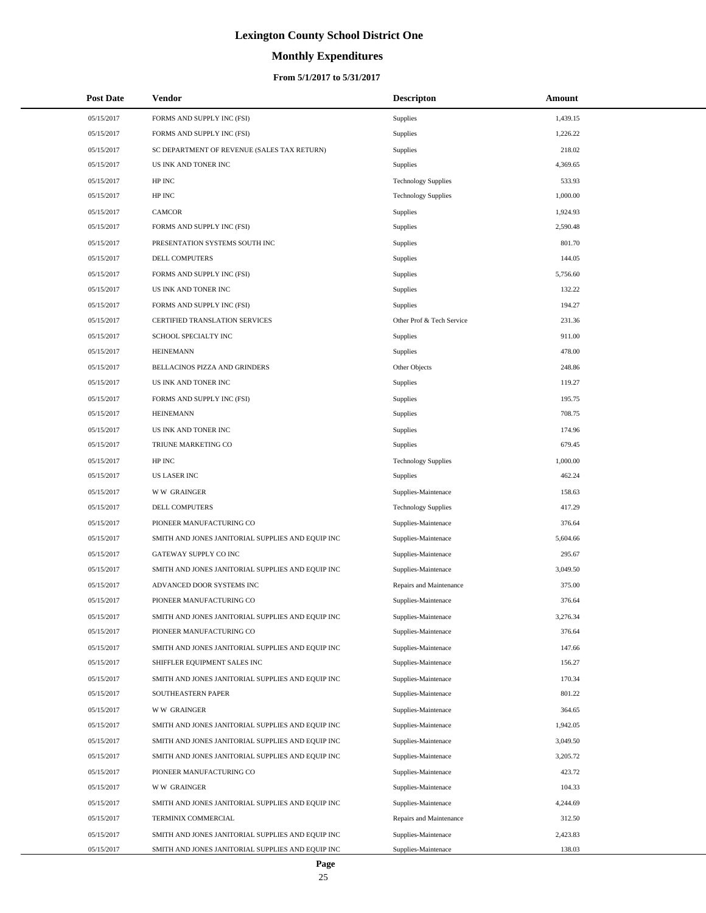# Lexington County School District One

## Monthly Expenditures

### From 5/1/2017 to 5/31/2017

| Post Date | Vendor | Descripton | Amount |
|---|---|---|---|
| 05/15/2017 | FORMS AND SUPPLY INC (FSI) | Supplies | 1,439.15 |
| 05/15/2017 | FORMS AND SUPPLY INC (FSI) | Supplies | 1,226.22 |
| 05/15/2017 | SC DEPARTMENT OF REVENUE (SALES TAX RETURN) | Supplies | 218.02 |
| 05/15/2017 | US INK AND TONER INC | Supplies | 4,369.65 |
| 05/15/2017 | HP INC | Technology Supplies | 533.93 |
| 05/15/2017 | HP INC | Technology Supplies | 1,000.00 |
| 05/15/2017 | CAMCOR | Supplies | 1,924.93 |
| 05/15/2017 | FORMS AND SUPPLY INC (FSI) | Supplies | 2,590.48 |
| 05/15/2017 | PRESENTATION SYSTEMS SOUTH INC | Supplies | 801.70 |
| 05/15/2017 | DELL COMPUTERS | Supplies | 144.05 |
| 05/15/2017 | FORMS AND SUPPLY INC (FSI) | Supplies | 5,756.60 |
| 05/15/2017 | US INK AND TONER INC | Supplies | 132.22 |
| 05/15/2017 | FORMS AND SUPPLY INC (FSI) | Supplies | 194.27 |
| 05/15/2017 | CERTIFIED TRANSLATION SERVICES | Other Prof & Tech Service | 231.36 |
| 05/15/2017 | SCHOOL SPECIALTY INC | Supplies | 911.00 |
| 05/15/2017 | HEINEMANN | Supplies | 478.00 |
| 05/15/2017 | BELLACINOS PIZZA AND GRINDERS | Other Objects | 248.86 |
| 05/15/2017 | US INK AND TONER INC | Supplies | 119.27 |
| 05/15/2017 | FORMS AND SUPPLY INC (FSI) | Supplies | 195.75 |
| 05/15/2017 | HEINEMANN | Supplies | 708.75 |
| 05/15/2017 | US INK AND TONER INC | Supplies | 174.96 |
| 05/15/2017 | TRIUNE MARKETING CO | Supplies | 679.45 |
| 05/15/2017 | HP INC | Technology Supplies | 1,000.00 |
| 05/15/2017 | US LASER INC | Supplies | 462.24 |
| 05/15/2017 | W W GRAINGER | Supplies-Maintenace | 158.63 |
| 05/15/2017 | DELL COMPUTERS | Technology Supplies | 417.29 |
| 05/15/2017 | PIONEER MANUFACTURING CO | Supplies-Maintenace | 376.64 |
| 05/15/2017 | SMITH AND JONES JANITORIAL SUPPLIES AND EQUIP INC | Supplies-Maintenace | 5,604.66 |
| 05/15/2017 | GATEWAY SUPPLY CO INC | Supplies-Maintenace | 295.67 |
| 05/15/2017 | SMITH AND JONES JANITORIAL SUPPLIES AND EQUIP INC | Supplies-Maintenace | 3,049.50 |
| 05/15/2017 | ADVANCED DOOR SYSTEMS INC | Repairs and Maintenance | 375.00 |
| 05/15/2017 | PIONEER MANUFACTURING CO | Supplies-Maintenace | 376.64 |
| 05/15/2017 | SMITH AND JONES JANITORIAL SUPPLIES AND EQUIP INC | Supplies-Maintenace | 3,276.34 |
| 05/15/2017 | PIONEER MANUFACTURING CO | Supplies-Maintenace | 376.64 |
| 05/15/2017 | SMITH AND JONES JANITORIAL SUPPLIES AND EQUIP INC | Supplies-Maintenace | 147.66 |
| 05/15/2017 | SHIFFLER EQUIPMENT SALES INC | Supplies-Maintenace | 156.27 |
| 05/15/2017 | SMITH AND JONES JANITORIAL SUPPLIES AND EQUIP INC | Supplies-Maintenace | 170.34 |
| 05/15/2017 | SOUTHEASTERN PAPER | Supplies-Maintenace | 801.22 |
| 05/15/2017 | W W GRAINGER | Supplies-Maintenace | 364.65 |
| 05/15/2017 | SMITH AND JONES JANITORIAL SUPPLIES AND EQUIP INC | Supplies-Maintenace | 1,942.05 |
| 05/15/2017 | SMITH AND JONES JANITORIAL SUPPLIES AND EQUIP INC | Supplies-Maintenace | 3,049.50 |
| 05/15/2017 | SMITH AND JONES JANITORIAL SUPPLIES AND EQUIP INC | Supplies-Maintenace | 3,205.72 |
| 05/15/2017 | PIONEER MANUFACTURING CO | Supplies-Maintenace | 423.72 |
| 05/15/2017 | W W GRAINGER | Supplies-Maintenace | 104.33 |
| 05/15/2017 | SMITH AND JONES JANITORIAL SUPPLIES AND EQUIP INC | Supplies-Maintenace | 4,244.69 |
| 05/15/2017 | TERMINIX COMMERCIAL | Repairs and Maintenance | 312.50 |
| 05/15/2017 | SMITH AND JONES JANITORIAL SUPPLIES AND EQUIP INC | Supplies-Maintenace | 2,423.83 |
| 05/15/2017 | SMITH AND JONES JANITORIAL SUPPLIES AND EQUIP INC | Supplies-Maintenace | 138.03 |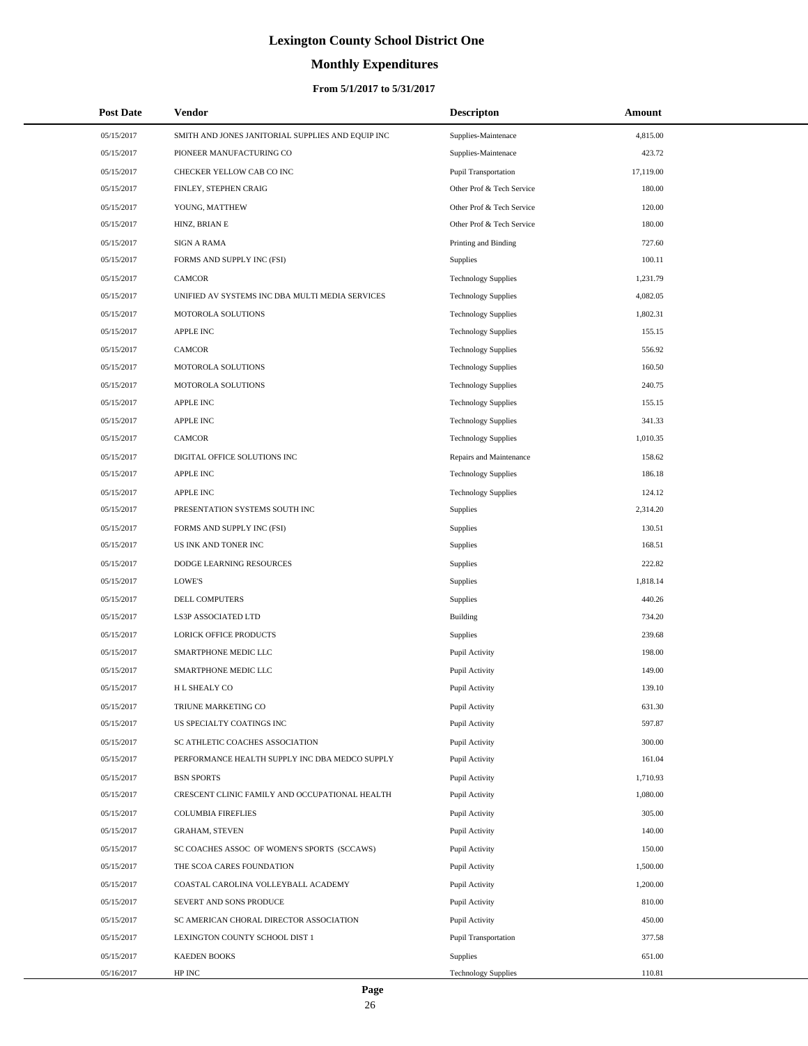# Lexington County School District One

## Monthly Expenditures

### From 5/1/2017 to 5/31/2017

| Post Date | Vendor | Descripton | Amount |
|---|---|---|---|
| 05/15/2017 | SMITH AND JONES JANITORIAL SUPPLIES AND EQUIP INC | Supplies-Maintenace | 4,815.00 |
| 05/15/2017 | PIONEER MANUFACTURING CO | Supplies-Maintenace | 423.72 |
| 05/15/2017 | CHECKER YELLOW CAB CO INC | Pupil Transportation | 17,119.00 |
| 05/15/2017 | FINLEY, STEPHEN CRAIG | Other Prof & Tech Service | 180.00 |
| 05/15/2017 | YOUNG, MATTHEW | Other Prof & Tech Service | 120.00 |
| 05/15/2017 | HINZ, BRIAN E | Other Prof & Tech Service | 180.00 |
| 05/15/2017 | SIGN A RAMA | Printing and Binding | 727.60 |
| 05/15/2017 | FORMS AND SUPPLY INC (FSI) | Supplies | 100.11 |
| 05/15/2017 | CAMCOR | Technology Supplies | 1,231.79 |
| 05/15/2017 | UNIFIED AV SYSTEMS INC DBA MULTI MEDIA SERVICES | Technology Supplies | 4,082.05 |
| 05/15/2017 | MOTOROLA SOLUTIONS | Technology Supplies | 1,802.31 |
| 05/15/2017 | APPLE INC | Technology Supplies | 155.15 |
| 05/15/2017 | CAMCOR | Technology Supplies | 556.92 |
| 05/15/2017 | MOTOROLA SOLUTIONS | Technology Supplies | 160.50 |
| 05/15/2017 | MOTOROLA SOLUTIONS | Technology Supplies | 240.75 |
| 05/15/2017 | APPLE INC | Technology Supplies | 155.15 |
| 05/15/2017 | APPLE INC | Technology Supplies | 341.33 |
| 05/15/2017 | CAMCOR | Technology Supplies | 1,010.35 |
| 05/15/2017 | DIGITAL OFFICE SOLUTIONS INC | Repairs and Maintenance | 158.62 |
| 05/15/2017 | APPLE INC | Technology Supplies | 186.18 |
| 05/15/2017 | APPLE INC | Technology Supplies | 124.12 |
| 05/15/2017 | PRESENTATION SYSTEMS SOUTH INC | Supplies | 2,314.20 |
| 05/15/2017 | FORMS AND SUPPLY INC (FSI) | Supplies | 130.51 |
| 05/15/2017 | US INK AND TONER INC | Supplies | 168.51 |
| 05/15/2017 | DODGE LEARNING RESOURCES | Supplies | 222.82 |
| 05/15/2017 | LOWE'S | Supplies | 1,818.14 |
| 05/15/2017 | DELL COMPUTERS | Supplies | 440.26 |
| 05/15/2017 | LS3P ASSOCIATED LTD | Building | 734.20 |
| 05/15/2017 | LORICK OFFICE PRODUCTS | Supplies | 239.68 |
| 05/15/2017 | SMARTPHONE MEDIC LLC | Pupil Activity | 198.00 |
| 05/15/2017 | SMARTPHONE MEDIC LLC | Pupil Activity | 149.00 |
| 05/15/2017 | H L SHEALY CO | Pupil Activity | 139.10 |
| 05/15/2017 | TRIUNE MARKETING CO | Pupil Activity | 631.30 |
| 05/15/2017 | US SPECIALTY COATINGS INC | Pupil Activity | 597.87 |
| 05/15/2017 | SC ATHLETIC COACHES ASSOCIATION | Pupil Activity | 300.00 |
| 05/15/2017 | PERFORMANCE HEALTH SUPPLY INC DBA MEDCO SUPPLY | Pupil Activity | 161.04 |
| 05/15/2017 | BSN SPORTS | Pupil Activity | 1,710.93 |
| 05/15/2017 | CRESCENT CLINIC FAMILY AND OCCUPATIONAL HEALTH | Pupil Activity | 1,080.00 |
| 05/15/2017 | COLUMBIA FIREFLIES | Pupil Activity | 305.00 |
| 05/15/2017 | GRAHAM, STEVEN | Pupil Activity | 140.00 |
| 05/15/2017 | SC COACHES ASSOC OF WOMEN'S SPORTS (SCCAWS) | Pupil Activity | 150.00 |
| 05/15/2017 | THE SCOA CARES FOUNDATION | Pupil Activity | 1,500.00 |
| 05/15/2017 | COASTAL CAROLINA VOLLEYBALL ACADEMY | Pupil Activity | 1,200.00 |
| 05/15/2017 | SEVERT AND SONS PRODUCE | Pupil Activity | 810.00 |
| 05/15/2017 | SC AMERICAN CHORAL DIRECTOR ASSOCIATION | Pupil Activity | 450.00 |
| 05/15/2017 | LEXINGTON COUNTY SCHOOL DIST 1 | Pupil Transportation | 377.58 |
| 05/15/2017 | KAEDEN BOOKS | Supplies | 651.00 |
| 05/16/2017 | HP INC | Technology Supplies | 110.81 |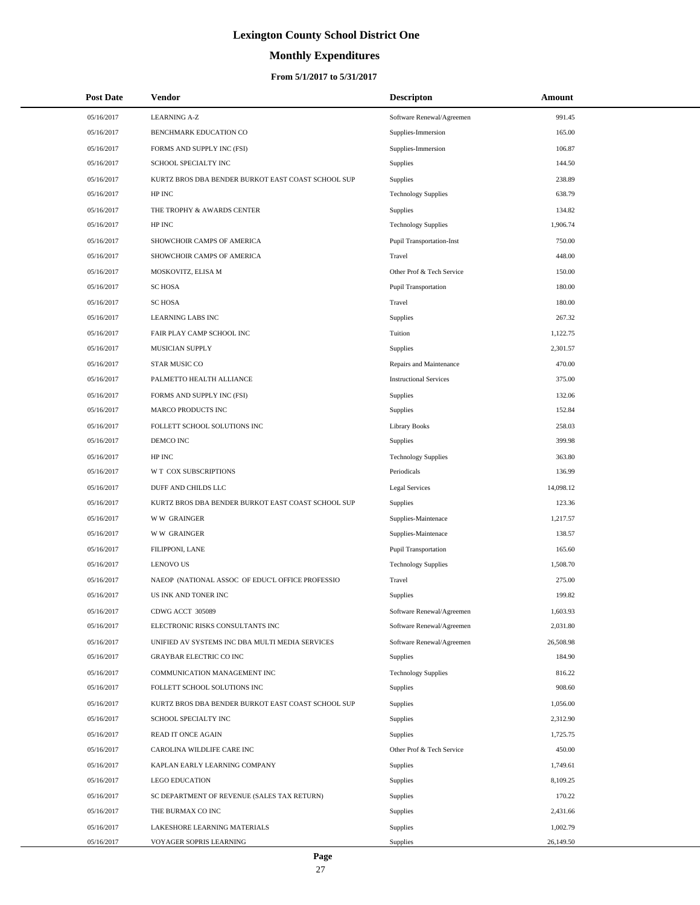# Lexington County School District One

## Monthly Expenditures

### From 5/1/2017 to 5/31/2017

| Post Date | Vendor | Descripton | Amount |
|---|---|---|---|
| 05/16/2017 | LEARNING A-Z | Software Renewal/Agreemen | 991.45 |
| 05/16/2017 | BENCHMARK EDUCATION CO | Supplies-Immersion | 165.00 |
| 05/16/2017 | FORMS AND SUPPLY INC (FSI) | Supplies-Immersion | 106.87 |
| 05/16/2017 | SCHOOL SPECIALTY INC | Supplies | 144.50 |
| 05/16/2017 | KURTZ BROS DBA BENDER BURKOT EAST COAST SCHOOL SUP | Supplies | 238.89 |
| 05/16/2017 | HP INC | Technology Supplies | 638.79 |
| 05/16/2017 | THE TROPHY & AWARDS CENTER | Supplies | 134.82 |
| 05/16/2017 | HP INC | Technology Supplies | 1,906.74 |
| 05/16/2017 | SHOWCHOIR CAMPS OF AMERICA | Pupil Transportation-Inst | 750.00 |
| 05/16/2017 | SHOWCHOIR CAMPS OF AMERICA | Travel | 448.00 |
| 05/16/2017 | MOSKOVITZ, ELISA M | Other Prof & Tech Service | 150.00 |
| 05/16/2017 | SC HOSA | Pupil Transportation | 180.00 |
| 05/16/2017 | SC HOSA | Travel | 180.00 |
| 05/16/2017 | LEARNING LABS INC | Supplies | 267.32 |
| 05/16/2017 | FAIR PLAY CAMP SCHOOL INC | Tuition | 1,122.75 |
| 05/16/2017 | MUSICIAN SUPPLY | Supplies | 2,301.57 |
| 05/16/2017 | STAR MUSIC CO | Repairs and Maintenance | 470.00 |
| 05/16/2017 | PALMETTO HEALTH ALLIANCE | Instructional Services | 375.00 |
| 05/16/2017 | FORMS AND SUPPLY INC (FSI) | Supplies | 132.06 |
| 05/16/2017 | MARCO PRODUCTS INC | Supplies | 152.84 |
| 05/16/2017 | FOLLETT SCHOOL SOLUTIONS INC | Library Books | 258.03 |
| 05/16/2017 | DEMCO INC | Supplies | 399.98 |
| 05/16/2017 | HP INC | Technology Supplies | 363.80 |
| 05/16/2017 | W T COX SUBSCRIPTIONS | Periodicals | 136.99 |
| 05/16/2017 | DUFF AND CHILDS LLC | Legal Services | 14,098.12 |
| 05/16/2017 | KURTZ BROS DBA BENDER BURKOT EAST COAST SCHOOL SUP | Supplies | 123.36 |
| 05/16/2017 | W W GRAINGER | Supplies-Maintenace | 1,217.57 |
| 05/16/2017 | W W GRAINGER | Supplies-Maintenace | 138.57 |
| 05/16/2017 | FILIPPONI, LANE | Pupil Transportation | 165.60 |
| 05/16/2017 | LENOVO US | Technology Supplies | 1,508.70 |
| 05/16/2017 | NAEOP (NATIONAL ASSOC OF EDUC'L OFFICE PROFESSIO | Travel | 275.00 |
| 05/16/2017 | US INK AND TONER INC | Supplies | 199.82 |
| 05/16/2017 | CDWG ACCT 305089 | Software Renewal/Agreemen | 1,603.93 |
| 05/16/2017 | ELECTRONIC RISKS CONSULTANTS INC | Software Renewal/Agreemen | 2,031.80 |
| 05/16/2017 | UNIFIED AV SYSTEMS INC DBA MULTI MEDIA SERVICES | Software Renewal/Agreemen | 26,508.98 |
| 05/16/2017 | GRAYBAR ELECTRIC CO INC | Supplies | 184.90 |
| 05/16/2017 | COMMUNICATION MANAGEMENT INC | Technology Supplies | 816.22 |
| 05/16/2017 | FOLLETT SCHOOL SOLUTIONS INC | Supplies | 908.60 |
| 05/16/2017 | KURTZ BROS DBA BENDER BURKOT EAST COAST SCHOOL SUP | Supplies | 1,056.00 |
| 05/16/2017 | SCHOOL SPECIALTY INC | Supplies | 2,312.90 |
| 05/16/2017 | READ IT ONCE AGAIN | Supplies | 1,725.75 |
| 05/16/2017 | CAROLINA WILDLIFE CARE INC | Other Prof & Tech Service | 450.00 |
| 05/16/2017 | KAPLAN EARLY LEARNING COMPANY | Supplies | 1,749.61 |
| 05/16/2017 | LEGO EDUCATION | Supplies | 8,109.25 |
| 05/16/2017 | SC DEPARTMENT OF REVENUE (SALES TAX RETURN) | Supplies | 170.22 |
| 05/16/2017 | THE BURMAX CO INC | Supplies | 2,431.66 |
| 05/16/2017 | LAKESHORE LEARNING MATERIALS | Supplies | 1,002.79 |
| 05/16/2017 | VOYAGER SOPRIS LEARNING | Supplies | 26,149.50 |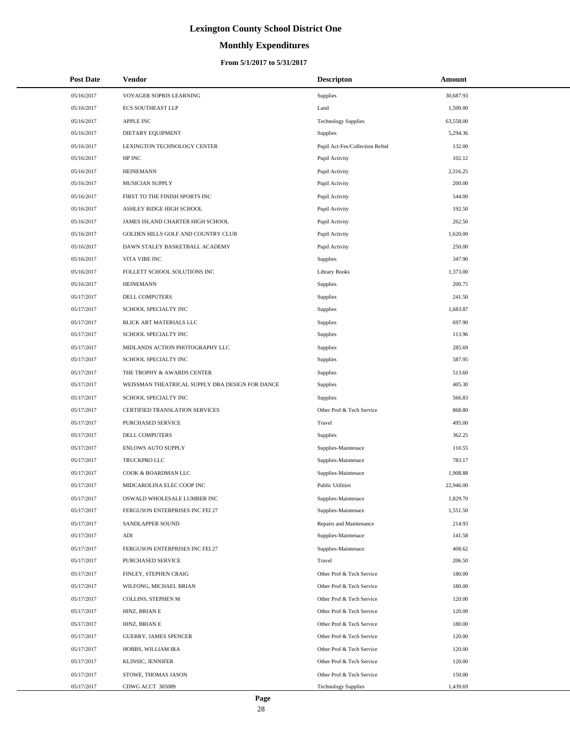# Lexington County School District One

## Monthly Expenditures

### From 5/1/2017 to 5/31/2017

| Post Date | Vendor | Descripton | Amount |
|---|---|---|---|
| 05/16/2017 | VOYAGER SOPRIS LEARNING | Supplies | 30,687.93 |
| 05/16/2017 | ECS SOUTHEAST LLP | Land | 1,500.00 |
| 05/16/2017 | APPLE INC | Technology Supplies | 63,558.00 |
| 05/16/2017 | DIETARY EQUIPMENT | Supplies | 5,294.36 |
| 05/16/2017 | LEXINGTON TECHNOLOGY CENTER | Pupil Act-Fee/Collection Refnd | 132.00 |
| 05/16/2017 | HP INC | Pupil Activity | 102.12 |
| 05/16/2017 | HEINEMANN | Pupil Activity | 2,316.25 |
| 05/16/2017 | MUSICIAN SUPPLY | Pupil Activity | 200.00 |
| 05/16/2017 | FIRST TO THE FINISH SPORTS INC | Pupil Activity | 544.00 |
| 05/16/2017 | ASHLEY RIDGE HIGH SCHOOL | Pupil Activity | 192.50 |
| 05/16/2017 | JAMES ISLAND CHARTER HIGH SCHOOL | Pupil Activity | 262.50 |
| 05/16/2017 | GOLDEN HILLS GOLF AND COUNTRY CLUB | Pupil Activity | 1,620.00 |
| 05/16/2017 | DAWN STALEY BASKETBALL ACADEMY | Pupil Activity | 250.00 |
| 05/16/2017 | VITA VIBE INC | Supplies | 347.90 |
| 05/16/2017 | FOLLETT SCHOOL SOLUTIONS INC | Library Books | 1,373.00 |
| 05/16/2017 | HEINEMANN | Supplies | 200.75 |
| 05/17/2017 | DELL COMPUTERS | Supplies | 241.50 |
| 05/17/2017 | SCHOOL SPECIALTY INC | Supplies | 1,683.87 |
| 05/17/2017 | BLICK ART MATERIALS LLC | Supplies | 697.90 |
| 05/17/2017 | SCHOOL SPECIALTY INC | Supplies | 113.96 |
| 05/17/2017 | MIDLANDS ACTION PHOTOGRAPHY LLC | Supplies | 285.69 |
| 05/17/2017 | SCHOOL SPECIALTY INC | Supplies | 587.95 |
| 05/17/2017 | THE TROPHY & AWARDS CENTER | Supplies | 513.60 |
| 05/17/2017 | WEISSMAN THEATRICAL SUPPLY DBA DESIGN FOR DANCE | Supplies | 405.30 |
| 05/17/2017 | SCHOOL SPECIALTY INC | Supplies | 566.83 |
| 05/17/2017 | CERTIFIED TRANSLATION SERVICES | Other Prof & Tech Service | 868.80 |
| 05/17/2017 | PURCHASED SERVICE | Travel | 495.00 |
| 05/17/2017 | DELL COMPUTERS | Supplies | 362.25 |
| 05/17/2017 | ENLOWS AUTO SUPPLY | Supplies-Maintenace | 110.55 |
| 05/17/2017 | TRUCKPRO LLC | Supplies-Maintenace | 783.17 |
| 05/17/2017 | COOK & BOARDMAN LLC | Supplies-Maintenace | 1,908.88 |
| 05/17/2017 | MIDCAROLINA ELEC COOP INC | Public Utilities | 22,946.00 |
| 05/17/2017 | OSWALD WHOLESALE LUMBER INC | Supplies-Maintenace | 1,829.70 |
| 05/17/2017 | FERGUSON ENTERPRISES INC FEI 27 | Supplies-Maintenace | 1,551.50 |
| 05/17/2017 | SANDLAPPER SOUND | Repairs and Maintenance | 214.93 |
| 05/17/2017 | ADI | Supplies-Maintenace | 141.58 |
| 05/17/2017 | FERGUSON ENTERPRISES INC FEI 27 | Supplies-Maintenace | 408.62 |
| 05/17/2017 | PURCHASED SERVICE | Travel | 206.50 |
| 05/17/2017 | FINLEY, STEPHEN CRAIG | Other Prof & Tech Service | 180.00 |
| 05/17/2017 | WILFONG, MICHAEL BRIAN | Other Prof & Tech Service | 180.00 |
| 05/17/2017 | COLLINS, STEPHEN M | Other Prof & Tech Service | 120.00 |
| 05/17/2017 | HINZ, BRIAN E | Other Prof & Tech Service | 120.00 |
| 05/17/2017 | HINZ, BRIAN E | Other Prof & Tech Service | 180.00 |
| 05/17/2017 | GUERRY, JAMES SPENCER | Other Prof & Tech Service | 120.00 |
| 05/17/2017 | HOBBS, WILLIAM IRA | Other Prof & Tech Service | 120.00 |
| 05/17/2017 | KLINSIC, JENNIFER | Other Prof & Tech Service | 120.00 |
| 05/17/2017 | STOWE, THOMAS JASON | Other Prof & Tech Service | 150.00 |
| 05/17/2017 | CDWG ACCT 305089 | Technology Supplies | 1,439.69 |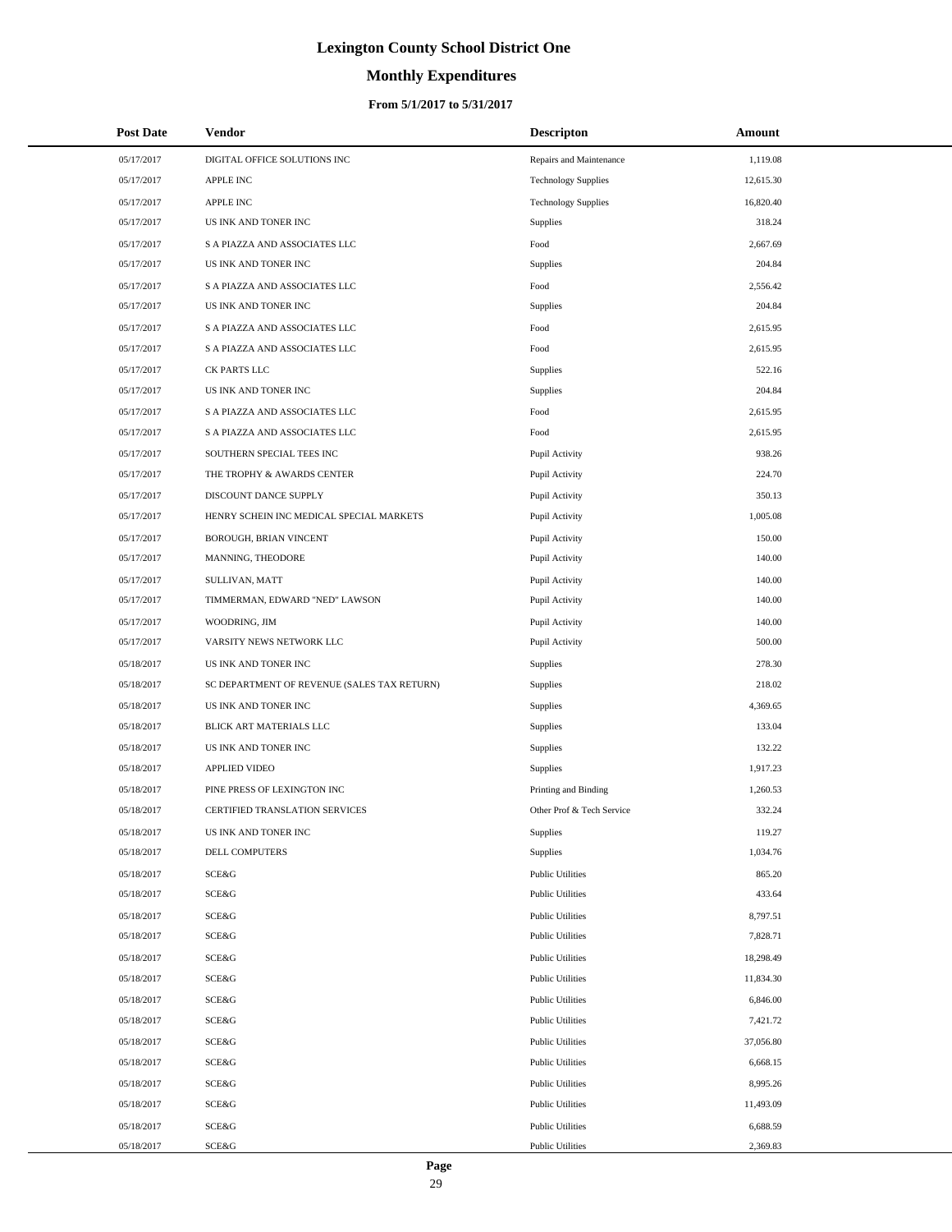# Lexington County School District One

## Monthly Expenditures

### From 5/1/2017 to 5/31/2017

| Post Date | Vendor | Descripton | Amount |
|---|---|---|---|
| 05/17/2017 | DIGITAL OFFICE SOLUTIONS INC | Repairs and Maintenance | 1,119.08 |
| 05/17/2017 | APPLE INC | Technology Supplies | 12,615.30 |
| 05/17/2017 | APPLE INC | Technology Supplies | 16,820.40 |
| 05/17/2017 | US INK AND TONER INC | Supplies | 318.24 |
| 05/17/2017 | S A PIAZZA AND ASSOCIATES LLC | Food | 2,667.69 |
| 05/17/2017 | US INK AND TONER INC | Supplies | 204.84 |
| 05/17/2017 | S A PIAZZA AND ASSOCIATES LLC | Food | 2,556.42 |
| 05/17/2017 | US INK AND TONER INC | Supplies | 204.84 |
| 05/17/2017 | S A PIAZZA AND ASSOCIATES LLC | Food | 2,615.95 |
| 05/17/2017 | S A PIAZZA AND ASSOCIATES LLC | Food | 2,615.95 |
| 05/17/2017 | CK PARTS LLC | Supplies | 522.16 |
| 05/17/2017 | US INK AND TONER INC | Supplies | 204.84 |
| 05/17/2017 | S A PIAZZA AND ASSOCIATES LLC | Food | 2,615.95 |
| 05/17/2017 | S A PIAZZA AND ASSOCIATES LLC | Food | 2,615.95 |
| 05/17/2017 | SOUTHERN SPECIAL TEES INC | Pupil Activity | 938.26 |
| 05/17/2017 | THE TROPHY & AWARDS CENTER | Pupil Activity | 224.70 |
| 05/17/2017 | DISCOUNT DANCE SUPPLY | Pupil Activity | 350.13 |
| 05/17/2017 | HENRY SCHEIN INC MEDICAL SPECIAL MARKETS | Pupil Activity | 1,005.08 |
| 05/17/2017 | BOROUGH, BRIAN VINCENT | Pupil Activity | 150.00 |
| 05/17/2017 | MANNING, THEODORE | Pupil Activity | 140.00 |
| 05/17/2017 | SULLIVAN, MATT | Pupil Activity | 140.00 |
| 05/17/2017 | TIMMERMAN, EDWARD "NED" LAWSON | Pupil Activity | 140.00 |
| 05/17/2017 | WOODRING, JIM | Pupil Activity | 140.00 |
| 05/17/2017 | VARSITY NEWS NETWORK LLC | Pupil Activity | 500.00 |
| 05/18/2017 | US INK AND TONER INC | Supplies | 278.30 |
| 05/18/2017 | SC DEPARTMENT OF REVENUE (SALES TAX RETURN) | Supplies | 218.02 |
| 05/18/2017 | US INK AND TONER INC | Supplies | 4,369.65 |
| 05/18/2017 | BLICK ART MATERIALS LLC | Supplies | 133.04 |
| 05/18/2017 | US INK AND TONER INC | Supplies | 132.22 |
| 05/18/2017 | APPLIED VIDEO | Supplies | 1,917.23 |
| 05/18/2017 | PINE PRESS OF LEXINGTON INC | Printing and Binding | 1,260.53 |
| 05/18/2017 | CERTIFIED TRANSLATION SERVICES | Other Prof & Tech Service | 332.24 |
| 05/18/2017 | US INK AND TONER INC | Supplies | 119.27 |
| 05/18/2017 | DELL COMPUTERS | Supplies | 1,034.76 |
| 05/18/2017 | SCE&G | Public Utilities | 865.20 |
| 05/18/2017 | SCE&G | Public Utilities | 433.64 |
| 05/18/2017 | SCE&G | Public Utilities | 8,797.51 |
| 05/18/2017 | SCE&G | Public Utilities | 7,828.71 |
| 05/18/2017 | SCE&G | Public Utilities | 18,298.49 |
| 05/18/2017 | SCE&G | Public Utilities | 11,834.30 |
| 05/18/2017 | SCE&G | Public Utilities | 6,846.00 |
| 05/18/2017 | SCE&G | Public Utilities | 7,421.72 |
| 05/18/2017 | SCE&G | Public Utilities | 37,056.80 |
| 05/18/2017 | SCE&G | Public Utilities | 6,668.15 |
| 05/18/2017 | SCE&G | Public Utilities | 8,995.26 |
| 05/18/2017 | SCE&G | Public Utilities | 11,493.09 |
| 05/18/2017 | SCE&G | Public Utilities | 6,688.59 |
| 05/18/2017 | SCE&G | Public Utilities | 2,369.83 |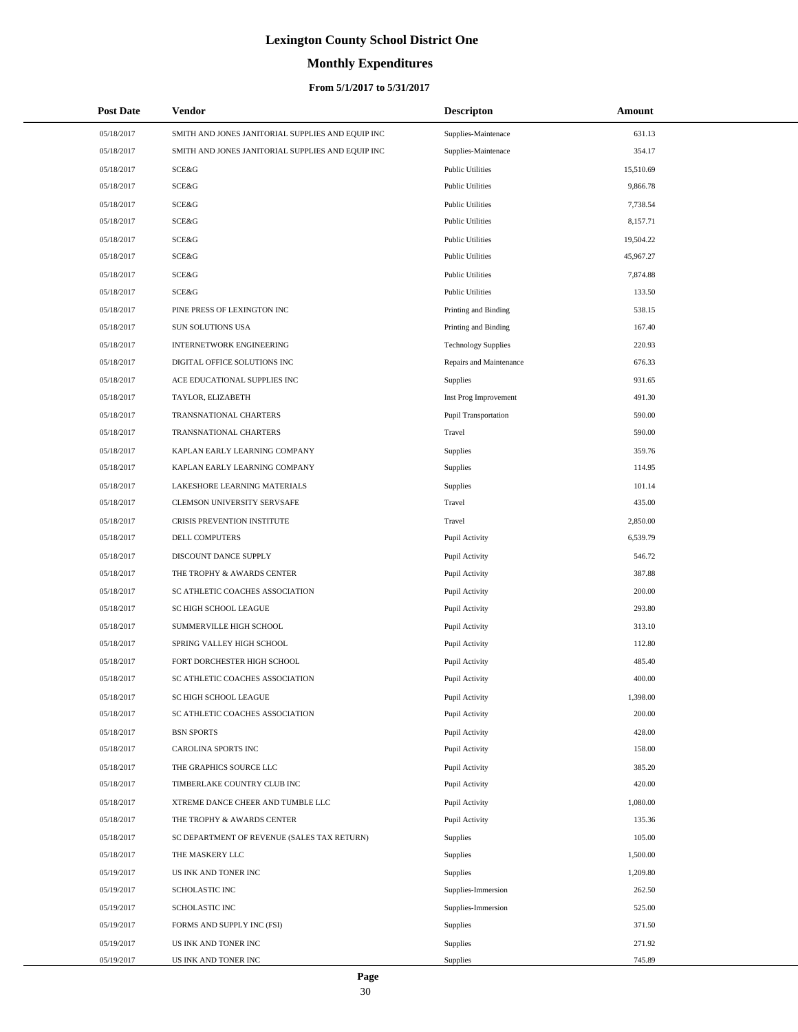# Lexington County School District One

## Monthly Expenditures

### From 5/1/2017 to 5/31/2017

| Post Date | Vendor | Descripton | Amount |
|---|---|---|---|
| 05/18/2017 | SMITH AND JONES JANITORIAL SUPPLIES AND EQUIP INC | Supplies-Maintenace | 631.13 |
| 05/18/2017 | SMITH AND JONES JANITORIAL SUPPLIES AND EQUIP INC | Supplies-Maintenace | 354.17 |
| 05/18/2017 | SCE&G | Public Utilities | 15,510.69 |
| 05/18/2017 | SCE&G | Public Utilities | 9,866.78 |
| 05/18/2017 | SCE&G | Public Utilities | 7,738.54 |
| 05/18/2017 | SCE&G | Public Utilities | 8,157.71 |
| 05/18/2017 | SCE&G | Public Utilities | 19,504.22 |
| 05/18/2017 | SCE&G | Public Utilities | 45,967.27 |
| 05/18/2017 | SCE&G | Public Utilities | 7,874.88 |
| 05/18/2017 | SCE&G | Public Utilities | 133.50 |
| 05/18/2017 | PINE PRESS OF LEXINGTON INC | Printing and Binding | 538.15 |
| 05/18/2017 | SUN SOLUTIONS USA | Printing and Binding | 167.40 |
| 05/18/2017 | INTERNETWORK ENGINEERING | Technology Supplies | 220.93 |
| 05/18/2017 | DIGITAL OFFICE SOLUTIONS INC | Repairs and Maintenance | 676.33 |
| 05/18/2017 | ACE EDUCATIONAL SUPPLIES INC | Supplies | 931.65 |
| 05/18/2017 | TAYLOR, ELIZABETH | Inst Prog Improvement | 491.30 |
| 05/18/2017 | TRANSNATIONAL CHARTERS | Pupil Transportation | 590.00 |
| 05/18/2017 | TRANSNATIONAL CHARTERS | Travel | 590.00 |
| 05/18/2017 | KAPLAN EARLY LEARNING COMPANY | Supplies | 359.76 |
| 05/18/2017 | KAPLAN EARLY LEARNING COMPANY | Supplies | 114.95 |
| 05/18/2017 | LAKESHORE LEARNING MATERIALS | Supplies | 101.14 |
| 05/18/2017 | CLEMSON UNIVERSITY SERVSAFE | Travel | 435.00 |
| 05/18/2017 | CRISIS PREVENTION INSTITUTE | Travel | 2,850.00 |
| 05/18/2017 | DELL COMPUTERS | Pupil Activity | 6,539.79 |
| 05/18/2017 | DISCOUNT DANCE SUPPLY | Pupil Activity | 546.72 |
| 05/18/2017 | THE TROPHY & AWARDS CENTER | Pupil Activity | 387.88 |
| 05/18/2017 | SC ATHLETIC COACHES ASSOCIATION | Pupil Activity | 200.00 |
| 05/18/2017 | SC HIGH SCHOOL LEAGUE | Pupil Activity | 293.80 |
| 05/18/2017 | SUMMERVILLE HIGH SCHOOL | Pupil Activity | 313.10 |
| 05/18/2017 | SPRING VALLEY HIGH SCHOOL | Pupil Activity | 112.80 |
| 05/18/2017 | FORT DORCHESTER HIGH SCHOOL | Pupil Activity | 485.40 |
| 05/18/2017 | SC ATHLETIC COACHES ASSOCIATION | Pupil Activity | 400.00 |
| 05/18/2017 | SC HIGH SCHOOL LEAGUE | Pupil Activity | 1,398.00 |
| 05/18/2017 | SC ATHLETIC COACHES ASSOCIATION | Pupil Activity | 200.00 |
| 05/18/2017 | BSN SPORTS | Pupil Activity | 428.00 |
| 05/18/2017 | CAROLINA SPORTS INC | Pupil Activity | 158.00 |
| 05/18/2017 | THE GRAPHICS SOURCE LLC | Pupil Activity | 385.20 |
| 05/18/2017 | TIMBERLAKE COUNTRY CLUB INC | Pupil Activity | 420.00 |
| 05/18/2017 | XTREME DANCE CHEER AND TUMBLE LLC | Pupil Activity | 1,080.00 |
| 05/18/2017 | THE TROPHY & AWARDS CENTER | Pupil Activity | 135.36 |
| 05/18/2017 | SC DEPARTMENT OF REVENUE (SALES TAX RETURN) | Supplies | 105.00 |
| 05/18/2017 | THE MASKERY LLC | Supplies | 1,500.00 |
| 05/19/2017 | US INK AND TONER INC | Supplies | 1,209.80 |
| 05/19/2017 | SCHOLASTIC INC | Supplies-Immersion | 262.50 |
| 05/19/2017 | SCHOLASTIC INC | Supplies-Immersion | 525.00 |
| 05/19/2017 | FORMS AND SUPPLY INC (FSI) | Supplies | 371.50 |
| 05/19/2017 | US INK AND TONER INC | Supplies | 271.92 |
| 05/19/2017 | US INK AND TONER INC | Supplies | 745.89 |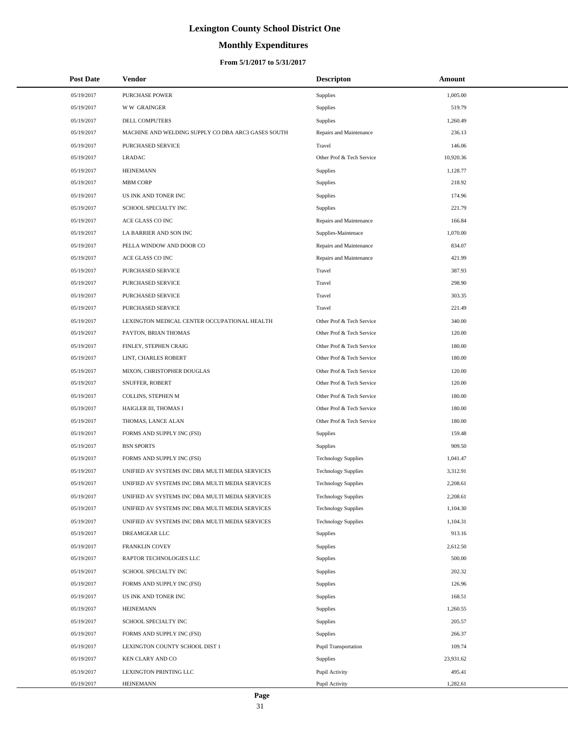# Lexington County School District One

## Monthly Expenditures

### From 5/1/2017 to 5/31/2017

| Post Date | Vendor | Descripton | Amount |
|---|---|---|---|
| 05/19/2017 | PURCHASE POWER | Supplies | 1,005.00 |
| 05/19/2017 | W W GRAINGER | Supplies | 519.79 |
| 05/19/2017 | DELL COMPUTERS | Supplies | 1,260.49 |
| 05/19/2017 | MACHINE AND WELDING SUPPLY CO DBA ARC3 GASES SOUTH | Repairs and Maintenance | 236.13 |
| 05/19/2017 | PURCHASED SERVICE | Travel | 146.06 |
| 05/19/2017 | LRADAC | Other Prof & Tech Service | 10,920.36 |
| 05/19/2017 | HEINEMANN | Supplies | 1,128.77 |
| 05/19/2017 | MBM CORP | Supplies | 218.92 |
| 05/19/2017 | US INK AND TONER INC | Supplies | 174.96 |
| 05/19/2017 | SCHOOL SPECIALTY INC | Supplies | 221.79 |
| 05/19/2017 | ACE GLASS CO INC | Repairs and Maintenance | 166.84 |
| 05/19/2017 | LA BARRIER AND SON INC | Supplies-Maintenace | 1,070.00 |
| 05/19/2017 | PELLA WINDOW AND DOOR CO | Repairs and Maintenance | 834.07 |
| 05/19/2017 | ACE GLASS CO INC | Repairs and Maintenance | 421.99 |
| 05/19/2017 | PURCHASED SERVICE | Travel | 387.93 |
| 05/19/2017 | PURCHASED SERVICE | Travel | 298.90 |
| 05/19/2017 | PURCHASED SERVICE | Travel | 303.35 |
| 05/19/2017 | PURCHASED SERVICE | Travel | 221.49 |
| 05/19/2017 | LEXINGTON MEDICAL CENTER OCCUPATIONAL HEALTH | Other Prof & Tech Service | 340.00 |
| 05/19/2017 | PAYTON, BRIAN THOMAS | Other Prof & Tech Service | 120.00 |
| 05/19/2017 | FINLEY, STEPHEN CRAIG | Other Prof & Tech Service | 180.00 |
| 05/19/2017 | LINT, CHARLES ROBERT | Other Prof & Tech Service | 180.00 |
| 05/19/2017 | MIXON, CHRISTOPHER DOUGLAS | Other Prof & Tech Service | 120.00 |
| 05/19/2017 | SNUFFER, ROBERT | Other Prof & Tech Service | 120.00 |
| 05/19/2017 | COLLINS, STEPHEN M | Other Prof & Tech Service | 180.00 |
| 05/19/2017 | HAIGLER III, THOMAS I | Other Prof & Tech Service | 180.00 |
| 05/19/2017 | THOMAS, LANCE ALAN | Other Prof & Tech Service | 180.00 |
| 05/19/2017 | FORMS AND SUPPLY INC (FSI) | Supplies | 159.48 |
| 05/19/2017 | BSN SPORTS | Supplies | 909.50 |
| 05/19/2017 | FORMS AND SUPPLY INC (FSI) | Technology Supplies | 1,041.47 |
| 05/19/2017 | UNIFIED AV SYSTEMS INC DBA MULTI MEDIA SERVICES | Technology Supplies | 3,312.91 |
| 05/19/2017 | UNIFIED AV SYSTEMS INC DBA MULTI MEDIA SERVICES | Technology Supplies | 2,208.61 |
| 05/19/2017 | UNIFIED AV SYSTEMS INC DBA MULTI MEDIA SERVICES | Technology Supplies | 2,208.61 |
| 05/19/2017 | UNIFIED AV SYSTEMS INC DBA MULTI MEDIA SERVICES | Technology Supplies | 1,104.30 |
| 05/19/2017 | UNIFIED AV SYSTEMS INC DBA MULTI MEDIA SERVICES | Technology Supplies | 1,104.31 |
| 05/19/2017 | DREAMGEAR LLC | Supplies | 913.16 |
| 05/19/2017 | FRANKLIN COVEY | Supplies | 2,612.50 |
| 05/19/2017 | RAPTOR TECHNOLOGIES LLC | Supplies | 500.00 |
| 05/19/2017 | SCHOOL SPECIALTY INC | Supplies | 202.32 |
| 05/19/2017 | FORMS AND SUPPLY INC (FSI) | Supplies | 126.96 |
| 05/19/2017 | US INK AND TONER INC | Supplies | 168.51 |
| 05/19/2017 | HEINEMANN | Supplies | 1,260.55 |
| 05/19/2017 | SCHOOL SPECIALTY INC | Supplies | 205.57 |
| 05/19/2017 | FORMS AND SUPPLY INC (FSI) | Supplies | 266.37 |
| 05/19/2017 | LEXINGTON COUNTY SCHOOL DIST 1 | Pupil Transportation | 109.74 |
| 05/19/2017 | KEN CLARY AND CO | Supplies | 23,931.62 |
| 05/19/2017 | LEXINGTON PRINTING LLC | Pupil Activity | 495.41 |
| 05/19/2017 | HEINEMANN | Pupil Activity | 1,282.61 |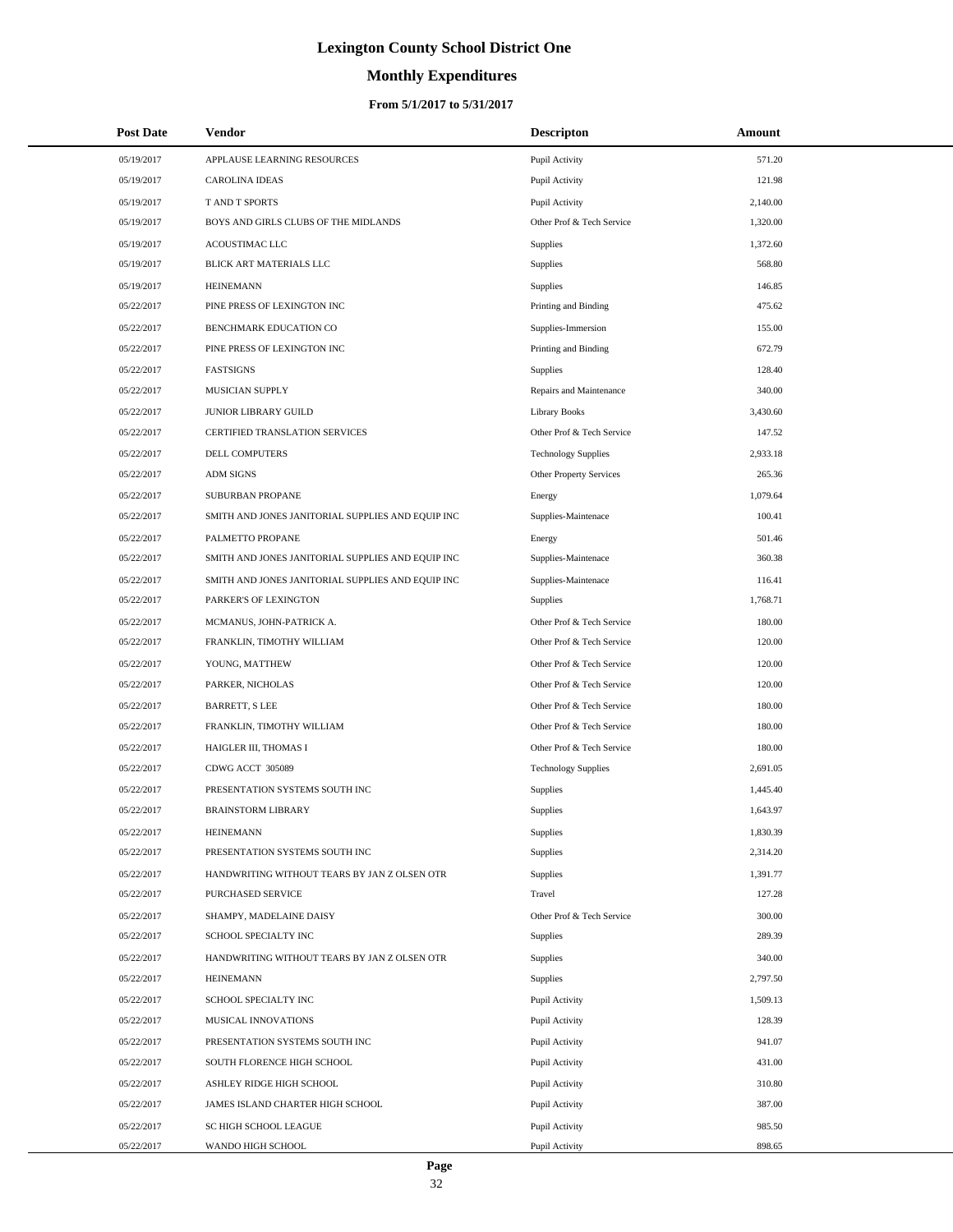# Lexington County School District One

## Monthly Expenditures

### From 5/1/2017 to 5/31/2017

| Post Date | Vendor | Descripton | Amount |
|---|---|---|---|
| 05/19/2017 | APPLAUSE LEARNING RESOURCES | Pupil Activity | 571.20 |
| 05/19/2017 | CAROLINA IDEAS | Pupil Activity | 121.98 |
| 05/19/2017 | T AND T SPORTS | Pupil Activity | 2,140.00 |
| 05/19/2017 | BOYS AND GIRLS CLUBS OF THE MIDLANDS | Other Prof & Tech Service | 1,320.00 |
| 05/19/2017 | ACOUSTIMAC LLC | Supplies | 1,372.60 |
| 05/19/2017 | BLICK ART MATERIALS LLC | Supplies | 568.80 |
| 05/19/2017 | HEINEMANN | Supplies | 146.85 |
| 05/22/2017 | PINE PRESS OF LEXINGTON INC | Printing and Binding | 475.62 |
| 05/22/2017 | BENCHMARK EDUCATION CO | Supplies-Immersion | 155.00 |
| 05/22/2017 | PINE PRESS OF LEXINGTON INC | Printing and Binding | 672.79 |
| 05/22/2017 | FASTSIGNS | Supplies | 128.40 |
| 05/22/2017 | MUSICIAN SUPPLY | Repairs and Maintenance | 340.00 |
| 05/22/2017 | JUNIOR LIBRARY GUILD | Library Books | 3,430.60 |
| 05/22/2017 | CERTIFIED TRANSLATION SERVICES | Other Prof & Tech Service | 147.52 |
| 05/22/2017 | DELL COMPUTERS | Technology Supplies | 2,933.18 |
| 05/22/2017 | ADM SIGNS | Other Property Services | 265.36 |
| 05/22/2017 | SUBURBAN PROPANE | Energy | 1,079.64 |
| 05/22/2017 | SMITH AND JONES JANITORIAL SUPPLIES AND EQUIP INC | Supplies-Maintenace | 100.41 |
| 05/22/2017 | PALMETTO PROPANE | Energy | 501.46 |
| 05/22/2017 | SMITH AND JONES JANITORIAL SUPPLIES AND EQUIP INC | Supplies-Maintenace | 360.38 |
| 05/22/2017 | SMITH AND JONES JANITORIAL SUPPLIES AND EQUIP INC | Supplies-Maintenace | 116.41 |
| 05/22/2017 | PARKER'S OF LEXINGTON | Supplies | 1,768.71 |
| 05/22/2017 | MCMANUS, JOHN-PATRICK A. | Other Prof & Tech Service | 180.00 |
| 05/22/2017 | FRANKLIN, TIMOTHY WILLIAM | Other Prof & Tech Service | 120.00 |
| 05/22/2017 | YOUNG, MATTHEW | Other Prof & Tech Service | 120.00 |
| 05/22/2017 | PARKER, NICHOLAS | Other Prof & Tech Service | 120.00 |
| 05/22/2017 | BARRETT, S LEE | Other Prof & Tech Service | 180.00 |
| 05/22/2017 | FRANKLIN, TIMOTHY WILLIAM | Other Prof & Tech Service | 180.00 |
| 05/22/2017 | HAIGLER III, THOMAS I | Other Prof & Tech Service | 180.00 |
| 05/22/2017 | CDWG ACCT 305089 | Technology Supplies | 2,691.05 |
| 05/22/2017 | PRESENTATION SYSTEMS SOUTH INC | Supplies | 1,445.40 |
| 05/22/2017 | BRAINSTORM LIBRARY | Supplies | 1,643.97 |
| 05/22/2017 | HEINEMANN | Supplies | 1,830.39 |
| 05/22/2017 | PRESENTATION SYSTEMS SOUTH INC | Supplies | 2,314.20 |
| 05/22/2017 | HANDWRITING WITHOUT TEARS BY JAN Z OLSEN OTR | Supplies | 1,391.77 |
| 05/22/2017 | PURCHASED SERVICE | Travel | 127.28 |
| 05/22/2017 | SHAMPY, MADELAINE DAISY | Other Prof & Tech Service | 300.00 |
| 05/22/2017 | SCHOOL SPECIALTY INC | Supplies | 289.39 |
| 05/22/2017 | HANDWRITING WITHOUT TEARS BY JAN Z OLSEN OTR | Supplies | 340.00 |
| 05/22/2017 | HEINEMANN | Supplies | 2,797.50 |
| 05/22/2017 | SCHOOL SPECIALTY INC | Pupil Activity | 1,509.13 |
| 05/22/2017 | MUSICAL INNOVATIONS | Pupil Activity | 128.39 |
| 05/22/2017 | PRESENTATION SYSTEMS SOUTH INC | Pupil Activity | 941.07 |
| 05/22/2017 | SOUTH FLORENCE HIGH SCHOOL | Pupil Activity | 431.00 |
| 05/22/2017 | ASHLEY RIDGE HIGH SCHOOL | Pupil Activity | 310.80 |
| 05/22/2017 | JAMES ISLAND CHARTER HIGH SCHOOL | Pupil Activity | 387.00 |
| 05/22/2017 | SC HIGH SCHOOL LEAGUE | Pupil Activity | 985.50 |
| 05/22/2017 | WANDO HIGH SCHOOL | Pupil Activity | 898.65 |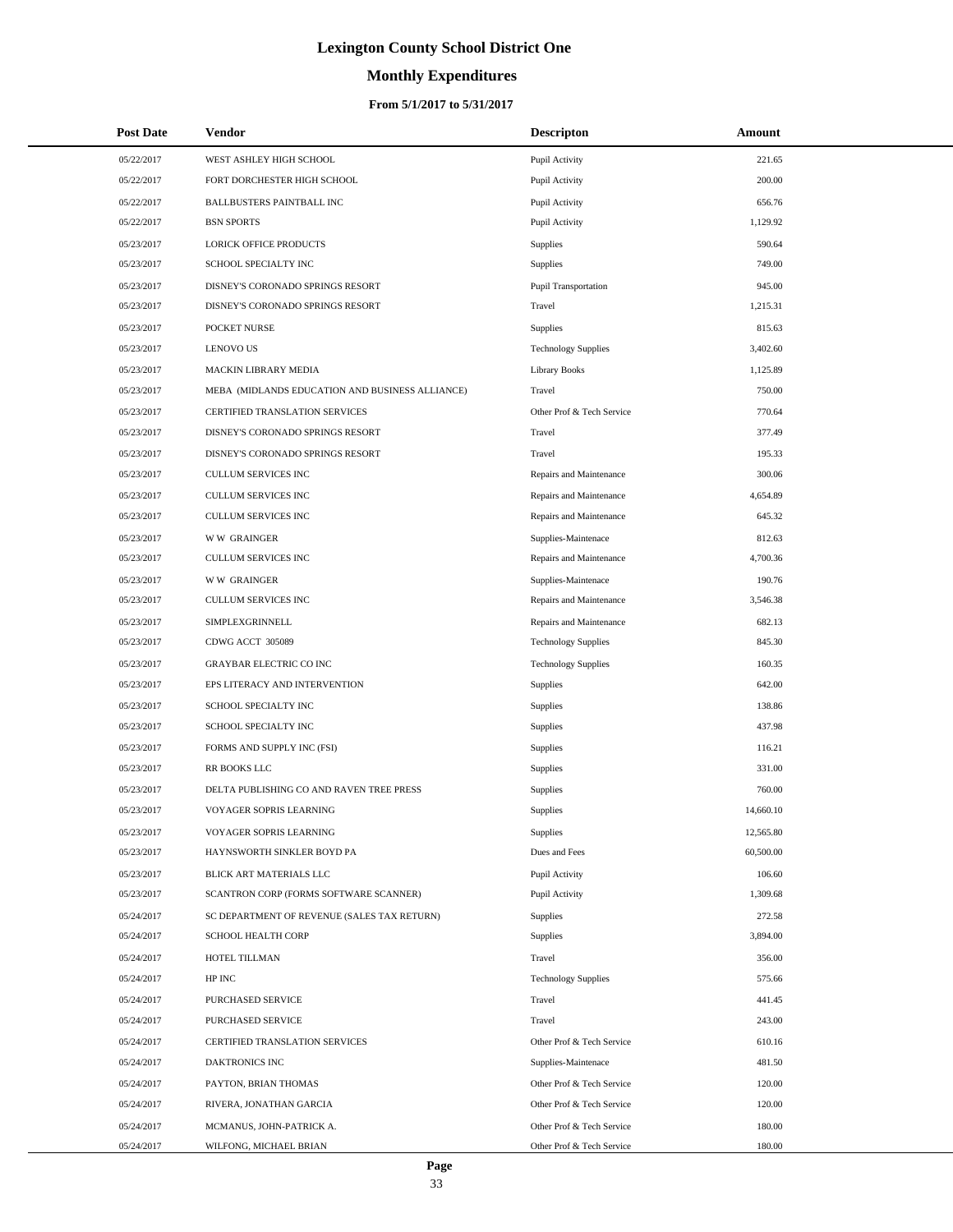# Lexington County School District One

## Monthly Expenditures

### From 5/1/2017 to 5/31/2017

| Post Date | Vendor | Descripton | Amount |
|---|---|---|---|
| 05/22/2017 | WEST ASHLEY HIGH SCHOOL | Pupil Activity | 221.65 |
| 05/22/2017 | FORT DORCHESTER HIGH SCHOOL | Pupil Activity | 200.00 |
| 05/22/2017 | BALLBUSTERS PAINTBALL INC | Pupil Activity | 656.76 |
| 05/22/2017 | BSN SPORTS | Pupil Activity | 1,129.92 |
| 05/23/2017 | LORICK OFFICE PRODUCTS | Supplies | 590.64 |
| 05/23/2017 | SCHOOL SPECIALTY INC | Supplies | 749.00 |
| 05/23/2017 | DISNEY'S CORONADO SPRINGS RESORT | Pupil Transportation | 945.00 |
| 05/23/2017 | DISNEY'S CORONADO SPRINGS RESORT | Travel | 1,215.31 |
| 05/23/2017 | POCKET NURSE | Supplies | 815.63 |
| 05/23/2017 | LENOVO US | Technology Supplies | 3,402.60 |
| 05/23/2017 | MACKIN LIBRARY MEDIA | Library Books | 1,125.89 |
| 05/23/2017 | MEBA (MIDLANDS EDUCATION AND BUSINESS ALLIANCE) | Travel | 750.00 |
| 05/23/2017 | CERTIFIED TRANSLATION SERVICES | Other Prof & Tech Service | 770.64 |
| 05/23/2017 | DISNEY'S CORONADO SPRINGS RESORT | Travel | 377.49 |
| 05/23/2017 | DISNEY'S CORONADO SPRINGS RESORT | Travel | 195.33 |
| 05/23/2017 | CULLUM SERVICES INC | Repairs and Maintenance | 300.06 |
| 05/23/2017 | CULLUM SERVICES INC | Repairs and Maintenance | 4,654.89 |
| 05/23/2017 | CULLUM SERVICES INC | Repairs and Maintenance | 645.32 |
| 05/23/2017 | W W GRAINGER | Supplies-Maintenace | 812.63 |
| 05/23/2017 | CULLUM SERVICES INC | Repairs and Maintenance | 4,700.36 |
| 05/23/2017 | W W GRAINGER | Supplies-Maintenace | 190.76 |
| 05/23/2017 | CULLUM SERVICES INC | Repairs and Maintenance | 3,546.38 |
| 05/23/2017 | SIMPLEXGRINNELL | Repairs and Maintenance | 682.13 |
| 05/23/2017 | CDWG ACCT 305089 | Technology Supplies | 845.30 |
| 05/23/2017 | GRAYBAR ELECTRIC CO INC | Technology Supplies | 160.35 |
| 05/23/2017 | EPS LITERACY AND INTERVENTION | Supplies | 642.00 |
| 05/23/2017 | SCHOOL SPECIALTY INC | Supplies | 138.86 |
| 05/23/2017 | SCHOOL SPECIALTY INC | Supplies | 437.98 |
| 05/23/2017 | FORMS AND SUPPLY INC (FSI) | Supplies | 116.21 |
| 05/23/2017 | RR BOOKS LLC | Supplies | 331.00 |
| 05/23/2017 | DELTA PUBLISHING CO AND RAVEN TREE PRESS | Supplies | 760.00 |
| 05/23/2017 | VOYAGER SOPRIS LEARNING | Supplies | 14,660.10 |
| 05/23/2017 | VOYAGER SOPRIS LEARNING | Supplies | 12,565.80 |
| 05/23/2017 | HAYNSWORTH SINKLER BOYD PA | Dues and Fees | 60,500.00 |
| 05/23/2017 | BLICK ART MATERIALS LLC | Pupil Activity | 106.60 |
| 05/23/2017 | SCANTRON CORP (FORMS SOFTWARE SCANNER) | Pupil Activity | 1,309.68 |
| 05/24/2017 | SC DEPARTMENT OF REVENUE (SALES TAX RETURN) | Supplies | 272.58 |
| 05/24/2017 | SCHOOL HEALTH CORP | Supplies | 3,894.00 |
| 05/24/2017 | HOTEL TILLMAN | Travel | 356.00 |
| 05/24/2017 | HP INC | Technology Supplies | 575.66 |
| 05/24/2017 | PURCHASED SERVICE | Travel | 441.45 |
| 05/24/2017 | PURCHASED SERVICE | Travel | 243.00 |
| 05/24/2017 | CERTIFIED TRANSLATION SERVICES | Other Prof & Tech Service | 610.16 |
| 05/24/2017 | DAKTRONICS INC | Supplies-Maintenace | 481.50 |
| 05/24/2017 | PAYTON, BRIAN THOMAS | Other Prof & Tech Service | 120.00 |
| 05/24/2017 | RIVERA, JONATHAN GARCIA | Other Prof & Tech Service | 120.00 |
| 05/24/2017 | MCMANUS, JOHN-PATRICK A. | Other Prof & Tech Service | 180.00 |
| 05/24/2017 | WILFONG, MICHAEL BRIAN | Other Prof & Tech Service | 180.00 |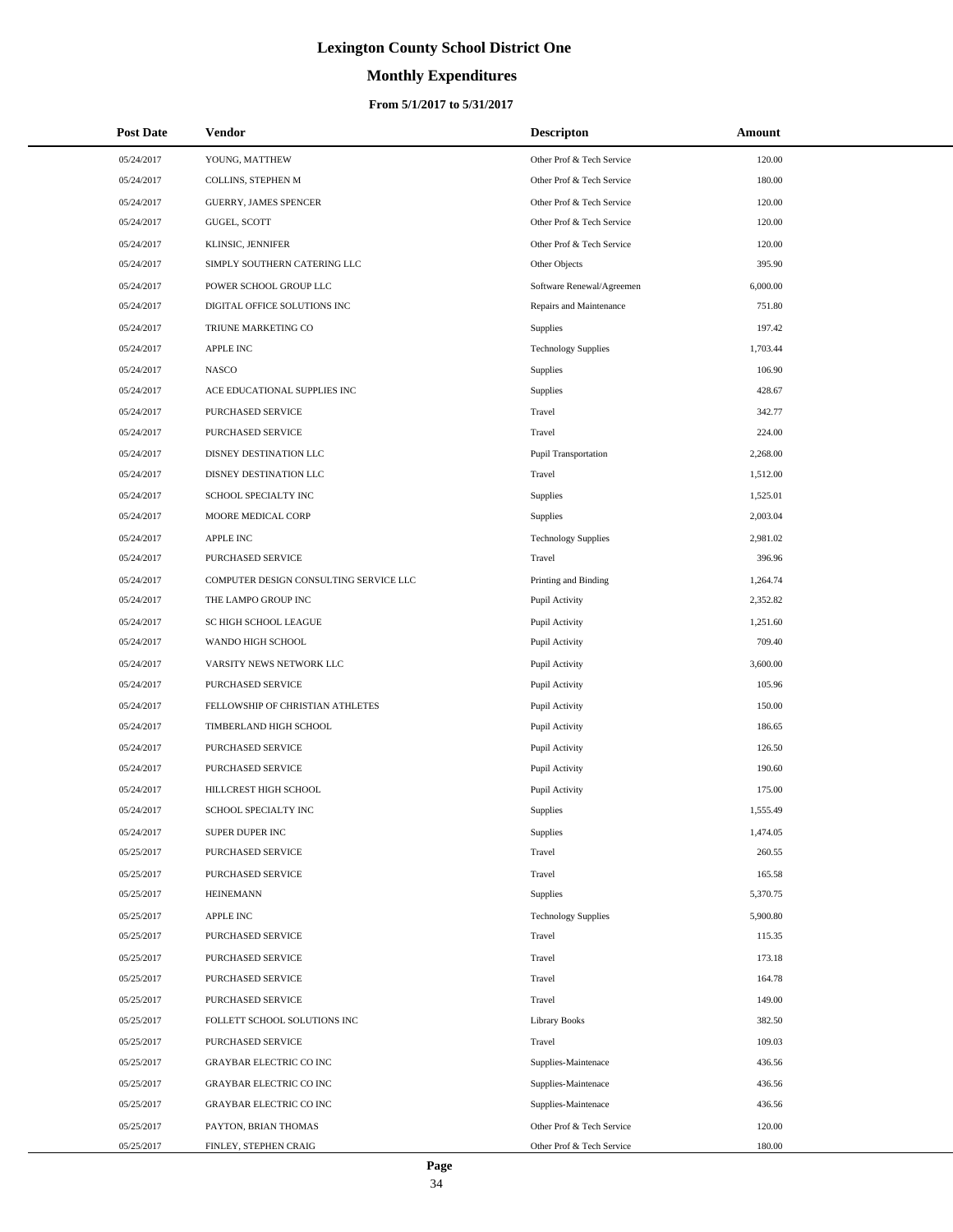# Lexington County School District One

## Monthly Expenditures

### From 5/1/2017 to 5/31/2017

| Post Date | Vendor | Descripton | Amount |
|---|---|---|---|
| 05/24/2017 | YOUNG, MATTHEW | Other Prof & Tech Service | 120.00 |
| 05/24/2017 | COLLINS, STEPHEN M | Other Prof & Tech Service | 180.00 |
| 05/24/2017 | GUERRY, JAMES SPENCER | Other Prof & Tech Service | 120.00 |
| 05/24/2017 | GUGEL, SCOTT | Other Prof & Tech Service | 120.00 |
| 05/24/2017 | KLINSIC, JENNIFER | Other Prof & Tech Service | 120.00 |
| 05/24/2017 | SIMPLY SOUTHERN CATERING LLC | Other Objects | 395.90 |
| 05/24/2017 | POWER SCHOOL GROUP LLC | Software Renewal/Agreemen | 6,000.00 |
| 05/24/2017 | DIGITAL OFFICE SOLUTIONS INC | Repairs and Maintenance | 751.80 |
| 05/24/2017 | TRIUNE MARKETING CO | Supplies | 197.42 |
| 05/24/2017 | APPLE INC | Technology Supplies | 1,703.44 |
| 05/24/2017 | NASCO | Supplies | 106.90 |
| 05/24/2017 | ACE EDUCATIONAL SUPPLIES INC | Supplies | 428.67 |
| 05/24/2017 | PURCHASED SERVICE | Travel | 342.77 |
| 05/24/2017 | PURCHASED SERVICE | Travel | 224.00 |
| 05/24/2017 | DISNEY DESTINATION LLC | Pupil Transportation | 2,268.00 |
| 05/24/2017 | DISNEY DESTINATION LLC | Travel | 1,512.00 |
| 05/24/2017 | SCHOOL SPECIALTY INC | Supplies | 1,525.01 |
| 05/24/2017 | MOORE MEDICAL CORP | Supplies | 2,003.04 |
| 05/24/2017 | APPLE INC | Technology Supplies | 2,981.02 |
| 05/24/2017 | PURCHASED SERVICE | Travel | 396.96 |
| 05/24/2017 | COMPUTER DESIGN CONSULTING SERVICE LLC | Printing and Binding | 1,264.74 |
| 05/24/2017 | THE LAMPO GROUP INC | Pupil Activity | 2,352.82 |
| 05/24/2017 | SC HIGH SCHOOL LEAGUE | Pupil Activity | 1,251.60 |
| 05/24/2017 | WANDO HIGH SCHOOL | Pupil Activity | 709.40 |
| 05/24/2017 | VARSITY NEWS NETWORK LLC | Pupil Activity | 3,600.00 |
| 05/24/2017 | PURCHASED SERVICE | Pupil Activity | 105.96 |
| 05/24/2017 | FELLOWSHIP OF CHRISTIAN ATHLETES | Pupil Activity | 150.00 |
| 05/24/2017 | TIMBERLAND HIGH SCHOOL | Pupil Activity | 186.65 |
| 05/24/2017 | PURCHASED SERVICE | Pupil Activity | 126.50 |
| 05/24/2017 | PURCHASED SERVICE | Pupil Activity | 190.60 |
| 05/24/2017 | HILLCREST HIGH SCHOOL | Pupil Activity | 175.00 |
| 05/24/2017 | SCHOOL SPECIALTY INC | Supplies | 1,555.49 |
| 05/24/2017 | SUPER DUPER INC | Supplies | 1,474.05 |
| 05/25/2017 | PURCHASED SERVICE | Travel | 260.55 |
| 05/25/2017 | PURCHASED SERVICE | Travel | 165.58 |
| 05/25/2017 | HEINEMANN | Supplies | 5,370.75 |
| 05/25/2017 | APPLE INC | Technology Supplies | 5,900.80 |
| 05/25/2017 | PURCHASED SERVICE | Travel | 115.35 |
| 05/25/2017 | PURCHASED SERVICE | Travel | 173.18 |
| 05/25/2017 | PURCHASED SERVICE | Travel | 164.78 |
| 05/25/2017 | PURCHASED SERVICE | Travel | 149.00 |
| 05/25/2017 | FOLLETT SCHOOL SOLUTIONS INC | Library Books | 382.50 |
| 05/25/2017 | PURCHASED SERVICE | Travel | 109.03 |
| 05/25/2017 | GRAYBAR ELECTRIC CO INC | Supplies-Maintenace | 436.56 |
| 05/25/2017 | GRAYBAR ELECTRIC CO INC | Supplies-Maintenace | 436.56 |
| 05/25/2017 | GRAYBAR ELECTRIC CO INC | Supplies-Maintenace | 436.56 |
| 05/25/2017 | PAYTON, BRIAN THOMAS | Other Prof & Tech Service | 120.00 |
| 05/25/2017 | FINLEY, STEPHEN CRAIG | Other Prof & Tech Service | 180.00 |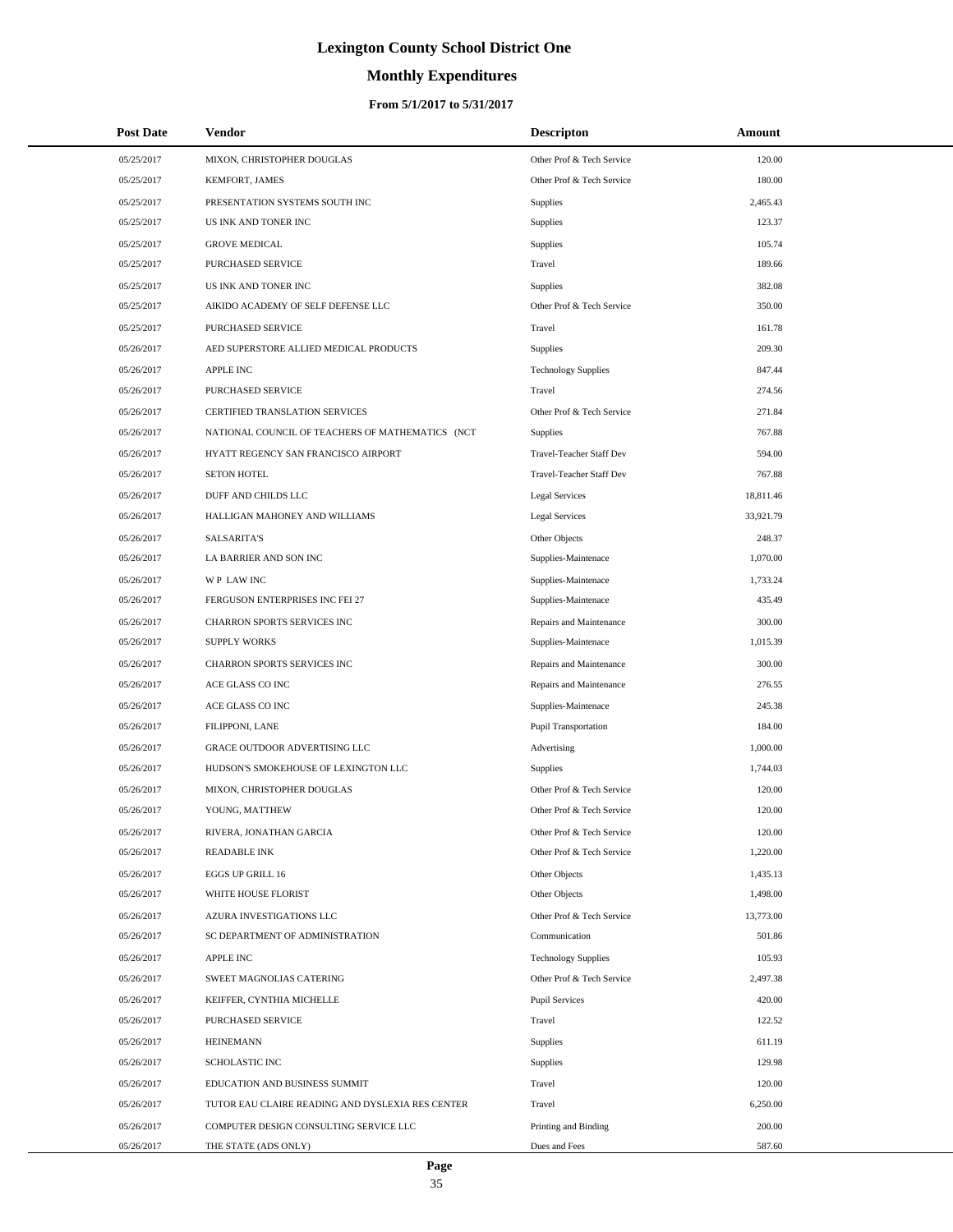# Lexington County School District One

## Monthly Expenditures

### From 5/1/2017 to 5/31/2017

| Post Date | Vendor | Descripton | Amount |
|---|---|---|---|
| 05/25/2017 | MIXON, CHRISTOPHER DOUGLAS | Other Prof & Tech Service | 120.00 |
| 05/25/2017 | KEMFORT, JAMES | Other Prof & Tech Service | 180.00 |
| 05/25/2017 | PRESENTATION SYSTEMS SOUTH INC | Supplies | 2,465.43 |
| 05/25/2017 | US INK AND TONER INC | Supplies | 123.37 |
| 05/25/2017 | GROVE MEDICAL | Supplies | 105.74 |
| 05/25/2017 | PURCHASED SERVICE | Travel | 189.66 |
| 05/25/2017 | US INK AND TONER INC | Supplies | 382.08 |
| 05/25/2017 | AIKIDO ACADEMY OF SELF DEFENSE LLC | Other Prof & Tech Service | 350.00 |
| 05/25/2017 | PURCHASED SERVICE | Travel | 161.78 |
| 05/26/2017 | AED SUPERSTORE ALLIED MEDICAL PRODUCTS | Supplies | 209.30 |
| 05/26/2017 | APPLE INC | Technology Supplies | 847.44 |
| 05/26/2017 | PURCHASED SERVICE | Travel | 274.56 |
| 05/26/2017 | CERTIFIED TRANSLATION SERVICES | Other Prof & Tech Service | 271.84 |
| 05/26/2017 | NATIONAL COUNCIL OF TEACHERS OF MATHEMATICS (NCT | Supplies | 767.88 |
| 05/26/2017 | HYATT REGENCY SAN FRANCISCO AIRPORT | Travel-Teacher Staff Dev | 594.00 |
| 05/26/2017 | SETON HOTEL | Travel-Teacher Staff Dev | 767.88 |
| 05/26/2017 | DUFF AND CHILDS LLC | Legal Services | 18,811.46 |
| 05/26/2017 | HALLIGAN MAHONEY AND WILLIAMS | Legal Services | 33,921.79 |
| 05/26/2017 | SALSARITA'S | Other Objects | 248.37 |
| 05/26/2017 | LA BARRIER AND SON INC | Supplies-Maintenace | 1,070.00 |
| 05/26/2017 | W P LAW INC | Supplies-Maintenace | 1,733.24 |
| 05/26/2017 | FERGUSON ENTERPRISES INC FEI 27 | Supplies-Maintenace | 435.49 |
| 05/26/2017 | CHARRON SPORTS SERVICES INC | Repairs and Maintenance | 300.00 |
| 05/26/2017 | SUPPLY WORKS | Supplies-Maintenace | 1,015.39 |
| 05/26/2017 | CHARRON SPORTS SERVICES INC | Repairs and Maintenance | 300.00 |
| 05/26/2017 | ACE GLASS CO INC | Repairs and Maintenance | 276.55 |
| 05/26/2017 | ACE GLASS CO INC | Supplies-Maintenace | 245.38 |
| 05/26/2017 | FILIPPONI, LANE | Pupil Transportation | 184.00 |
| 05/26/2017 | GRACE OUTDOOR ADVERTISING LLC | Advertising | 1,000.00 |
| 05/26/2017 | HUDSON'S SMOKEHOUSE OF LEXINGTON LLC | Supplies | 1,744.03 |
| 05/26/2017 | MIXON, CHRISTOPHER DOUGLAS | Other Prof & Tech Service | 120.00 |
| 05/26/2017 | YOUNG, MATTHEW | Other Prof & Tech Service | 120.00 |
| 05/26/2017 | RIVERA, JONATHAN GARCIA | Other Prof & Tech Service | 120.00 |
| 05/26/2017 | READABLE INK | Other Prof & Tech Service | 1,220.00 |
| 05/26/2017 | EGGS UP GRILL 16 | Other Objects | 1,435.13 |
| 05/26/2017 | WHITE HOUSE FLORIST | Other Objects | 1,498.00 |
| 05/26/2017 | AZURA INVESTIGATIONS LLC | Other Prof & Tech Service | 13,773.00 |
| 05/26/2017 | SC DEPARTMENT OF ADMINISTRATION | Communication | 501.86 |
| 05/26/2017 | APPLE INC | Technology Supplies | 105.93 |
| 05/26/2017 | SWEET MAGNOLIAS CATERING | Other Prof & Tech Service | 2,497.38 |
| 05/26/2017 | KEIFFER, CYNTHIA MICHELLE | Pupil Services | 420.00 |
| 05/26/2017 | PURCHASED SERVICE | Travel | 122.52 |
| 05/26/2017 | HEINEMANN | Supplies | 611.19 |
| 05/26/2017 | SCHOLASTIC INC | Supplies | 129.98 |
| 05/26/2017 | EDUCATION AND BUSINESS SUMMIT | Travel | 120.00 |
| 05/26/2017 | TUTOR EAU CLAIRE READING AND DYSLEXIA RES CENTER | Travel | 6,250.00 |
| 05/26/2017 | COMPUTER DESIGN CONSULTING SERVICE LLC | Printing and Binding | 200.00 |
| 05/26/2017 | THE STATE (ADS ONLY) | Dues and Fees | 587.60 |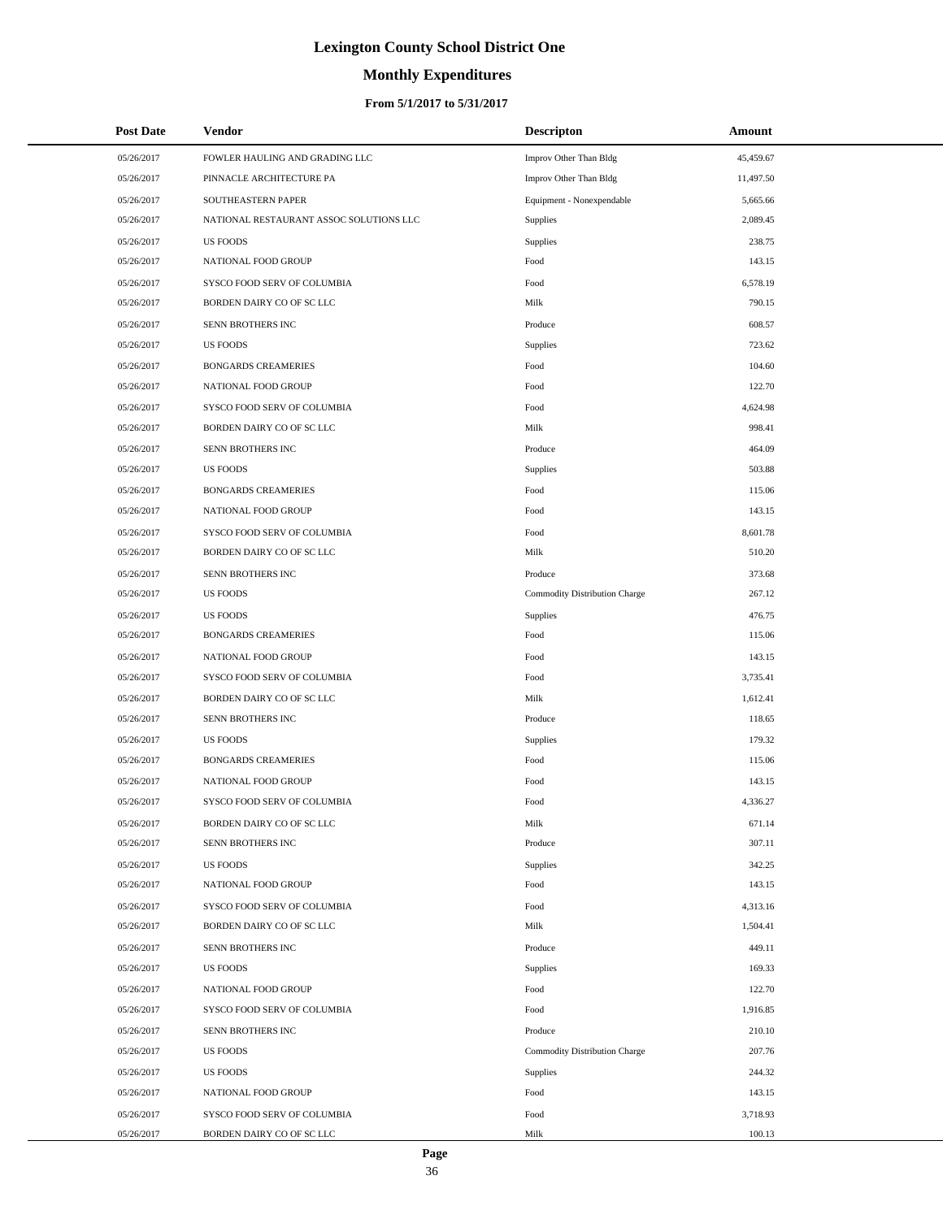# Lexington County School District One

## Monthly Expenditures

### From 5/1/2017 to 5/31/2017

| Post Date | Vendor | Descripton | Amount |
|---|---|---|---|
| 05/26/2017 | FOWLER HAULING AND GRADING LLC | Improv Other Than Bldg | 45,459.67 |
| 05/26/2017 | PINNACLE ARCHITECTURE PA | Improv Other Than Bldg | 11,497.50 |
| 05/26/2017 | SOUTHEASTERN PAPER | Equipment - Nonexpendable | 5,665.66 |
| 05/26/2017 | NATIONAL RESTAURANT ASSOC SOLUTIONS LLC | Supplies | 2,089.45 |
| 05/26/2017 | US FOODS | Supplies | 238.75 |
| 05/26/2017 | NATIONAL FOOD GROUP | Food | 143.15 |
| 05/26/2017 | SYSCO FOOD SERV OF COLUMBIA | Food | 6,578.19 |
| 05/26/2017 | BORDEN DAIRY CO OF SC LLC | Milk | 790.15 |
| 05/26/2017 | SENN BROTHERS INC | Produce | 608.57 |
| 05/26/2017 | US FOODS | Supplies | 723.62 |
| 05/26/2017 | BONGARDS CREAMERIES | Food | 104.60 |
| 05/26/2017 | NATIONAL FOOD GROUP | Food | 122.70 |
| 05/26/2017 | SYSCO FOOD SERV OF COLUMBIA | Food | 4,624.98 |
| 05/26/2017 | BORDEN DAIRY CO OF SC LLC | Milk | 998.41 |
| 05/26/2017 | SENN BROTHERS INC | Produce | 464.09 |
| 05/26/2017 | US FOODS | Supplies | 503.88 |
| 05/26/2017 | BONGARDS CREAMERIES | Food | 115.06 |
| 05/26/2017 | NATIONAL FOOD GROUP | Food | 143.15 |
| 05/26/2017 | SYSCO FOOD SERV OF COLUMBIA | Food | 8,601.78 |
| 05/26/2017 | BORDEN DAIRY CO OF SC LLC | Milk | 510.20 |
| 05/26/2017 | SENN BROTHERS INC | Produce | 373.68 |
| 05/26/2017 | US FOODS | Commodity Distribution Charge | 267.12 |
| 05/26/2017 | US FOODS | Supplies | 476.75 |
| 05/26/2017 | BONGARDS CREAMERIES | Food | 115.06 |
| 05/26/2017 | NATIONAL FOOD GROUP | Food | 143.15 |
| 05/26/2017 | SYSCO FOOD SERV OF COLUMBIA | Food | 3,735.41 |
| 05/26/2017 | BORDEN DAIRY CO OF SC LLC | Milk | 1,612.41 |
| 05/26/2017 | SENN BROTHERS INC | Produce | 118.65 |
| 05/26/2017 | US FOODS | Supplies | 179.32 |
| 05/26/2017 | BONGARDS CREAMERIES | Food | 115.06 |
| 05/26/2017 | NATIONAL FOOD GROUP | Food | 143.15 |
| 05/26/2017 | SYSCO FOOD SERV OF COLUMBIA | Food | 4,336.27 |
| 05/26/2017 | BORDEN DAIRY CO OF SC LLC | Milk | 671.14 |
| 05/26/2017 | SENN BROTHERS INC | Produce | 307.11 |
| 05/26/2017 | US FOODS | Supplies | 342.25 |
| 05/26/2017 | NATIONAL FOOD GROUP | Food | 143.15 |
| 05/26/2017 | SYSCO FOOD SERV OF COLUMBIA | Food | 4,313.16 |
| 05/26/2017 | BORDEN DAIRY CO OF SC LLC | Milk | 1,504.41 |
| 05/26/2017 | SENN BROTHERS INC | Produce | 449.11 |
| 05/26/2017 | US FOODS | Supplies | 169.33 |
| 05/26/2017 | NATIONAL FOOD GROUP | Food | 122.70 |
| 05/26/2017 | SYSCO FOOD SERV OF COLUMBIA | Food | 1,916.85 |
| 05/26/2017 | SENN BROTHERS INC | Produce | 210.10 |
| 05/26/2017 | US FOODS | Commodity Distribution Charge | 207.76 |
| 05/26/2017 | US FOODS | Supplies | 244.32 |
| 05/26/2017 | NATIONAL FOOD GROUP | Food | 143.15 |
| 05/26/2017 | SYSCO FOOD SERV OF COLUMBIA | Food | 3,718.93 |
| 05/26/2017 | BORDEN DAIRY CO OF SC LLC | Milk | 100.13 |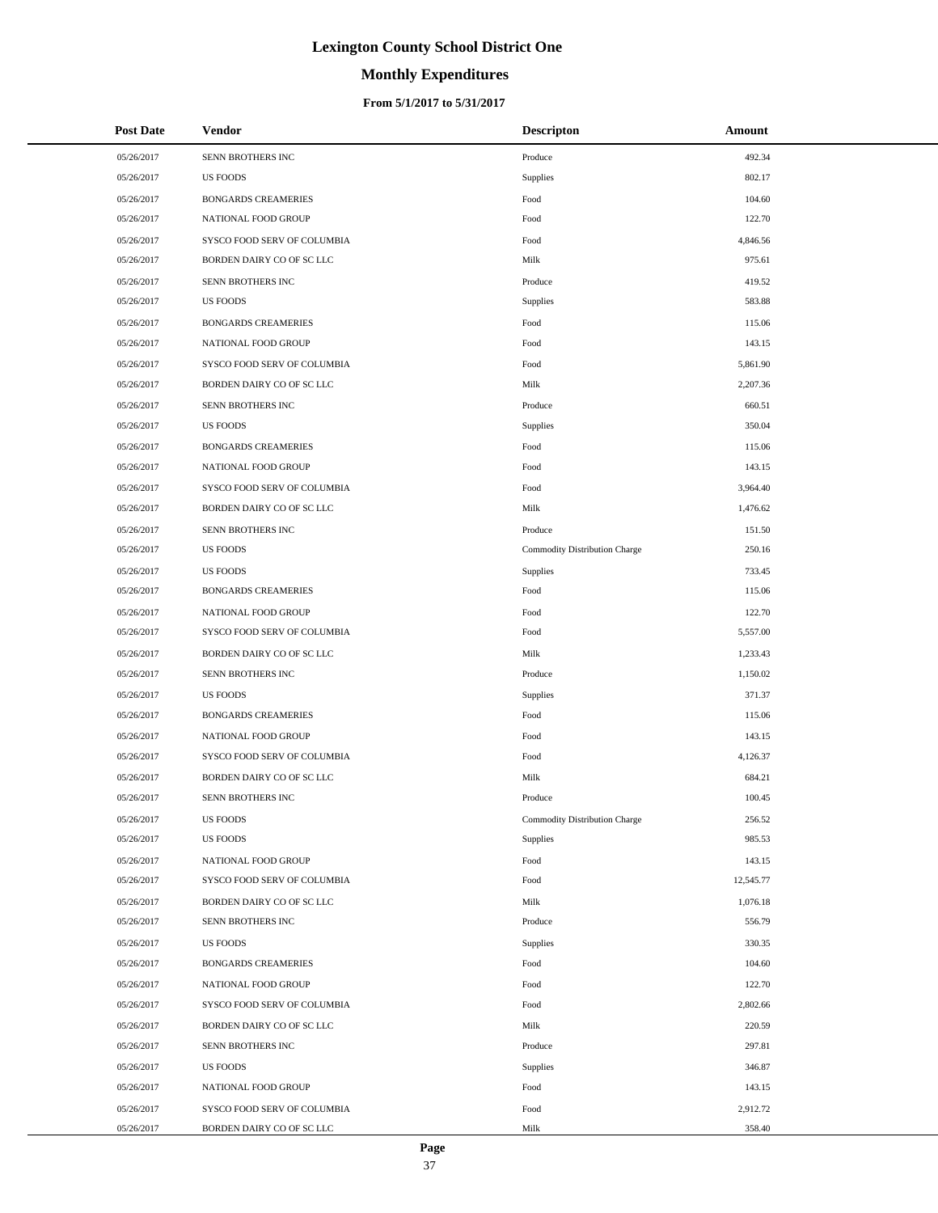# Lexington County School District One

## Monthly Expenditures

### From 5/1/2017 to 5/31/2017

| Post Date | Vendor | Descripton | Amount |
|---|---|---|---|
| 05/26/2017 | SENN BROTHERS INC | Produce | 492.34 |
| 05/26/2017 | US FOODS | Supplies | 802.17 |
| 05/26/2017 | BONGARDS CREAMERIES | Food | 104.60 |
| 05/26/2017 | NATIONAL FOOD GROUP | Food | 122.70 |
| 05/26/2017 | SYSCO FOOD SERV OF COLUMBIA | Food | 4,846.56 |
| 05/26/2017 | BORDEN DAIRY CO OF SC LLC | Milk | 975.61 |
| 05/26/2017 | SENN BROTHERS INC | Produce | 419.52 |
| 05/26/2017 | US FOODS | Supplies | 583.88 |
| 05/26/2017 | BONGARDS CREAMERIES | Food | 115.06 |
| 05/26/2017 | NATIONAL FOOD GROUP | Food | 143.15 |
| 05/26/2017 | SYSCO FOOD SERV OF COLUMBIA | Food | 5,861.90 |
| 05/26/2017 | BORDEN DAIRY CO OF SC LLC | Milk | 2,207.36 |
| 05/26/2017 | SENN BROTHERS INC | Produce | 660.51 |
| 05/26/2017 | US FOODS | Supplies | 350.04 |
| 05/26/2017 | BONGARDS CREAMERIES | Food | 115.06 |
| 05/26/2017 | NATIONAL FOOD GROUP | Food | 143.15 |
| 05/26/2017 | SYSCO FOOD SERV OF COLUMBIA | Food | 3,964.40 |
| 05/26/2017 | BORDEN DAIRY CO OF SC LLC | Milk | 1,476.62 |
| 05/26/2017 | SENN BROTHERS INC | Produce | 151.50 |
| 05/26/2017 | US FOODS | Commodity Distribution Charge | 250.16 |
| 05/26/2017 | US FOODS | Supplies | 733.45 |
| 05/26/2017 | BONGARDS CREAMERIES | Food | 115.06 |
| 05/26/2017 | NATIONAL FOOD GROUP | Food | 122.70 |
| 05/26/2017 | SYSCO FOOD SERV OF COLUMBIA | Food | 5,557.00 |
| 05/26/2017 | BORDEN DAIRY CO OF SC LLC | Milk | 1,233.43 |
| 05/26/2017 | SENN BROTHERS INC | Produce | 1,150.02 |
| 05/26/2017 | US FOODS | Supplies | 371.37 |
| 05/26/2017 | BONGARDS CREAMERIES | Food | 115.06 |
| 05/26/2017 | NATIONAL FOOD GROUP | Food | 143.15 |
| 05/26/2017 | SYSCO FOOD SERV OF COLUMBIA | Food | 4,126.37 |
| 05/26/2017 | BORDEN DAIRY CO OF SC LLC | Milk | 684.21 |
| 05/26/2017 | SENN BROTHERS INC | Produce | 100.45 |
| 05/26/2017 | US FOODS | Commodity Distribution Charge | 256.52 |
| 05/26/2017 | US FOODS | Supplies | 985.53 |
| 05/26/2017 | NATIONAL FOOD GROUP | Food | 143.15 |
| 05/26/2017 | SYSCO FOOD SERV OF COLUMBIA | Food | 12,545.77 |
| 05/26/2017 | BORDEN DAIRY CO OF SC LLC | Milk | 1,076.18 |
| 05/26/2017 | SENN BROTHERS INC | Produce | 556.79 |
| 05/26/2017 | US FOODS | Supplies | 330.35 |
| 05/26/2017 | BONGARDS CREAMERIES | Food | 104.60 |
| 05/26/2017 | NATIONAL FOOD GROUP | Food | 122.70 |
| 05/26/2017 | SYSCO FOOD SERV OF COLUMBIA | Food | 2,802.66 |
| 05/26/2017 | BORDEN DAIRY CO OF SC LLC | Milk | 220.59 |
| 05/26/2017 | SENN BROTHERS INC | Produce | 297.81 |
| 05/26/2017 | US FOODS | Supplies | 346.87 |
| 05/26/2017 | NATIONAL FOOD GROUP | Food | 143.15 |
| 05/26/2017 | SYSCO FOOD SERV OF COLUMBIA | Food | 2,912.72 |
| 05/26/2017 | BORDEN DAIRY CO OF SC LLC | Milk | 358.40 |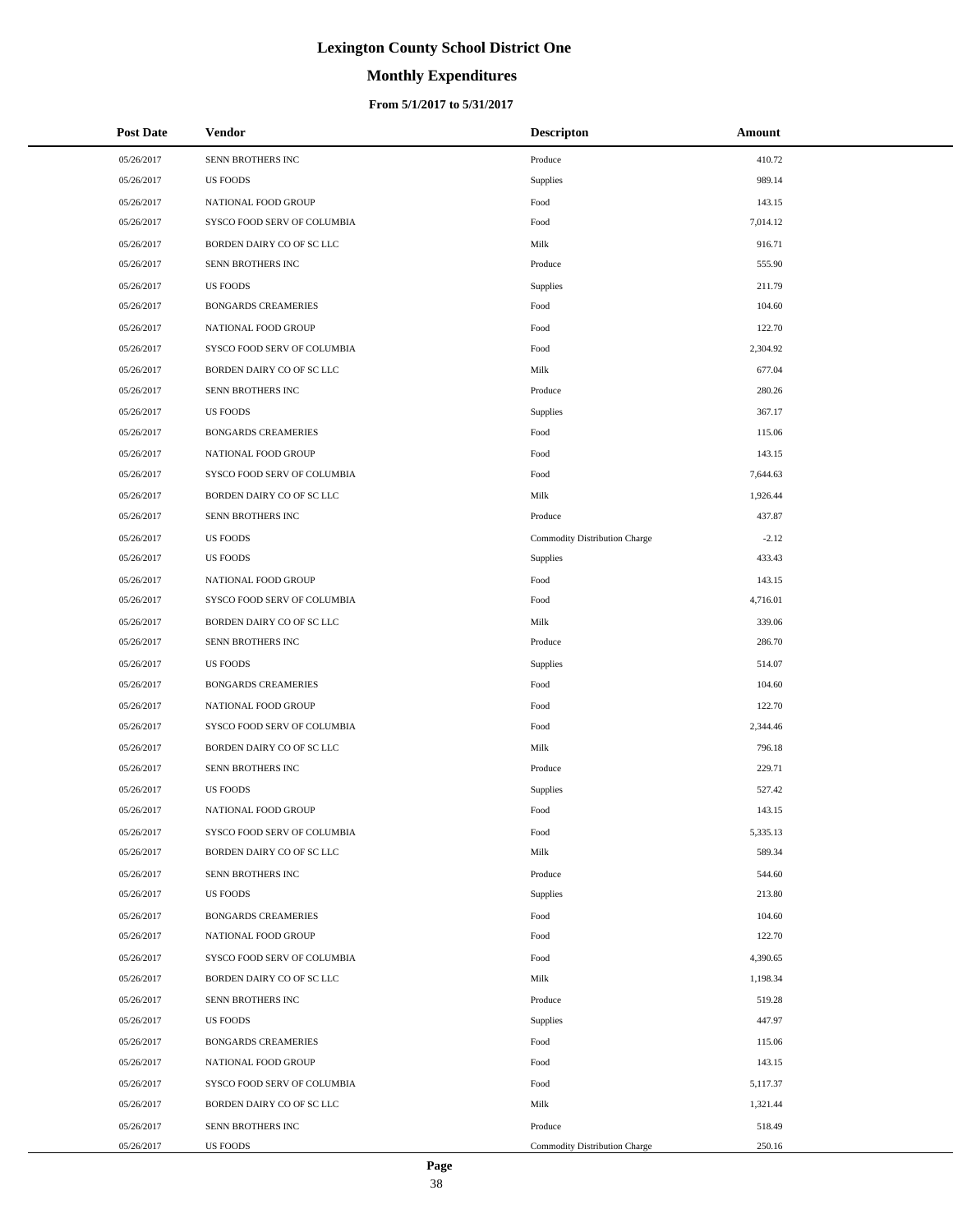# Lexington County School District One

## Monthly Expenditures

### From 5/1/2017 to 5/31/2017

| Post Date | Vendor | Descripton | Amount |
|---|---|---|---|
| 05/26/2017 | SENN BROTHERS INC | Produce | 410.72 |
| 05/26/2017 | US FOODS | Supplies | 989.14 |
| 05/26/2017 | NATIONAL FOOD GROUP | Food | 143.15 |
| 05/26/2017 | SYSCO FOOD SERV OF COLUMBIA | Food | 7,014.12 |
| 05/26/2017 | BORDEN DAIRY CO OF SC LLC | Milk | 916.71 |
| 05/26/2017 | SENN BROTHERS INC | Produce | 555.90 |
| 05/26/2017 | US FOODS | Supplies | 211.79 |
| 05/26/2017 | BONGARDS CREAMERIES | Food | 104.60 |
| 05/26/2017 | NATIONAL FOOD GROUP | Food | 122.70 |
| 05/26/2017 | SYSCO FOOD SERV OF COLUMBIA | Food | 2,304.92 |
| 05/26/2017 | BORDEN DAIRY CO OF SC LLC | Milk | 677.04 |
| 05/26/2017 | SENN BROTHERS INC | Produce | 280.26 |
| 05/26/2017 | US FOODS | Supplies | 367.17 |
| 05/26/2017 | BONGARDS CREAMERIES | Food | 115.06 |
| 05/26/2017 | NATIONAL FOOD GROUP | Food | 143.15 |
| 05/26/2017 | SYSCO FOOD SERV OF COLUMBIA | Food | 7,644.63 |
| 05/26/2017 | BORDEN DAIRY CO OF SC LLC | Milk | 1,926.44 |
| 05/26/2017 | SENN BROTHERS INC | Produce | 437.87 |
| 05/26/2017 | US FOODS | Commodity Distribution Charge | -2.12 |
| 05/26/2017 | US FOODS | Supplies | 433.43 |
| 05/26/2017 | NATIONAL FOOD GROUP | Food | 143.15 |
| 05/26/2017 | SYSCO FOOD SERV OF COLUMBIA | Food | 4,716.01 |
| 05/26/2017 | BORDEN DAIRY CO OF SC LLC | Milk | 339.06 |
| 05/26/2017 | SENN BROTHERS INC | Produce | 286.70 |
| 05/26/2017 | US FOODS | Supplies | 514.07 |
| 05/26/2017 | BONGARDS CREAMERIES | Food | 104.60 |
| 05/26/2017 | NATIONAL FOOD GROUP | Food | 122.70 |
| 05/26/2017 | SYSCO FOOD SERV OF COLUMBIA | Food | 2,344.46 |
| 05/26/2017 | BORDEN DAIRY CO OF SC LLC | Milk | 796.18 |
| 05/26/2017 | SENN BROTHERS INC | Produce | 229.71 |
| 05/26/2017 | US FOODS | Supplies | 527.42 |
| 05/26/2017 | NATIONAL FOOD GROUP | Food | 143.15 |
| 05/26/2017 | SYSCO FOOD SERV OF COLUMBIA | Food | 5,335.13 |
| 05/26/2017 | BORDEN DAIRY CO OF SC LLC | Milk | 589.34 |
| 05/26/2017 | SENN BROTHERS INC | Produce | 544.60 |
| 05/26/2017 | US FOODS | Supplies | 213.80 |
| 05/26/2017 | BONGARDS CREAMERIES | Food | 104.60 |
| 05/26/2017 | NATIONAL FOOD GROUP | Food | 122.70 |
| 05/26/2017 | SYSCO FOOD SERV OF COLUMBIA | Food | 4,390.65 |
| 05/26/2017 | BORDEN DAIRY CO OF SC LLC | Milk | 1,198.34 |
| 05/26/2017 | SENN BROTHERS INC | Produce | 519.28 |
| 05/26/2017 | US FOODS | Supplies | 447.97 |
| 05/26/2017 | BONGARDS CREAMERIES | Food | 115.06 |
| 05/26/2017 | NATIONAL FOOD GROUP | Food | 143.15 |
| 05/26/2017 | SYSCO FOOD SERV OF COLUMBIA | Food | 5,117.37 |
| 05/26/2017 | BORDEN DAIRY CO OF SC LLC | Milk | 1,321.44 |
| 05/26/2017 | SENN BROTHERS INC | Produce | 518.49 |
| 05/26/2017 | US FOODS | Commodity Distribution Charge | 250.16 |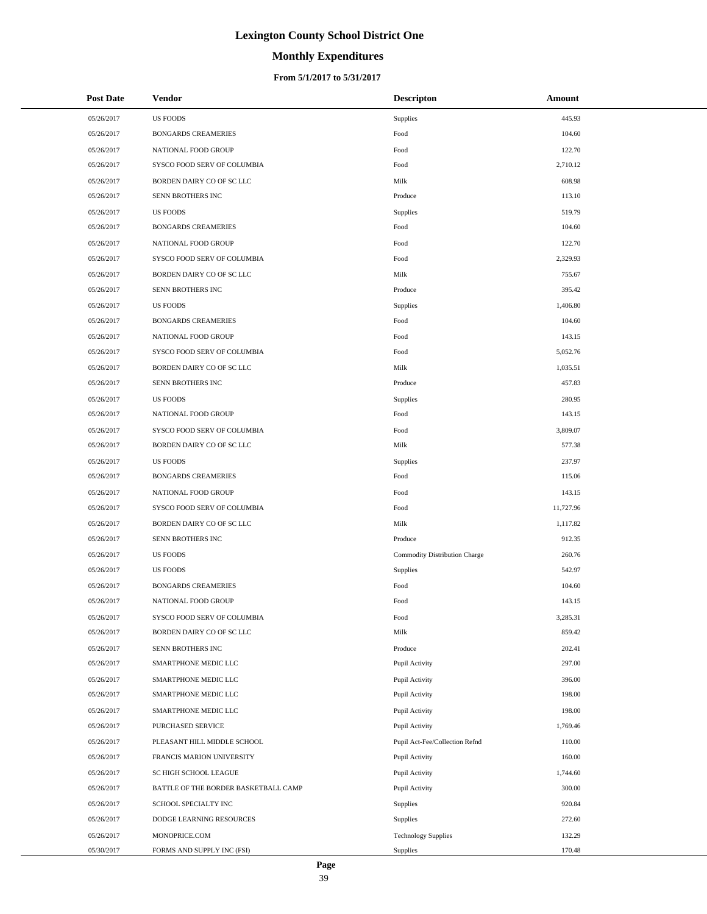# Lexington County School District One

## Monthly Expenditures

### From 5/1/2017 to 5/31/2017

| Post Date | Vendor | Descripton | Amount |
|---|---|---|---|
| 05/26/2017 | US FOODS | Supplies | 445.93 |
| 05/26/2017 | BONGARDS CREAMERIES | Food | 104.60 |
| 05/26/2017 | NATIONAL FOOD GROUP | Food | 122.70 |
| 05/26/2017 | SYSCO FOOD SERV OF COLUMBIA | Food | 2,710.12 |
| 05/26/2017 | BORDEN DAIRY CO OF SC LLC | Milk | 608.98 |
| 05/26/2017 | SENN BROTHERS INC | Produce | 113.10 |
| 05/26/2017 | US FOODS | Supplies | 519.79 |
| 05/26/2017 | BONGARDS CREAMERIES | Food | 104.60 |
| 05/26/2017 | NATIONAL FOOD GROUP | Food | 122.70 |
| 05/26/2017 | SYSCO FOOD SERV OF COLUMBIA | Food | 2,329.93 |
| 05/26/2017 | BORDEN DAIRY CO OF SC LLC | Milk | 755.67 |
| 05/26/2017 | SENN BROTHERS INC | Produce | 395.42 |
| 05/26/2017 | US FOODS | Supplies | 1,406.80 |
| 05/26/2017 | BONGARDS CREAMERIES | Food | 104.60 |
| 05/26/2017 | NATIONAL FOOD GROUP | Food | 143.15 |
| 05/26/2017 | SYSCO FOOD SERV OF COLUMBIA | Food | 5,052.76 |
| 05/26/2017 | BORDEN DAIRY CO OF SC LLC | Milk | 1,035.51 |
| 05/26/2017 | SENN BROTHERS INC | Produce | 457.83 |
| 05/26/2017 | US FOODS | Supplies | 280.95 |
| 05/26/2017 | NATIONAL FOOD GROUP | Food | 143.15 |
| 05/26/2017 | SYSCO FOOD SERV OF COLUMBIA | Food | 3,809.07 |
| 05/26/2017 | BORDEN DAIRY CO OF SC LLC | Milk | 577.38 |
| 05/26/2017 | US FOODS | Supplies | 237.97 |
| 05/26/2017 | BONGARDS CREAMERIES | Food | 115.06 |
| 05/26/2017 | NATIONAL FOOD GROUP | Food | 143.15 |
| 05/26/2017 | SYSCO FOOD SERV OF COLUMBIA | Food | 11,727.96 |
| 05/26/2017 | BORDEN DAIRY CO OF SC LLC | Milk | 1,117.82 |
| 05/26/2017 | SENN BROTHERS INC | Produce | 912.35 |
| 05/26/2017 | US FOODS | Commodity Distribution Charge | 260.76 |
| 05/26/2017 | US FOODS | Supplies | 542.97 |
| 05/26/2017 | BONGARDS CREAMERIES | Food | 104.60 |
| 05/26/2017 | NATIONAL FOOD GROUP | Food | 143.15 |
| 05/26/2017 | SYSCO FOOD SERV OF COLUMBIA | Food | 3,285.31 |
| 05/26/2017 | BORDEN DAIRY CO OF SC LLC | Milk | 859.42 |
| 05/26/2017 | SENN BROTHERS INC | Produce | 202.41 |
| 05/26/2017 | SMARTPHONE MEDIC LLC | Pupil Activity | 297.00 |
| 05/26/2017 | SMARTPHONE MEDIC LLC | Pupil Activity | 396.00 |
| 05/26/2017 | SMARTPHONE MEDIC LLC | Pupil Activity | 198.00 |
| 05/26/2017 | SMARTPHONE MEDIC LLC | Pupil Activity | 198.00 |
| 05/26/2017 | PURCHASED SERVICE | Pupil Activity | 1,769.46 |
| 05/26/2017 | PLEASANT HILL MIDDLE SCHOOL | Pupil Act-Fee/Collection Refnd | 110.00 |
| 05/26/2017 | FRANCIS MARION UNIVERSITY | Pupil Activity | 160.00 |
| 05/26/2017 | SC HIGH SCHOOL LEAGUE | Pupil Activity | 1,744.60 |
| 05/26/2017 | BATTLE OF THE BORDER BASKETBALL CAMP | Pupil Activity | 300.00 |
| 05/26/2017 | SCHOOL SPECIALTY INC | Supplies | 920.84 |
| 05/26/2017 | DODGE LEARNING RESOURCES | Supplies | 272.60 |
| 05/26/2017 | MONOPRICE.COM | Technology Supplies | 132.29 |
| 05/30/2017 | FORMS AND SUPPLY INC (FSI) | Supplies | 170.48 |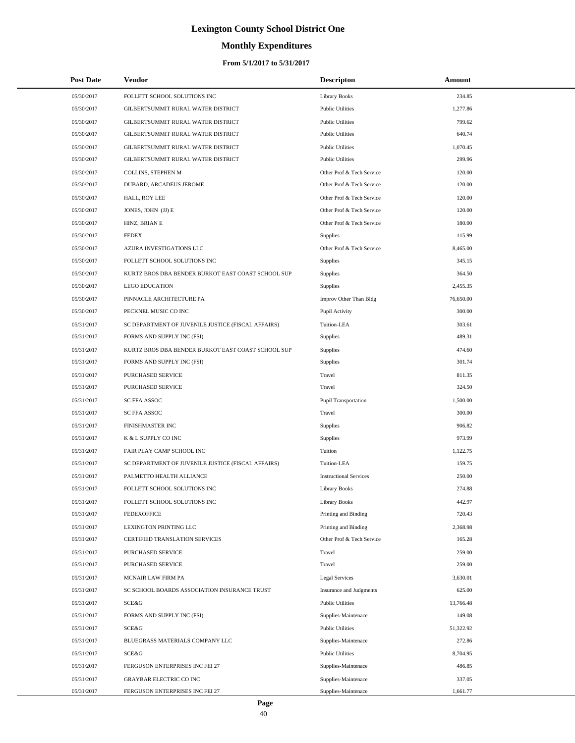# Lexington County School District One

## Monthly Expenditures

### From 5/1/2017 to 5/31/2017

| Post Date | Vendor | Descripton | Amount |
|---|---|---|---|
| 05/30/2017 | FOLLETT SCHOOL SOLUTIONS INC | Library Books | 234.85 |
| 05/30/2017 | GILBERTSUMMIT RURAL WATER DISTRICT | Public Utilities | 1,277.86 |
| 05/30/2017 | GILBERTSUMMIT RURAL WATER DISTRICT | Public Utilities | 799.62 |
| 05/30/2017 | GILBERTSUMMIT RURAL WATER DISTRICT | Public Utilities | 640.74 |
| 05/30/2017 | GILBERTSUMMIT RURAL WATER DISTRICT | Public Utilities | 1,070.45 |
| 05/30/2017 | GILBERTSUMMIT RURAL WATER DISTRICT | Public Utilities | 299.96 |
| 05/30/2017 | COLLINS, STEPHEN M | Other Prof & Tech Service | 120.00 |
| 05/30/2017 | DUBARD, ARCADEUS JEROME | Other Prof & Tech Service | 120.00 |
| 05/30/2017 | HALL, ROY LEE | Other Prof & Tech Service | 120.00 |
| 05/30/2017 | JONES, JOHN (JJ) E | Other Prof & Tech Service | 120.00 |
| 05/30/2017 | HINZ, BRIAN E | Other Prof & Tech Service | 180.00 |
| 05/30/2017 | FEDEX | Supplies | 115.99 |
| 05/30/2017 | AZURA INVESTIGATIONS LLC | Other Prof & Tech Service | 8,465.00 |
| 05/30/2017 | FOLLETT SCHOOL SOLUTIONS INC | Supplies | 345.15 |
| 05/30/2017 | KURTZ BROS DBA BENDER BURKOT EAST COAST SCHOOL SUP | Supplies | 364.50 |
| 05/30/2017 | LEGO EDUCATION | Supplies | 2,455.35 |
| 05/30/2017 | PINNACLE ARCHITECTURE PA | Improv Other Than Bldg | 76,650.00 |
| 05/30/2017 | PECKNEL MUSIC CO INC | Pupil Activity | 300.00 |
| 05/31/2017 | SC DEPARTMENT OF JUVENILE JUSTICE (FISCAL AFFAIRS) | Tuition-LEA | 303.61 |
| 05/31/2017 | FORMS AND SUPPLY INC (FSI) | Supplies | 489.31 |
| 05/31/2017 | KURTZ BROS DBA BENDER BURKOT EAST COAST SCHOOL SUP | Supplies | 474.60 |
| 05/31/2017 | FORMS AND SUPPLY INC (FSI) | Supplies | 301.74 |
| 05/31/2017 | PURCHASED SERVICE | Travel | 811.35 |
| 05/31/2017 | PURCHASED SERVICE | Travel | 324.50 |
| 05/31/2017 | SC FFA ASSOC | Pupil Transportation | 1,500.00 |
| 05/31/2017 | SC FFA ASSOC | Travel | 300.00 |
| 05/31/2017 | FINISHMASTER INC | Supplies | 906.82 |
| 05/31/2017 | K & L SUPPLY CO INC | Supplies | 973.99 |
| 05/31/2017 | FAIR PLAY CAMP SCHOOL INC | Tuition | 1,122.75 |
| 05/31/2017 | SC DEPARTMENT OF JUVENILE JUSTICE (FISCAL AFFAIRS) | Tuition-LEA | 159.75 |
| 05/31/2017 | PALMETTO HEALTH ALLIANCE | Instructional Services | 250.00 |
| 05/31/2017 | FOLLETT SCHOOL SOLUTIONS INC | Library Books | 274.88 |
| 05/31/2017 | FOLLETT SCHOOL SOLUTIONS INC | Library Books | 442.97 |
| 05/31/2017 | FEDEXOFFICE | Printing and Binding | 720.43 |
| 05/31/2017 | LEXINGTON PRINTING LLC | Printing and Binding | 2,368.98 |
| 05/31/2017 | CERTIFIED TRANSLATION SERVICES | Other Prof & Tech Service | 165.28 |
| 05/31/2017 | PURCHASED SERVICE | Travel | 259.00 |
| 05/31/2017 | PURCHASED SERVICE | Travel | 259.00 |
| 05/31/2017 | MCNAIR LAW FIRM PA | Legal Services | 3,630.01 |
| 05/31/2017 | SC SCHOOL BOARDS ASSOCIATION INSURANCE TRUST | Insurance and Judgments | 625.00 |
| 05/31/2017 | SCE&G | Public Utilities | 13,766.48 |
| 05/31/2017 | FORMS AND SUPPLY INC (FSI) | Supplies-Maintenace | 149.08 |
| 05/31/2017 | SCE&G | Public Utilities | 51,322.92 |
| 05/31/2017 | BLUEGRASS MATERIALS COMPANY LLC | Supplies-Maintenace | 272.86 |
| 05/31/2017 | SCE&G | Public Utilities | 8,704.95 |
| 05/31/2017 | FERGUSON ENTERPRISES INC FEI 27 | Supplies-Maintenace | 486.85 |
| 05/31/2017 | GRAYBAR ELECTRIC CO INC | Supplies-Maintenace | 337.05 |
| 05/31/2017 | FERGUSON ENTERPRISES INC FEI 27 | Supplies-Maintenace | 1,661.77 |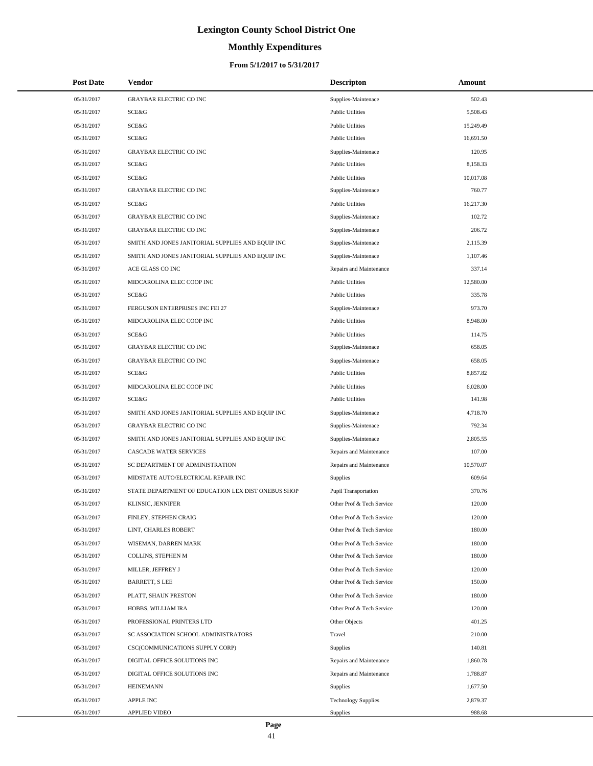# Lexington County School District One

## Monthly Expenditures

### From 5/1/2017 to 5/31/2017

| Post Date | Vendor | Descripton | Amount |
|---|---|---|---|
| 05/31/2017 | GRAYBAR ELECTRIC CO INC | Supplies-Maintenace | 502.43 |
| 05/31/2017 | SCE&G | Public Utilities | 5,508.43 |
| 05/31/2017 | SCE&G | Public Utilities | 15,249.49 |
| 05/31/2017 | SCE&G | Public Utilities | 16,691.50 |
| 05/31/2017 | GRAYBAR ELECTRIC CO INC | Supplies-Maintenace | 120.95 |
| 05/31/2017 | SCE&G | Public Utilities | 8,158.33 |
| 05/31/2017 | SCE&G | Public Utilities | 10,017.08 |
| 05/31/2017 | GRAYBAR ELECTRIC CO INC | Supplies-Maintenace | 760.77 |
| 05/31/2017 | SCE&G | Public Utilities | 16,217.30 |
| 05/31/2017 | GRAYBAR ELECTRIC CO INC | Supplies-Maintenace | 102.72 |
| 05/31/2017 | GRAYBAR ELECTRIC CO INC | Supplies-Maintenace | 206.72 |
| 05/31/2017 | SMITH AND JONES JANITORIAL SUPPLIES AND EQUIP INC | Supplies-Maintenace | 2,115.39 |
| 05/31/2017 | SMITH AND JONES JANITORIAL SUPPLIES AND EQUIP INC | Supplies-Maintenace | 1,107.46 |
| 05/31/2017 | ACE GLASS CO INC | Repairs and Maintenance | 337.14 |
| 05/31/2017 | MIDCAROLINA ELEC COOP INC | Public Utilities | 12,580.00 |
| 05/31/2017 | SCE&G | Public Utilities | 335.78 |
| 05/31/2017 | FERGUSON ENTERPRISES INC FEI 27 | Supplies-Maintenace | 973.70 |
| 05/31/2017 | MIDCAROLINA ELEC COOP INC | Public Utilities | 8,948.00 |
| 05/31/2017 | SCE&G | Public Utilities | 114.75 |
| 05/31/2017 | GRAYBAR ELECTRIC CO INC | Supplies-Maintenace | 658.05 |
| 05/31/2017 | GRAYBAR ELECTRIC CO INC | Supplies-Maintenace | 658.05 |
| 05/31/2017 | SCE&G | Public Utilities | 8,857.82 |
| 05/31/2017 | MIDCAROLINA ELEC COOP INC | Public Utilities | 6,028.00 |
| 05/31/2017 | SCE&G | Public Utilities | 141.98 |
| 05/31/2017 | SMITH AND JONES JANITORIAL SUPPLIES AND EQUIP INC | Supplies-Maintenace | 4,718.70 |
| 05/31/2017 | GRAYBAR ELECTRIC CO INC | Supplies-Maintenace | 792.34 |
| 05/31/2017 | SMITH AND JONES JANITORIAL SUPPLIES AND EQUIP INC | Supplies-Maintenace | 2,805.55 |
| 05/31/2017 | CASCADE WATER SERVICES | Repairs and Maintenance | 107.00 |
| 05/31/2017 | SC DEPARTMENT OF ADMINISTRATION | Repairs and Maintenance | 10,570.07 |
| 05/31/2017 | MIDSTATE AUTO/ELECTRICAL REPAIR INC | Supplies | 609.64 |
| 05/31/2017 | STATE DEPARTMENT OF EDUCATION LEX DIST ONEBUS SHOP | Pupil Transportation | 370.76 |
| 05/31/2017 | KLINSIC, JENNIFER | Other Prof & Tech Service | 120.00 |
| 05/31/2017 | FINLEY, STEPHEN CRAIG | Other Prof & Tech Service | 120.00 |
| 05/31/2017 | LINT, CHARLES ROBERT | Other Prof & Tech Service | 180.00 |
| 05/31/2017 | WISEMAN, DARREN MARK | Other Prof & Tech Service | 180.00 |
| 05/31/2017 | COLLINS, STEPHEN M | Other Prof & Tech Service | 180.00 |
| 05/31/2017 | MILLER, JEFFREY J | Other Prof & Tech Service | 120.00 |
| 05/31/2017 | BARRETT, S LEE | Other Prof & Tech Service | 150.00 |
| 05/31/2017 | PLATT, SHAUN PRESTON | Other Prof & Tech Service | 180.00 |
| 05/31/2017 | HOBBS, WILLIAM IRA | Other Prof & Tech Service | 120.00 |
| 05/31/2017 | PROFESSIONAL PRINTERS LTD | Other Objects | 401.25 |
| 05/31/2017 | SC ASSOCIATION SCHOOL ADMINISTRATORS | Travel | 210.00 |
| 05/31/2017 | CSC(COMMUNICATIONS SUPPLY CORP) | Supplies | 140.81 |
| 05/31/2017 | DIGITAL OFFICE SOLUTIONS INC | Repairs and Maintenance | 1,860.78 |
| 05/31/2017 | DIGITAL OFFICE SOLUTIONS INC | Repairs and Maintenance | 1,788.87 |
| 05/31/2017 | HEINEMANN | Supplies | 1,677.50 |
| 05/31/2017 | APPLE INC | Technology Supplies | 2,879.37 |
| 05/31/2017 | APPLIED VIDEO | Supplies | 988.68 |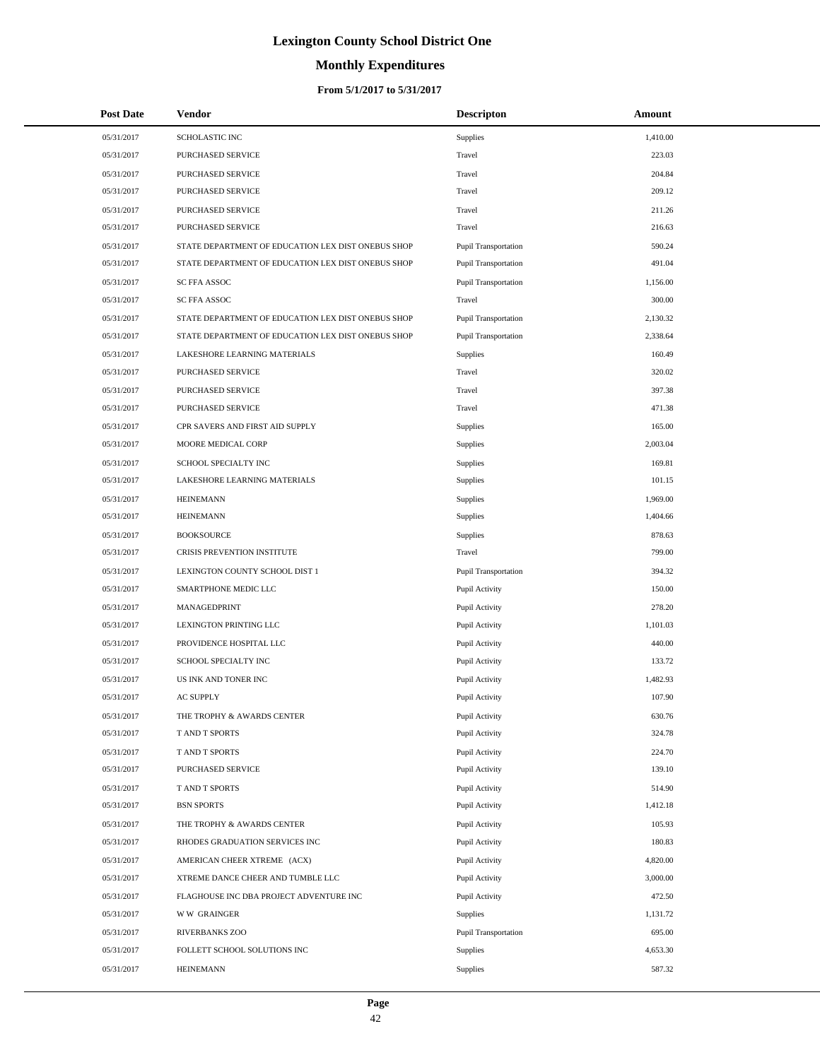# Lexington County School District One

## Monthly Expenditures

### From 5/1/2017 to 5/31/2017

| Post Date | Vendor | Descripton | Amount |
|---|---|---|---|
| 05/31/2017 | SCHOLASTIC INC | Supplies | 1,410.00 |
| 05/31/2017 | PURCHASED SERVICE | Travel | 223.03 |
| 05/31/2017 | PURCHASED SERVICE | Travel | 204.84 |
| 05/31/2017 | PURCHASED SERVICE | Travel | 209.12 |
| 05/31/2017 | PURCHASED SERVICE | Travel | 211.26 |
| 05/31/2017 | PURCHASED SERVICE | Travel | 216.63 |
| 05/31/2017 | STATE DEPARTMENT OF EDUCATION LEX DIST ONEBUS SHOP | Pupil Transportation | 590.24 |
| 05/31/2017 | STATE DEPARTMENT OF EDUCATION LEX DIST ONEBUS SHOP | Pupil Transportation | 491.04 |
| 05/31/2017 | SC FFA ASSOC | Pupil Transportation | 1,156.00 |
| 05/31/2017 | SC FFA ASSOC | Travel | 300.00 |
| 05/31/2017 | STATE DEPARTMENT OF EDUCATION LEX DIST ONEBUS SHOP | Pupil Transportation | 2,130.32 |
| 05/31/2017 | STATE DEPARTMENT OF EDUCATION LEX DIST ONEBUS SHOP | Pupil Transportation | 2,338.64 |
| 05/31/2017 | LAKESHORE LEARNING MATERIALS | Supplies | 160.49 |
| 05/31/2017 | PURCHASED SERVICE | Travel | 320.02 |
| 05/31/2017 | PURCHASED SERVICE | Travel | 397.38 |
| 05/31/2017 | PURCHASED SERVICE | Travel | 471.38 |
| 05/31/2017 | CPR SAVERS AND FIRST AID SUPPLY | Supplies | 165.00 |
| 05/31/2017 | MOORE MEDICAL CORP | Supplies | 2,003.04 |
| 05/31/2017 | SCHOOL SPECIALTY INC | Supplies | 169.81 |
| 05/31/2017 | LAKESHORE LEARNING MATERIALS | Supplies | 101.15 |
| 05/31/2017 | HEINEMANN | Supplies | 1,969.00 |
| 05/31/2017 | HEINEMANN | Supplies | 1,404.66 |
| 05/31/2017 | BOOKSOURCE | Supplies | 878.63 |
| 05/31/2017 | CRISIS PREVENTION INSTITUTE | Travel | 799.00 |
| 05/31/2017 | LEXINGTON COUNTY SCHOOL DIST 1 | Pupil Transportation | 394.32 |
| 05/31/2017 | SMARTPHONE MEDIC LLC | Pupil Activity | 150.00 |
| 05/31/2017 | MANAGEDPRINT | Pupil Activity | 278.20 |
| 05/31/2017 | LEXINGTON PRINTING LLC | Pupil Activity | 1,101.03 |
| 05/31/2017 | PROVIDENCE HOSPITAL LLC | Pupil Activity | 440.00 |
| 05/31/2017 | SCHOOL SPECIALTY INC | Pupil Activity | 133.72 |
| 05/31/2017 | US INK AND TONER INC | Pupil Activity | 1,482.93 |
| 05/31/2017 | AC SUPPLY | Pupil Activity | 107.90 |
| 05/31/2017 | THE TROPHY & AWARDS CENTER | Pupil Activity | 630.76 |
| 05/31/2017 | T AND T SPORTS | Pupil Activity | 324.78 |
| 05/31/2017 | T AND T SPORTS | Pupil Activity | 224.70 |
| 05/31/2017 | PURCHASED SERVICE | Pupil Activity | 139.10 |
| 05/31/2017 | T AND T SPORTS | Pupil Activity | 514.90 |
| 05/31/2017 | BSN SPORTS | Pupil Activity | 1,412.18 |
| 05/31/2017 | THE TROPHY & AWARDS CENTER | Pupil Activity | 105.93 |
| 05/31/2017 | RHODES GRADUATION SERVICES INC | Pupil Activity | 180.83 |
| 05/31/2017 | AMERICAN CHEER XTREME (ACX) | Pupil Activity | 4,820.00 |
| 05/31/2017 | XTREME DANCE CHEER AND TUMBLE LLC | Pupil Activity | 3,000.00 |
| 05/31/2017 | FLAGHOUSE INC DBA PROJECT ADVENTURE INC | Pupil Activity | 472.50 |
| 05/31/2017 | W W GRAINGER | Supplies | 1,131.72 |
| 05/31/2017 | RIVERBANKS ZOO | Pupil Transportation | 695.00 |
| 05/31/2017 | FOLLETT SCHOOL SOLUTIONS INC | Supplies | 4,653.30 |
| 05/31/2017 | HEINEMANN | Supplies | 587.32 |